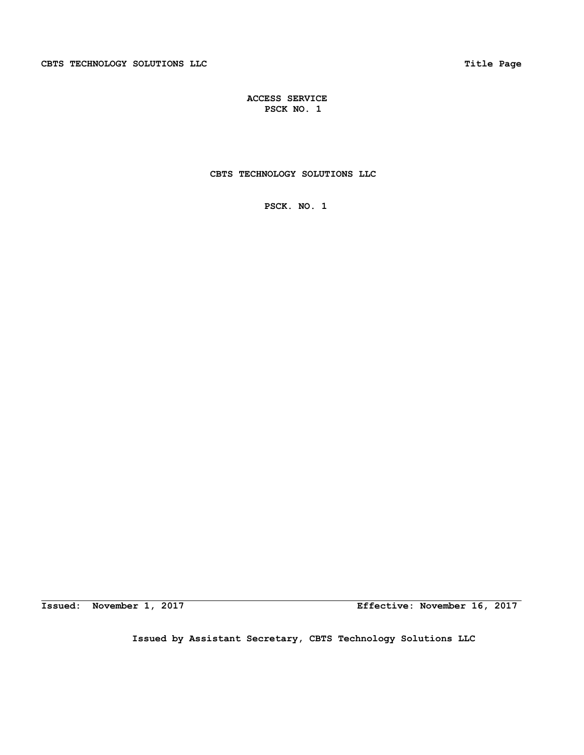**ACCESS SERVICE**
**PSCK NO. 1**

**CBTS TECHNOLOGY SOLUTIONS LLC**

**PSCK. NO. 1**

**Issued: November 1, 2017** **Effective: November 16, 2017**

**Issued by Assistant Secretary, CBTS Technology Solutions LLC**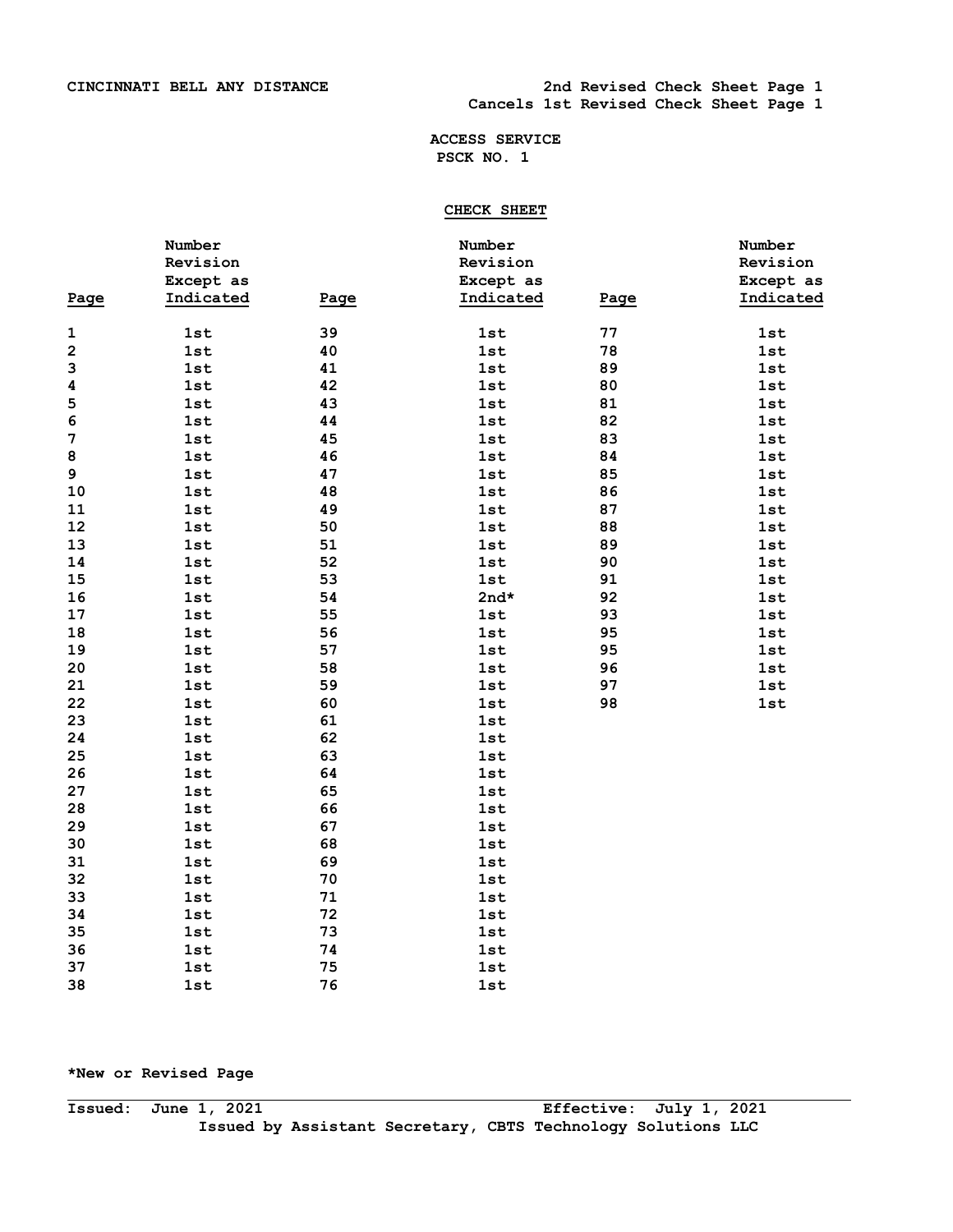CINCINNATI BELL ANY DISTANCE

2nd Revised Check Sheet Page 1
Cancels 1st Revised Check Sheet Page 1

ACCESS SERVICE
PSCK NO. 1

## CHECK SHEET

| Page | Number Revision Except as Indicated | Page | Number Revision Except as Indicated | Page | Number Revision Except as Indicated |
|---|---|---|---|---|---|
| 1 | 1st | 39 | 1st | 77 | 1st |
| 2 | 1st | 40 | 1st | 78 | 1st |
| 3 | 1st | 41 | 1st | 89 | 1st |
| 4 | 1st | 42 | 1st | 80 | 1st |
| 5 | 1st | 43 | 1st | 81 | 1st |
| 6 | 1st | 44 | 1st | 82 | 1st |
| 7 | 1st | 45 | 1st | 83 | 1st |
| 8 | 1st | 46 | 1st | 84 | 1st |
| 9 | 1st | 47 | 1st | 85 | 1st |
| 10 | 1st | 48 | 1st | 86 | 1st |
| 11 | 1st | 49 | 1st | 87 | 1st |
| 12 | 1st | 50 | 1st | 88 | 1st |
| 13 | 1st | 51 | 1st | 89 | 1st |
| 14 | 1st | 52 | 1st | 90 | 1st |
| 15 | 1st | 53 | 1st | 91 | 1st |
| 16 | 1st | 54 | 2nd* | 92 | 1st |
| 17 | 1st | 55 | 1st | 93 | 1st |
| 18 | 1st | 56 | 1st | 95 | 1st |
| 19 | 1st | 57 | 1st | 95 | 1st |
| 20 | 1st | 58 | 1st | 96 | 1st |
| 21 | 1st | 59 | 1st | 97 | 1st |
| 22 | 1st | 60 | 1st | 98 | 1st |
| 23 | 1st | 61 | 1st | | |
| 24 | 1st | 62 | 1st | | |
| 25 | 1st | 63 | 1st | | |
| 26 | 1st | 64 | 1st | | |
| 27 | 1st | 65 | 1st | | |
| 28 | 1st | 66 | 1st | | |
| 29 | 1st | 67 | 1st | | |
| 30 | 1st | 68 | 1st | | |
| 31 | 1st | 69 | 1st | | |
| 32 | 1st | 70 | 1st | | |
| 33 | 1st | 71 | 1st | | |
| 34 | 1st | 72 | 1st | | |
| 35 | 1st | 73 | 1st | | |
| 36 | 1st | 74 | 1st | | |
| 37 | 1st | 75 | 1st | | |
| 38 | 1st | 76 | 1st | | |

*New or Revised Page

Issued: June 1, 2021 Effective: July 1, 2021
Issued by Assistant Secretary, CBTS Technology Solutions LLC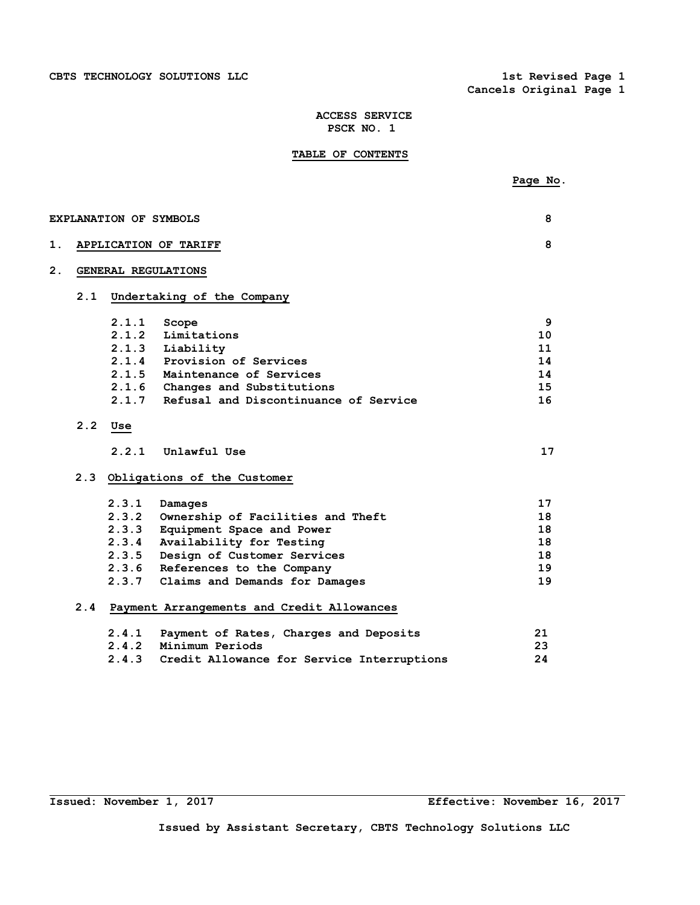CBTS TECHNOLOGY SOLUTIONS LLC

1st Revised Page 1
Cancels Original Page 1

# ACCESS SERVICE
# PSCK NO. 1

## TABLE OF CONTENTS

| | Page No. |
|---|---|
| EXPLANATION OF SYMBOLS | 8 |
| 1. APPLICATION OF TARIFF | 8 |
| 2. GENERAL REGULATIONS | |
| 2.1 Undertaking of the Company | |
| 2.1.1 Scope | 9 |
| 2.1.2 Limitations | 10 |
| 2.1.3 Liability | 11 |
| 2.1.4 Provision of Services | 14 |
| 2.1.5 Maintenance of Services | 14 |
| 2.1.6 Changes and Substitutions | 15 |
| 2.1.7 Refusal and Discontinuance of Service | 16 |
| 2.2 Use | |
| 2.2.1 Unlawful Use | 17 |
| 2.3 Obligations of the Customer | |
| 2.3.1 Damages | 17 |
| 2.3.2 Ownership of Facilities and Theft | 18 |
| 2.3.3 Equipment Space and Power | 18 |
| 2.3.4 Availability for Testing | 18 |
| 2.3.5 Design of Customer Services | 18 |
| 2.3.6 References to the Company | 19 |
| 2.3.7 Claims and Demands for Damages | 19 |
| 2.4 Payment Arrangements and Credit Allowances | |
| 2.4.1 Payment of Rates, Charges and Deposits | 21 |
| 2.4.2 Minimum Periods | 23 |
| 2.4.3 Credit Allowance for Service Interruptions | 24 |

Issued: November 1, 2017 Effective: November 16, 2017

Issued by Assistant Secretary, CBTS Technology Solutions LLC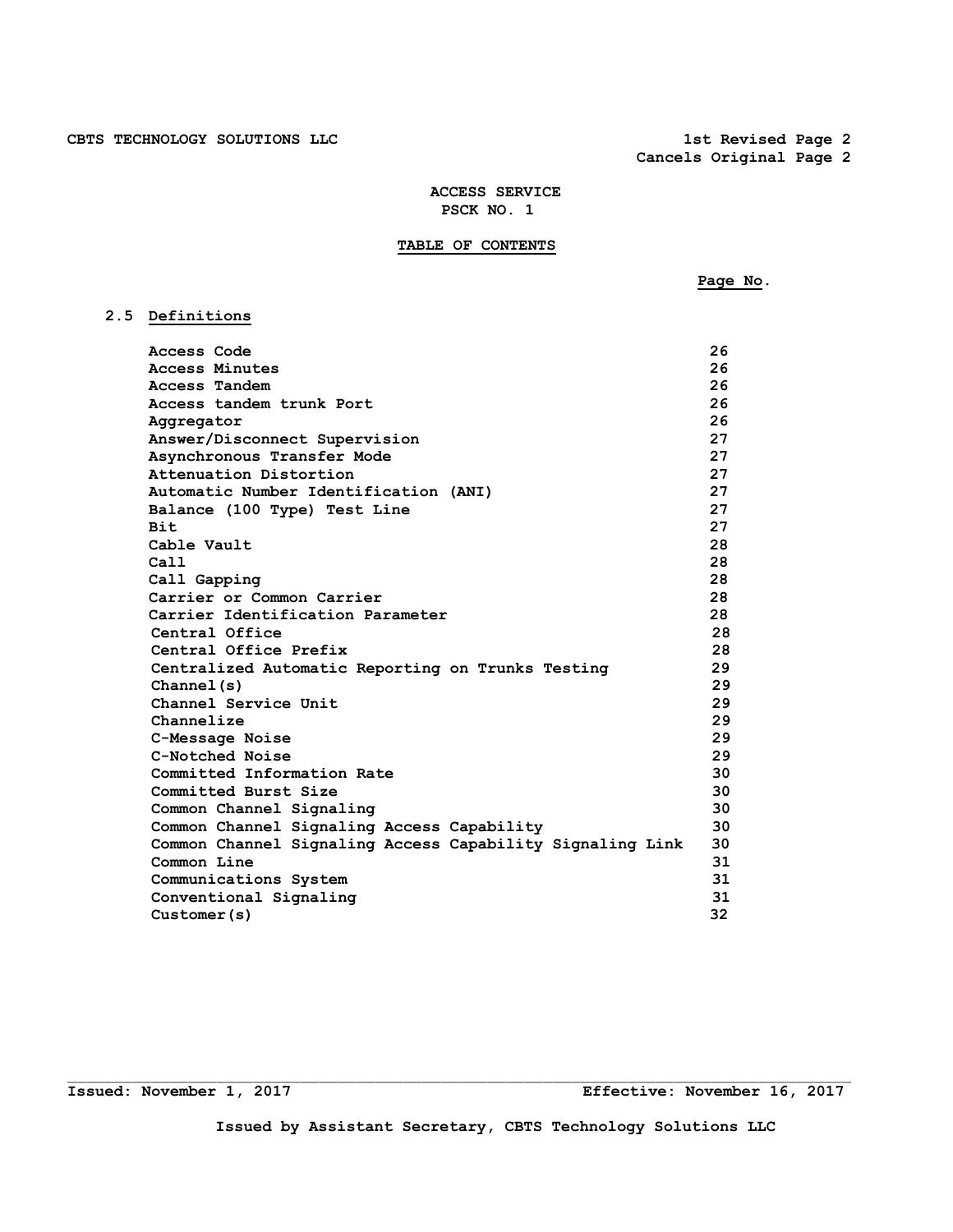ACCESS SERVICE
PSCK NO. 1

## TABLE OF CONTENTS

| | Page No. |
|---|---|
| **2.5 Definitions** | |
| Access Code | 26 |
| Access Minutes | 26 |
| Access Tandem | 26 |
| Access tandem trunk Port | 26 |
| Aggregator | 26 |
| Answer/Disconnect Supervision | 27 |
| Asynchronous Transfer Mode | 27 |
| Attenuation Distortion | 27 |
| Automatic Number Identification (ANI) | 27 |
| Balance (100 Type) Test Line | 27 |
| Bit | 27 |
| Cable Vault | 28 |
| Call | 28 |
| Call Gapping | 28 |
| Carrier or Common Carrier | 28 |
| Carrier Identification Parameter | 28 |
| Central Office | 28 |
| Central Office Prefix | 28 |
| Centralized Automatic Reporting on Trunks Testing | 29 |
| Channel(s) | 29 |
| Channel Service Unit | 29 |
| Channelize | 29 |
| C-Message Noise | 29 |
| C-Notched Noise | 29 |
| Committed Information Rate | 30 |
| Committed Burst Size | 30 |
| Common Channel Signaling | 30 |
| Common Channel Signaling Access Capability | 30 |
| Common Channel Signaling Access Capability Signaling Link | 30 |
| Common Line | 31 |
| Communications System | 31 |
| Conventional Signaling | 31 |
| Customer(s) | 32 |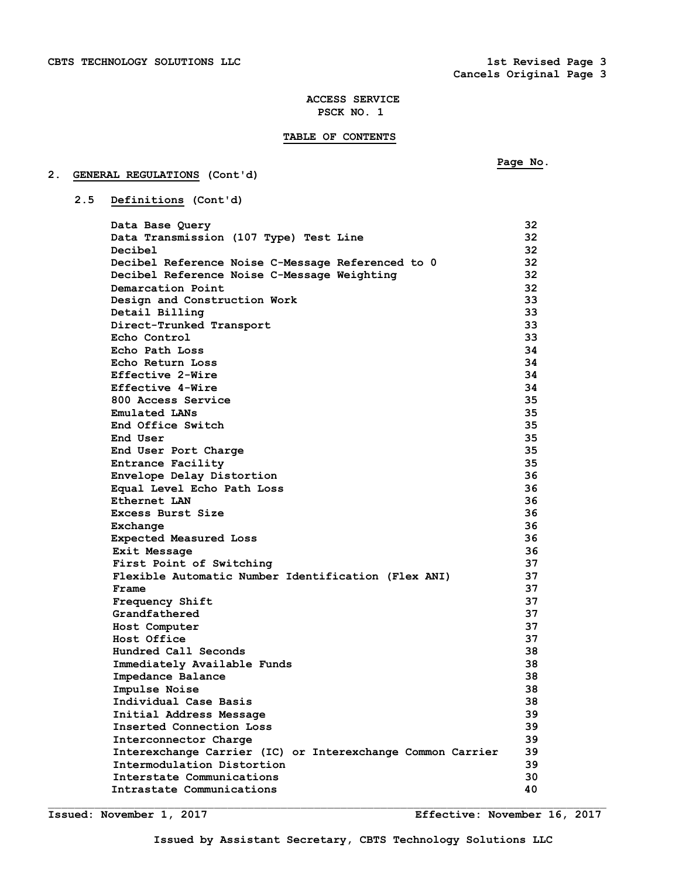ACCESS SERVICE
PSCK NO. 1

TABLE OF CONTENTS

## 2. GENERAL REGULATIONS (Cont'd)

### 2.5 Definitions (Cont'd)

| | Page No. |
|---|---|
| Data Base Query | 32 |
| Data Transmission (107 Type) Test Line | 32 |
| Decibel | 32 |
| Decibel Reference Noise C-Message Referenced to 0 | 32 |
| Decibel Reference Noise C-Message Weighting | 32 |
| Demarcation Point | 32 |
| Design and Construction Work | 33 |
| Detail Billing | 33 |
| Direct-Trunked Transport | 33 |
| Echo Control | 33 |
| Echo Path Loss | 34 |
| Echo Return Loss | 34 |
| Effective 2-Wire | 34 |
| Effective 4-Wire | 34 |
| 800 Access Service | 35 |
| Emulated LANs | 35 |
| End Office Switch | 35 |
| End User | 35 |
| End User Port Charge | 35 |
| Entrance Facility | 35 |
| Envelope Delay Distortion | 36 |
| Equal Level Echo Path Loss | 36 |
| Ethernet LAN | 36 |
| Excess Burst Size | 36 |
| Exchange | 36 |
| Expected Measured Loss | 36 |
| Exit Message | 36 |
| First Point of Switching | 37 |
| Flexible Automatic Number Identification (Flex ANI) | 37 |
| Frame | 37 |
| Frequency Shift | 37 |
| Grandfathered | 37 |
| Host Computer | 37 |
| Host Office | 37 |
| Hundred Call Seconds | 38 |
| Immediately Available Funds | 38 |
| Impedance Balance | 38 |
| Impulse Noise | 38 |
| Individual Case Basis | 38 |
| Initial Address Message | 39 |
| Inserted Connection Loss | 39 |
| Interconnector Charge | 39 |
| Interexchange Carrier (IC) or Interexchange Common Carrier | 39 |
| Intermodulation Distortion | 39 |
| Interstate Communications | 30 |
| Intrastate Communications | 40 |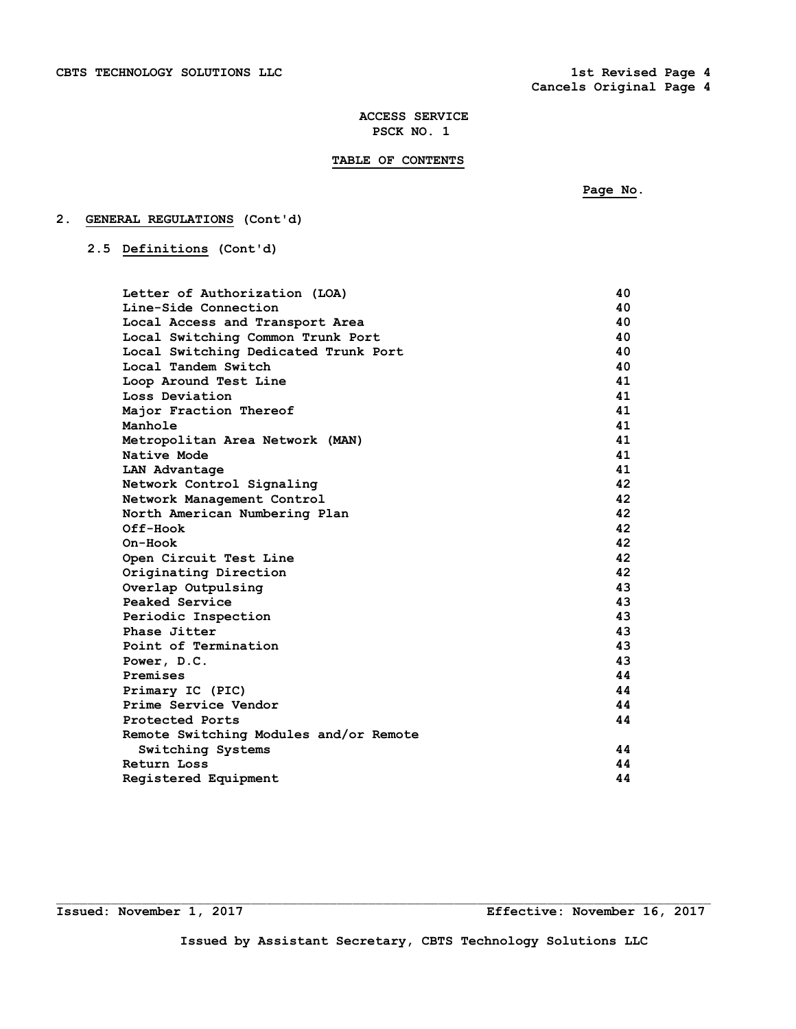**ACCESS SERVICE**
**PSCK NO. 1**

## TABLE OF CONTENTS

## 2. GENERAL REGULATIONS (Cont'd)

### 2.5 Definitions (Cont'd)

| | Page No. |
|---|---|
| Letter of Authorization (LOA) | 40 |
| Line-Side Connection | 40 |
| Local Access and Transport Area | 40 |
| Local Switching Common Trunk Port | 40 |
| Local Switching Dedicated Trunk Port | 40 |
| Local Tandem Switch | 40 |
| Loop Around Test Line | 41 |
| Loss Deviation | 41 |
| Major Fraction Thereof | 41 |
| Manhole | 41 |
| Metropolitan Area Network (MAN) | 41 |
| Native Mode | 41 |
| LAN Advantage | 41 |
| Network Control Signaling | 42 |
| Network Management Control | 42 |
| North American Numbering Plan | 42 |
| Off-Hook | 42 |
| On-Hook | 42 |
| Open Circuit Test Line | 42 |
| Originating Direction | 42 |
| Overlap Outpulsing | 43 |
| Peaked Service | 43 |
| Periodic Inspection | 43 |
| Phase Jitter | 43 |
| Point of Termination | 43 |
| Power, D.C. | 43 |
| Premises | 44 |
| Primary IC (PIC) | 44 |
| Prime Service Vendor | 44 |
| Protected Ports | 44 |
| Remote Switching Modules and/or Remote Switching Systems | 44 |
| Return Loss | 44 |
| Registered Equipment | 44 |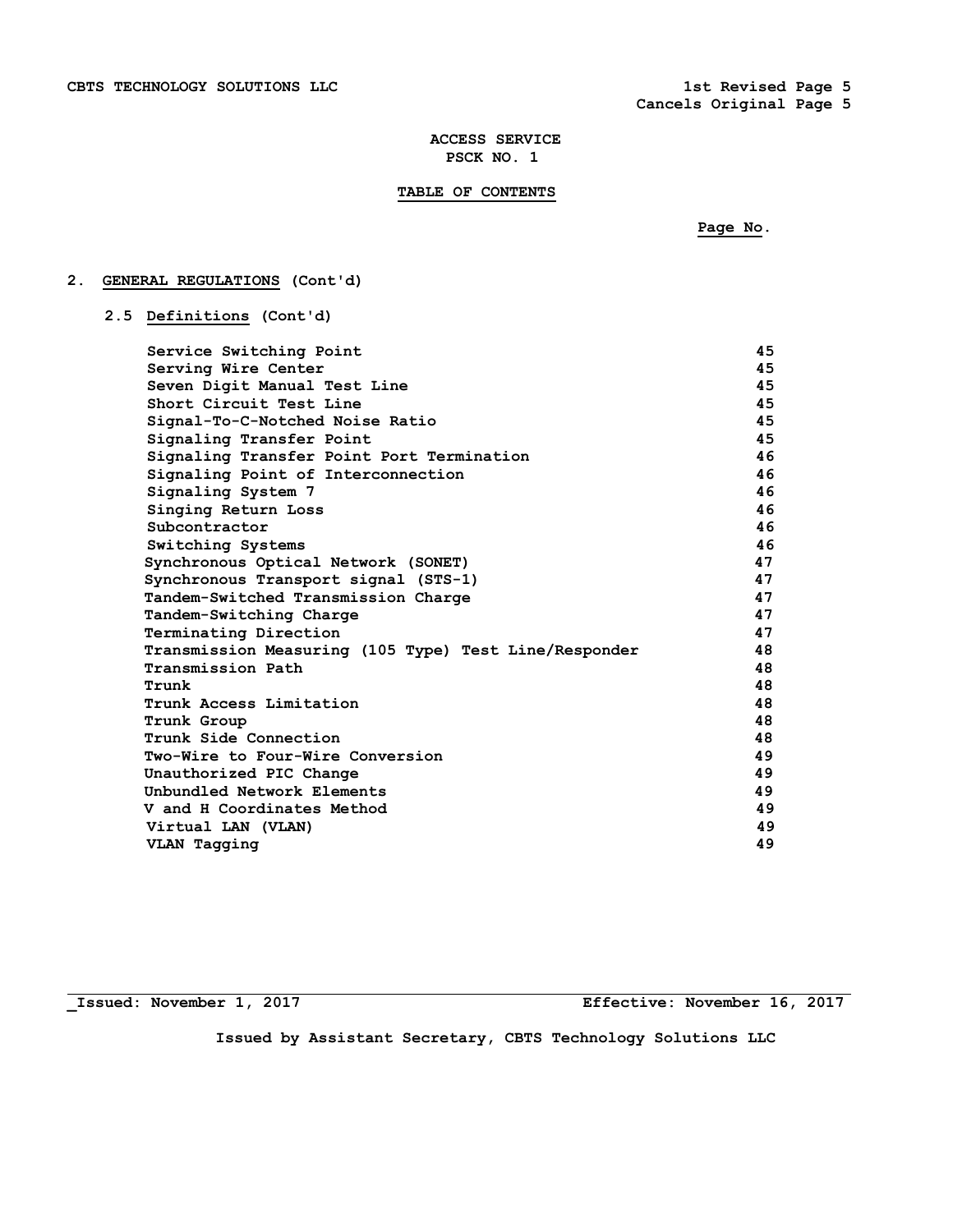ACCESS SERVICE
PSCK NO. 1

## TABLE OF CONTENTS

**Page No.**

## 2. GENERAL REGULATIONS (Cont'd)

### 2.5 Definitions (Cont'd)

| | Page No. |
|---|---|
| Service Switching Point | 45 |
| Serving Wire Center | 45 |
| Seven Digit Manual Test Line | 45 |
| Short Circuit Test Line | 45 |
| Signal-To-C-Notched Noise Ratio | 45 |
| Signaling Transfer Point | 45 |
| Signaling Transfer Point Port Termination | 46 |
| Signaling Point of Interconnection | 46 |
| Signaling System 7 | 46 |
| Singing Return Loss | 46 |
| Subcontractor | 46 |
| Switching Systems | 46 |
| Synchronous Optical Network (SONET) | 47 |
| Synchronous Transport signal (STS-1) | 47 |
| Tandem-Switched Transmission Charge | 47 |
| Tandem-Switching Charge | 47 |
| Terminating Direction | 47 |
| Transmission Measuring (105 Type) Test Line/Responder | 48 |
| Transmission Path | 48 |
| Trunk | 48 |
| Trunk Access Limitation | 48 |
| Trunk Group | 48 |
| Trunk Side Connection | 48 |
| Two-Wire to Four-Wire Conversion | 49 |
| Unauthorized PIC Change | 49 |
| Unbundled Network Elements | 49 |
| V and H Coordinates Method | 49 |
| Virtual LAN (VLAN) | 49 |
| VLAN Tagging | 49 |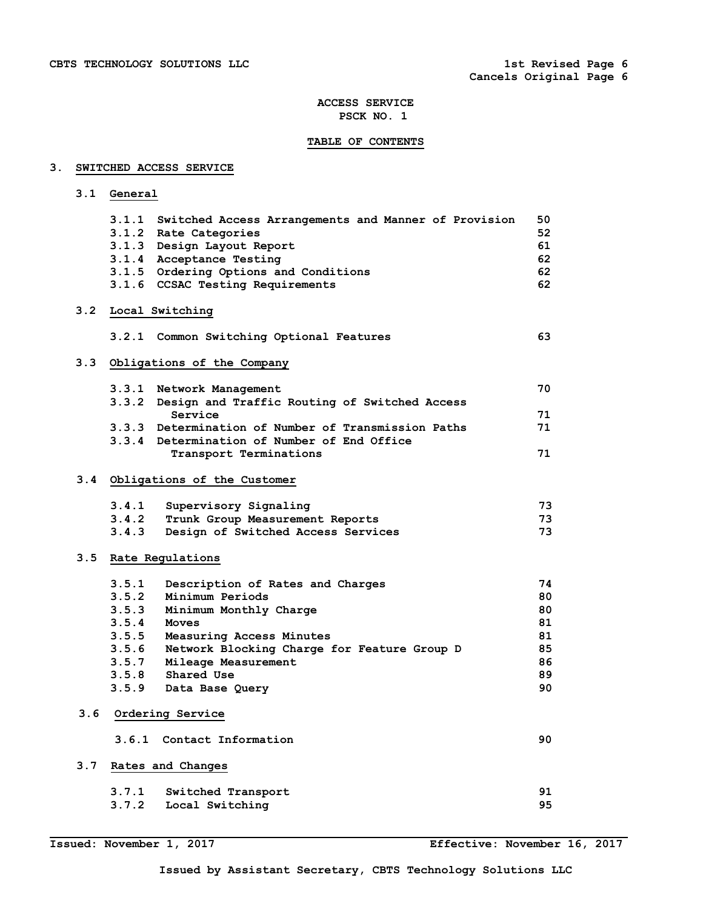CBTS TECHNOLOGY SOLUTIONS LLC

1st Revised Page 6
Cancels Original Page 6

**ACCESS SERVICE**
**PSCK NO. 1**

**TABLE OF CONTENTS**

## 3. SWITCHED ACCESS SERVICE

### 3.1 General

| | | |
|---|---|---|
| 3.1.1 | Switched Access Arrangements and Manner of Provision | 50 |
| 3.1.2 | Rate Categories | 52 |
| 3.1.3 | Design Layout Report | 61 |
| 3.1.4 | Acceptance Testing | 62 |
| 3.1.5 | Ordering Options and Conditions | 62 |
| 3.1.6 | CCSAC Testing Requirements | 62 |

### 3.2 Local Switching

| | | |
|---|---|---|
| 3.2.1 | Common Switching Optional Features | 63 |

### 3.3 Obligations of the Company

| | | |
|---|---|---|
| 3.3.1 | Network Management | 70 |
| 3.3.2 | Design and Traffic Routing of Switched Access Service | 71 |
| 3.3.3 | Determination of Number of Transmission Paths | 71 |
| 3.3.4 | Determination of Number of End Office Transport Terminations | 71 |

### 3.4 Obligations of the Customer

| | | |
|---|---|---|
| 3.4.1 | Supervisory Signaling | 73 |
| 3.4.2 | Trunk Group Measurement Reports | 73 |
| 3.4.3 | Design of Switched Access Services | 73 |

### 3.5 Rate Regulations

| | | |
|---|---|---|
| 3.5.1 | Description of Rates and Charges | 74 |
| 3.5.2 | Minimum Periods | 80 |
| 3.5.3 | Minimum Monthly Charge | 80 |
| 3.5.4 | Moves | 81 |
| 3.5.5 | Measuring Access Minutes | 81 |
| 3.5.6 | Network Blocking Charge for Feature Group D | 85 |
| 3.5.7 | Mileage Measurement | 86 |
| 3.5.8 | Shared Use | 89 |
| 3.5.9 | Data Base Query | 90 |

### 3.6 Ordering Service

| | | |
|---|---|---|
| 3.6.1 | Contact Information | 90 |

### 3.7 Rates and Changes

| | | |
|---|---|---|
| 3.7.1 | Switched Transport | 91 |
| 3.7.2 | Local Switching | 95 |

Issued: November 1, 2017 Effective: November 16, 2017

Issued by Assistant Secretary, CBTS Technology Solutions LLC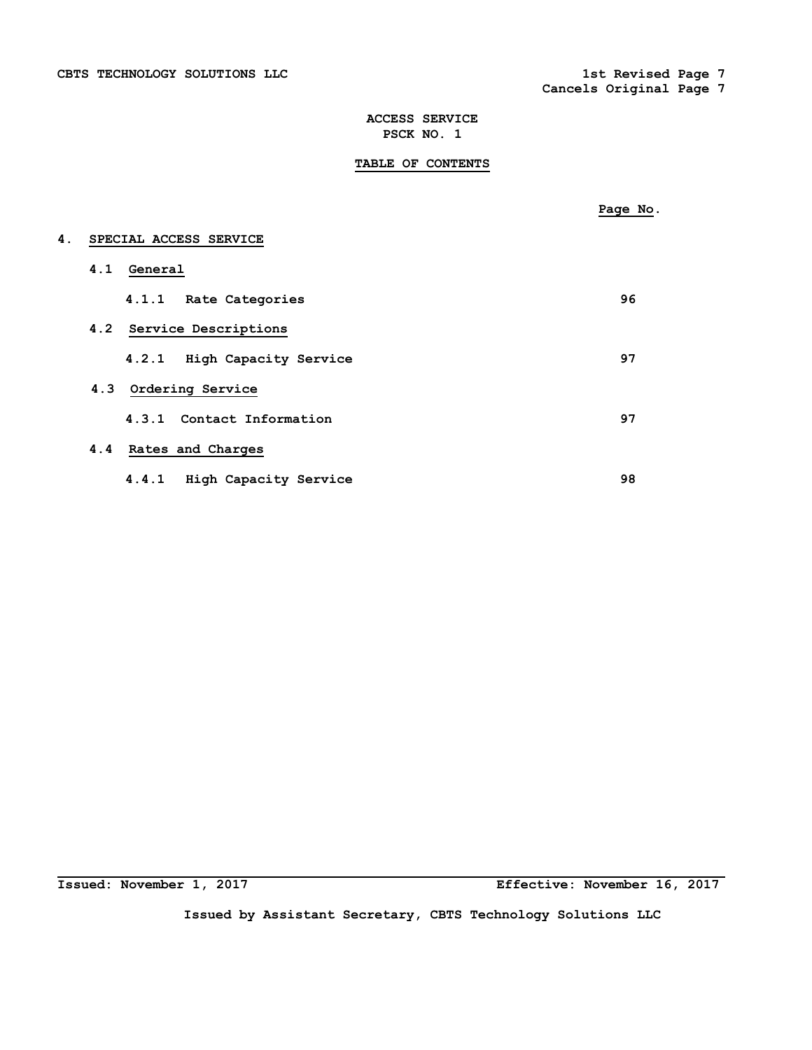ACCESS SERVICE
PSCK NO. 1

**TABLE OF CONTENTS**

| | Page No. |
|---|---|
| **4. SPECIAL ACCESS SERVICE** | |
| 4.1 General | |
| 4.1.1 Rate Categories | 96 |
| 4.2 Service Descriptions | |
| 4.2.1 High Capacity Service | 97 |
| 4.3 Ordering Service | |
| 4.3.1 Contact Information | 97 |
| 4.4 Rates and Charges | |
| 4.4.1 High Capacity Service | 98 |

Issued: November 1, 2017 Effective: November 16, 2017

Issued by Assistant Secretary, CBTS Technology Solutions LLC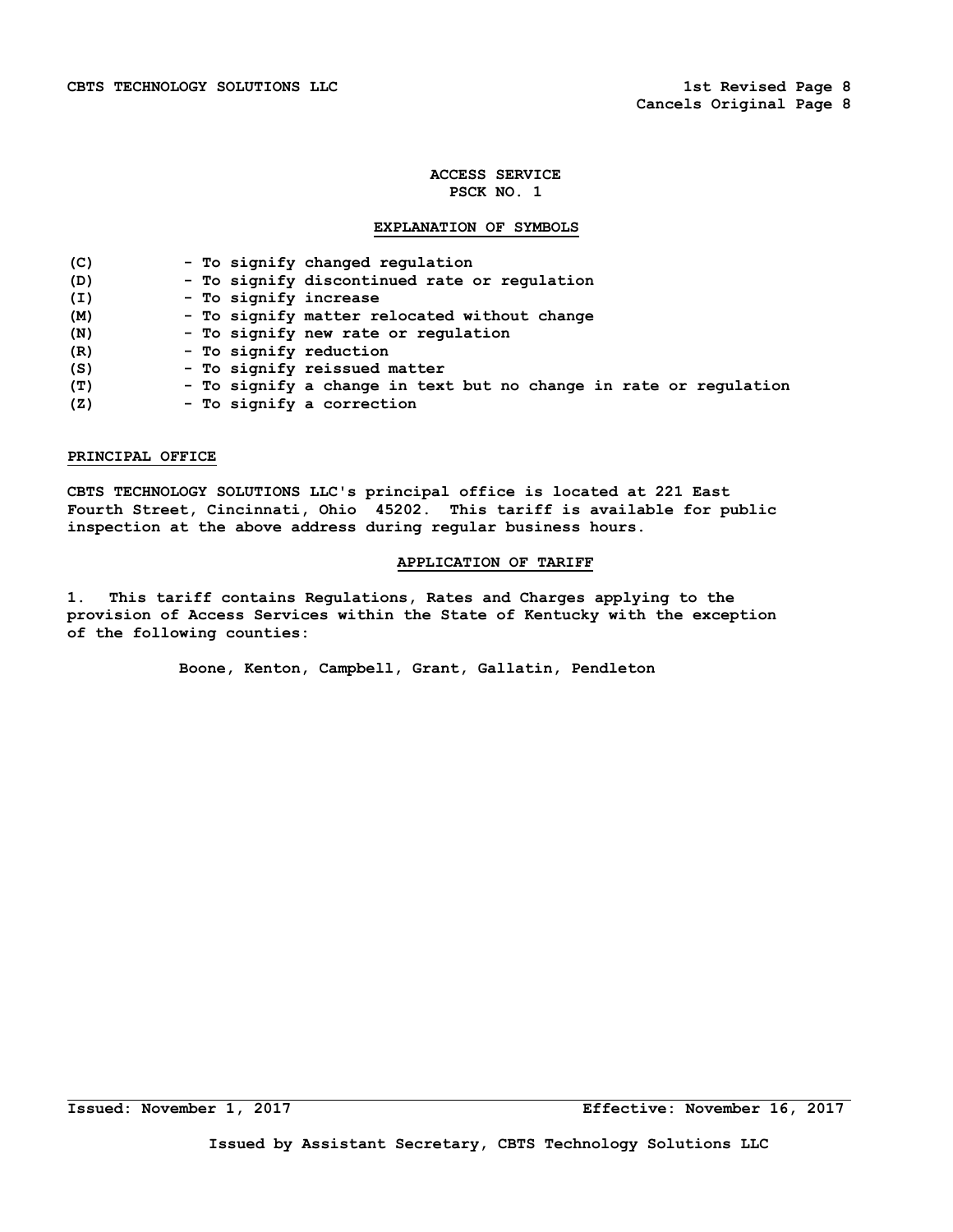## ACCESS SERVICE
## PSCK NO. 1

### EXPLANATION OF SYMBOLS

| | |
|---|---|
| (C) | - To signify changed regulation |
| (D) | - To signify discontinued rate or regulation |
| (I) | - To signify increase |
| (M) | - To signify matter relocated without change |
| (N) | - To signify new rate or regulation |
| (R) | - To signify reduction |
| (S) | - To signify reissued matter |
| (T) | - To signify a change in text but no change in rate or regulation |
| (Z) | - To signify a correction |

### PRINCIPAL OFFICE

CBTS TECHNOLOGY SOLUTIONS LLC's principal office is located at 221 East Fourth Street, Cincinnati, Ohio 45202. This tariff is available for public inspection at the above address during regular business hours.

### APPLICATION OF TARIFF

1. This tariff contains Regulations, Rates and Charges applying to the provision of Access Services within the State of Kentucky with the exception of the following counties:

Boone, Kenton, Campbell, Grant, Gallatin, Pendleton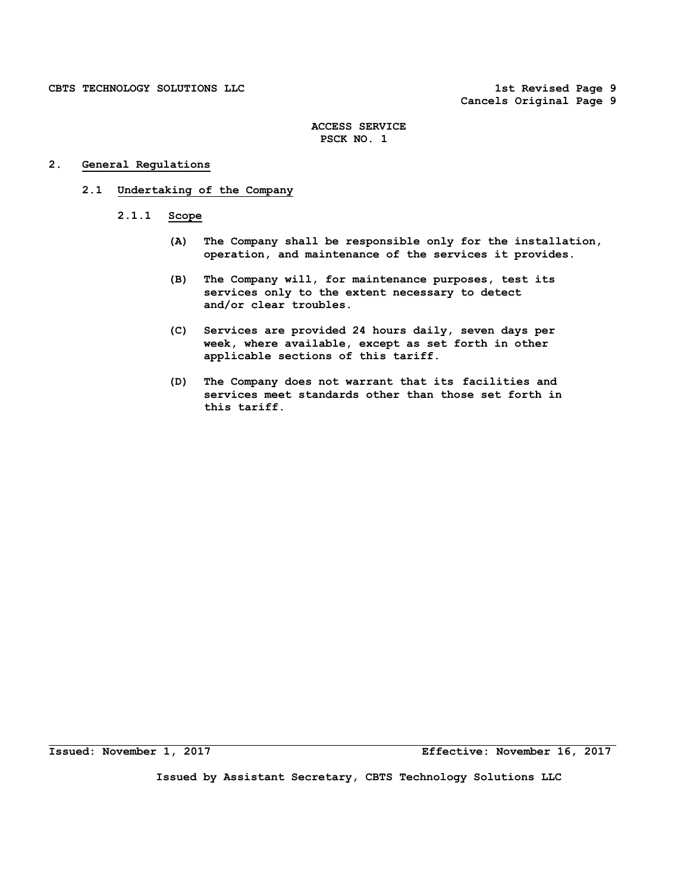## 2. General Regulations

### 2.1 Undertaking of the Company

#### 2.1.1 Scope

(A) The Company shall be responsible only for the installation, operation, and maintenance of the services it provides.

(B) The Company will, for maintenance purposes, test its services only to the extent necessary to detect and/or clear troubles.

(C) Services are provided 24 hours daily, seven days per week, where available, except as set forth in other applicable sections of this tariff.

(D) The Company does not warrant that its facilities and services meet standards other than those set forth in this tariff.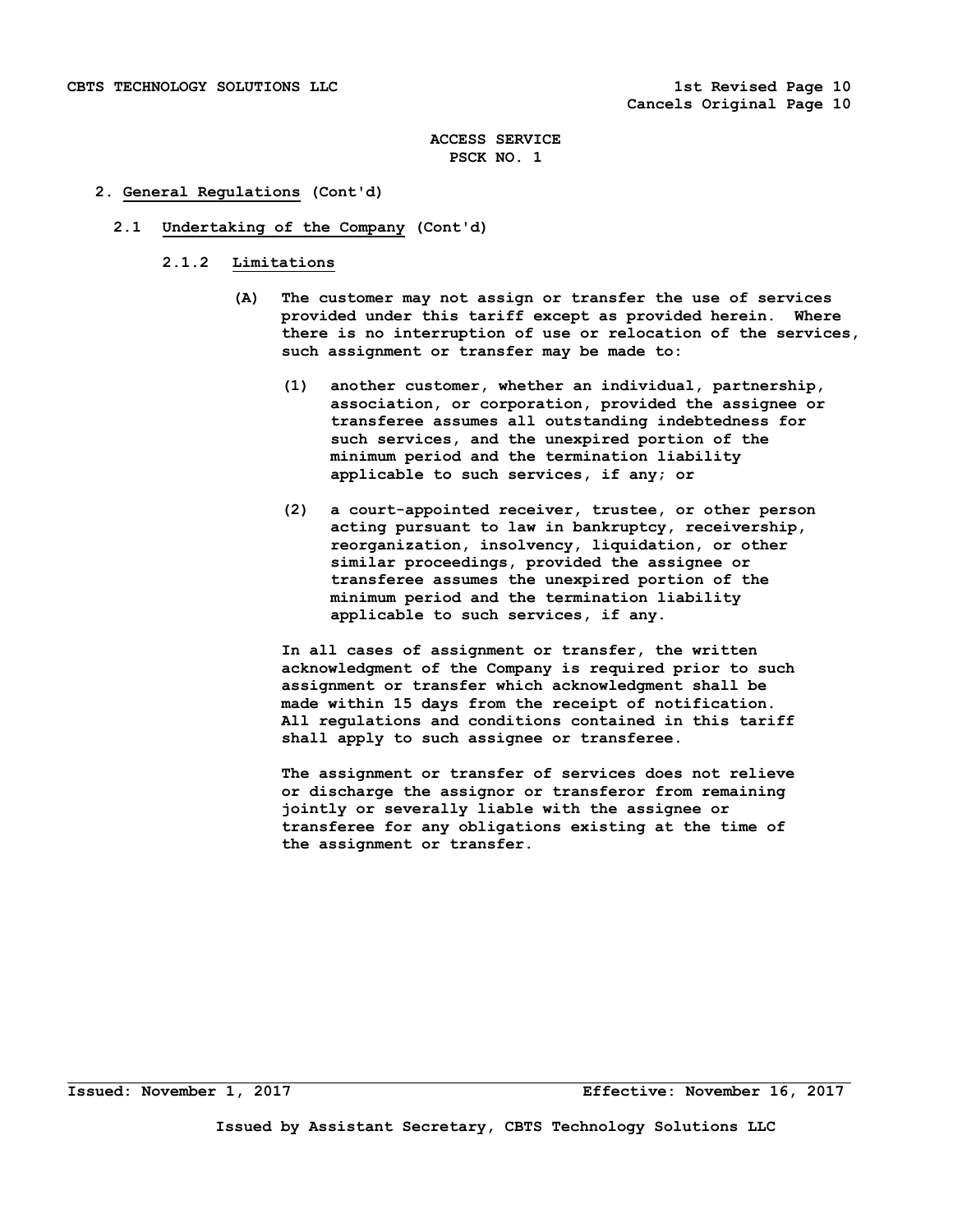## 2. General Regulations (Cont'd)

### 2.1 Undertaking of the Company (Cont'd)

#### 2.1.2 Limitations

(A) The customer may not assign or transfer the use of services provided under this tariff except as provided herein. Where there is no interruption of use or relocation of the services, such assignment or transfer may be made to:

(1) another customer, whether an individual, partnership, association, or corporation, provided the assignee or transferee assumes all outstanding indebtedness for such services, and the unexpired portion of the minimum period and the termination liability applicable to such services, if any; or

(2) a court-appointed receiver, trustee, or other person acting pursuant to law in bankruptcy, receivership, reorganization, insolvency, liquidation, or other similar proceedings, provided the assignee or transferee assumes the unexpired portion of the minimum period and the termination liability applicable to such services, if any.

In all cases of assignment or transfer, the written acknowledgment of the Company is required prior to such assignment or transfer which acknowledgment shall be made within 15 days from the receipt of notification. All regulations and conditions contained in this tariff shall apply to such assignee or transferee.

The assignment or transfer of services does not relieve or discharge the assignor or transferor from remaining jointly or severally liable with the assignee or transferee for any obligations existing at the time of the assignment or transfer.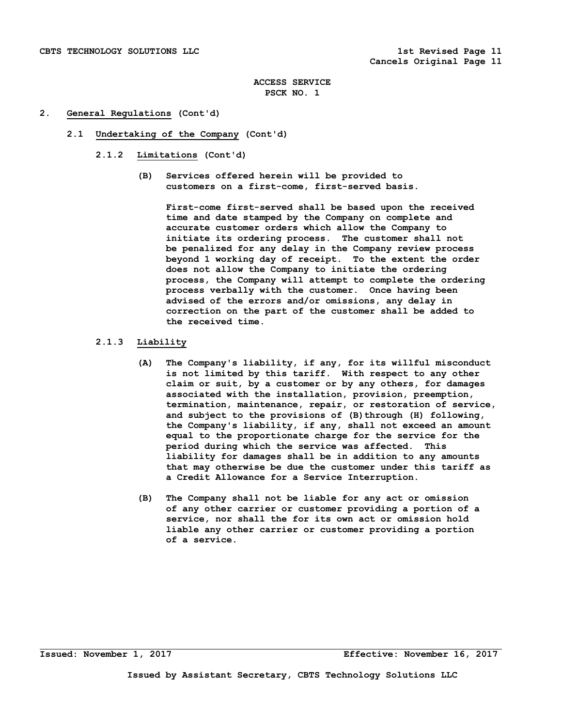**ACCESS SERVICE**
**PSCK NO. 1**

## 2. General Regulations (Cont'd)

### 2.1 Undertaking of the Company (Cont'd)

#### 2.1.2 Limitations (Cont'd)

(B) Services offered herein will be provided to customers on a first-come, first-served basis.

First-come first-served shall be based upon the received time and date stamped by the Company on complete and accurate customer orders which allow the Company to initiate its ordering process. The customer shall not be penalized for any delay in the Company review process beyond 1 working day of receipt. To the extent the order does not allow the Company to initiate the ordering process, the Company will attempt to complete the ordering process verbally with the customer. Once having been advised of the errors and/or omissions, any delay in correction on the part of the customer shall be added to the received time.

#### 2.1.3 Liability

(A) The Company's liability, if any, for its willful misconduct is not limited by this tariff. With respect to any other claim or suit, by a customer or by any others, for damages associated with the installation, provision, preemption, termination, maintenance, repair, or restoration of service, and subject to the provisions of (B)through (H) following, the Company's liability, if any, shall not exceed an amount equal to the proportionate charge for the service for the period during which the service was affected. This liability for damages shall be in addition to any amounts that may otherwise be due the customer under this tariff as a Credit Allowance for a Service Interruption.

(B) The Company shall not be liable for any act or omission of any other carrier or customer providing a portion of a service, nor shall the for its own act or omission hold liable any other carrier or customer providing a portion of a service.

Issued: November 1, 2017 Effective: November 16, 2017

Issued by Assistant Secretary, CBTS Technology Solutions LLC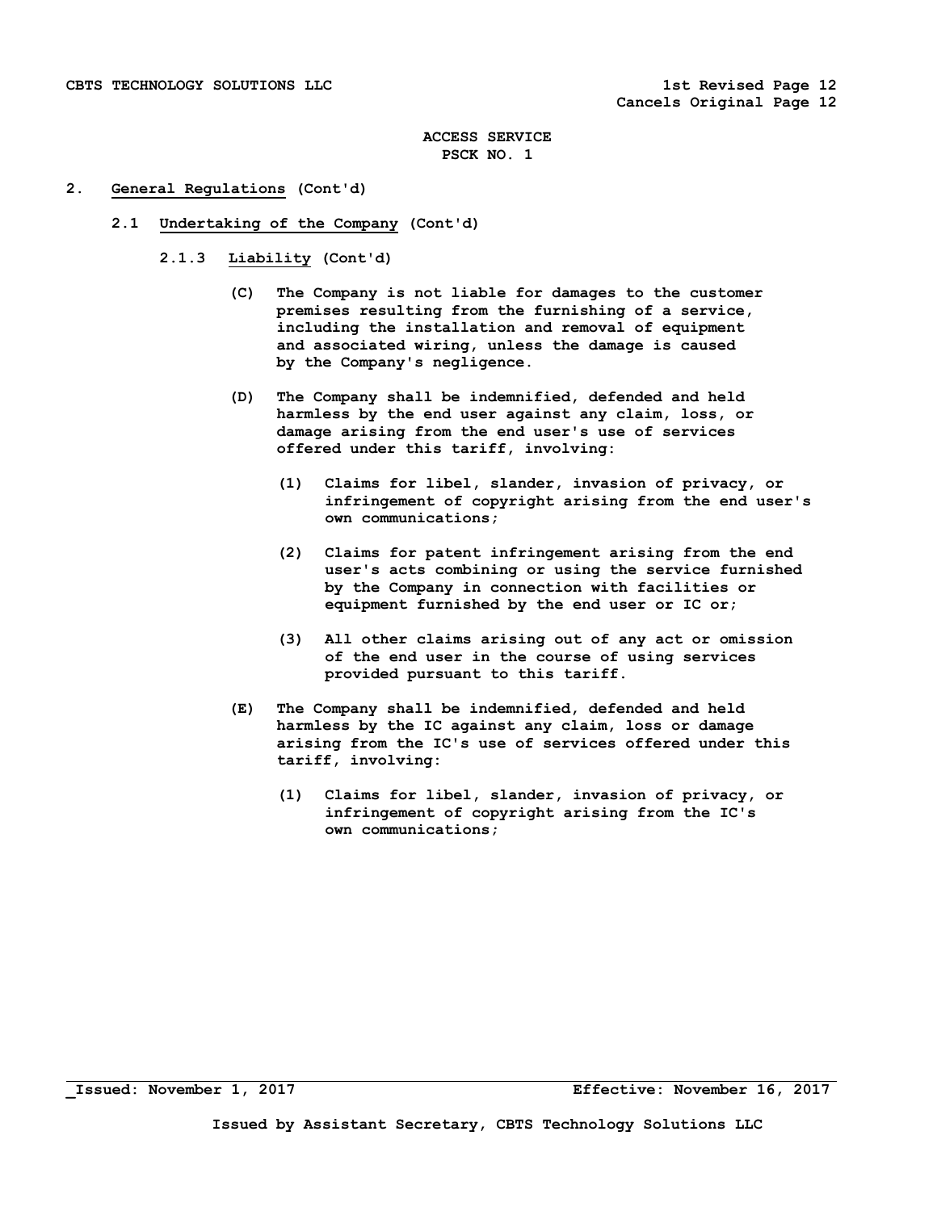## 2. General Regulations (Cont'd)

### 2.1 Undertaking of the Company (Cont'd)

#### 2.1.3 Liability (Cont'd)

(C) The Company is not liable for damages to the customer premises resulting from the furnishing of a service, including the installation and removal of equipment and associated wiring, unless the damage is caused by the Company's negligence.

(D) The Company shall be indemnified, defended and held harmless by the end user against any claim, loss, or damage arising from the end user's use of services offered under this tariff, involving:

(1) Claims for libel, slander, invasion of privacy, or infringement of copyright arising from the end user's own communications;

(2) Claims for patent infringement arising from the end user's acts combining or using the service furnished by the Company in connection with facilities or equipment furnished by the end user or IC or;

(3) All other claims arising out of any act or omission of the end user in the course of using services provided pursuant to this tariff.

(E) The Company shall be indemnified, defended and held harmless by the IC against any claim, loss or damage arising from the IC's use of services offered under this tariff, involving:

(1) Claims for libel, slander, invasion of privacy, or infringement of copyright arising from the IC's own communications;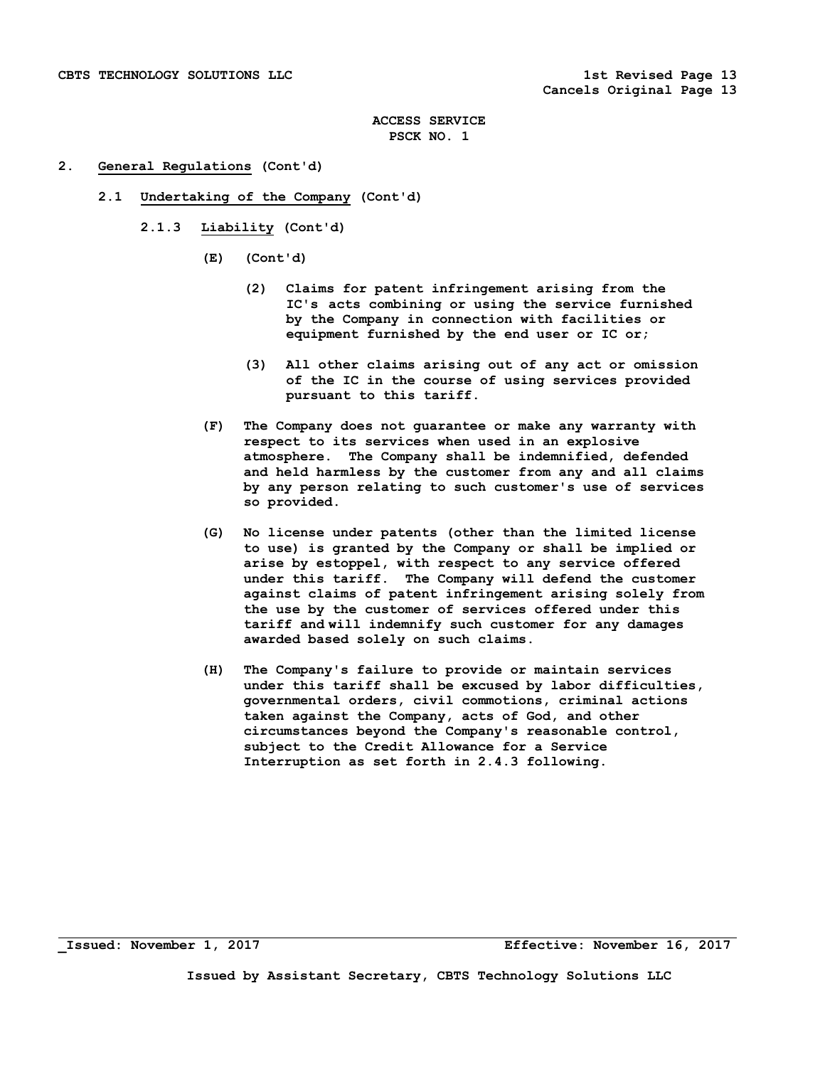ACCESS SERVICE
PSCK NO. 1

2. **General Regulations** (Cont'd)

2.1 **Undertaking of the Company** (Cont'd)

2.1.3 **Liability** (Cont'd)

(E) (Cont'd)

(2) Claims for patent infringement arising from the IC's acts combining or using the service furnished by the Company in connection with facilities or equipment furnished by the end user or IC or;

(3) All other claims arising out of any act or omission of the IC in the course of using services provided pursuant to this tariff.

(F) The Company does not guarantee or make any warranty with respect to its services when used in an explosive atmosphere. The Company shall be indemnified, defended and held harmless by the customer from any and all claims by any person relating to such customer's use of services so provided.

(G) No license under patents (other than the limited license to use) is granted by the Company or shall be implied or arise by estoppel, with respect to any service offered under this tariff. The Company will defend the customer against claims of patent infringement arising solely from the use by the customer of services offered under this tariff and will indemnify such customer for any damages awarded based solely on such claims.

(H) The Company's failure to provide or maintain services under this tariff shall be excused by labor difficulties, governmental orders, civil commotions, criminal actions taken against the Company, acts of God, and other circumstances beyond the Company's reasonable control, subject to the Credit Allowance for a Service Interruption as set forth in 2.4.3 following.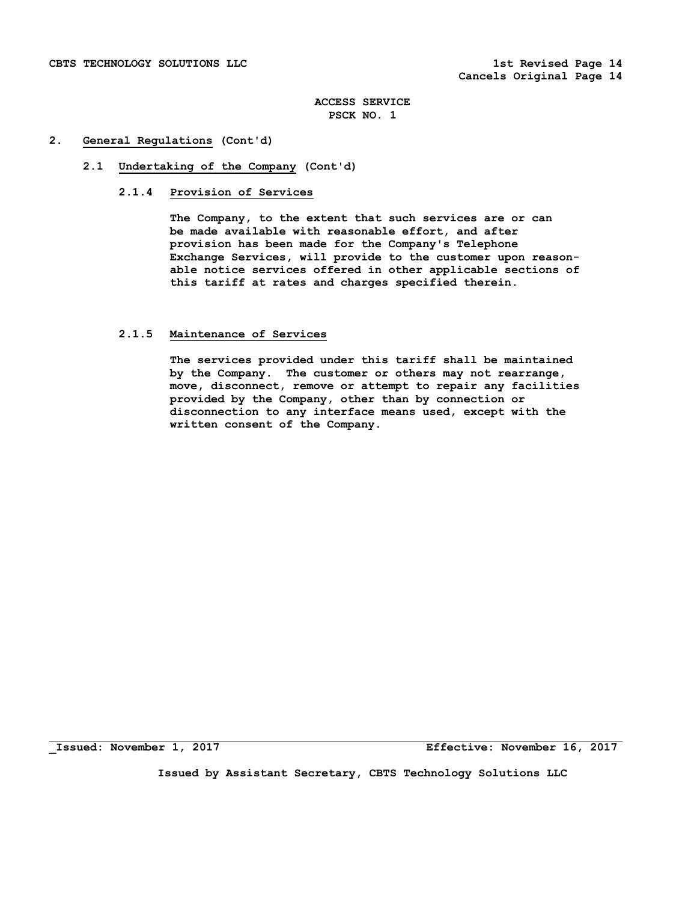## 2. General Regulations (Cont'd)

### 2.1 Undertaking of the Company (Cont'd)

#### 2.1.4 Provision of Services

The Company, to the extent that such services are or can be made available with reasonable effort, and after provision has been made for the Company's Telephone Exchange Services, will provide to the customer upon reasonable notice services offered in other applicable sections of this tariff at rates and charges specified therein.

#### 2.1.5 Maintenance of Services

The services provided under this tariff shall be maintained by the Company. The customer or others may not rearrange, move, disconnect, remove or attempt to repair any facilities provided by the Company, other than by connection or disconnection to any interface means used, except with the written consent of the Company.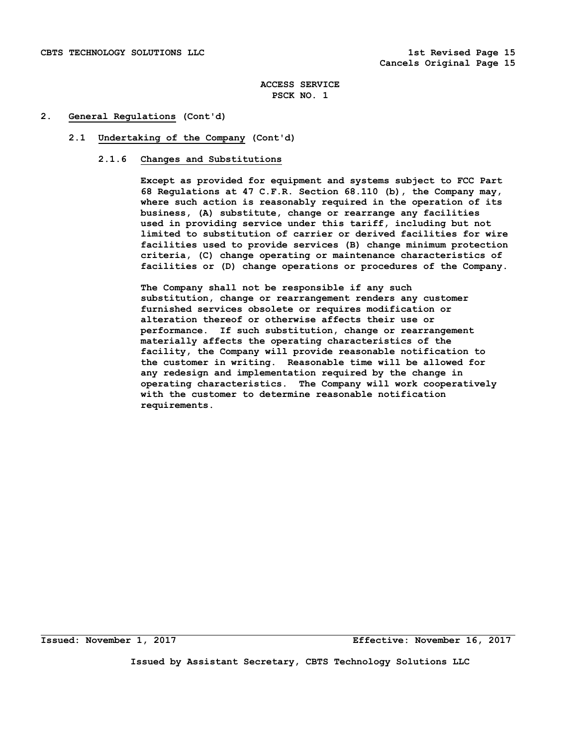## 2. General Regulations (Cont'd)

### 2.1 Undertaking of the Company (Cont'd)

#### 2.1.6 Changes and Substitutions

Except as provided for equipment and systems subject to FCC Part 68 Regulations at 47 C.F.R. Section 68.110 (b), the Company may, where such action is reasonably required in the operation of its business, (A) substitute, change or rearrange any facilities used in providing service under this tariff, including but not limited to substitution of carrier or derived facilities for wire facilities used to provide services (B) change minimum protection criteria, (C) change operating or maintenance characteristics of facilities or (D) change operations or procedures of the Company.

The Company shall not be responsible if any such substitution, change or rearrangement renders any customer furnished services obsolete or requires modification or alteration thereof or otherwise affects their use or performance. If such substitution, change or rearrangement materially affects the operating characteristics of the facility, the Company will provide reasonable notification to the customer in writing. Reasonable time will be allowed for any redesign and implementation required by the change in operating characteristics. The Company will work cooperatively with the customer to determine reasonable notification requirements.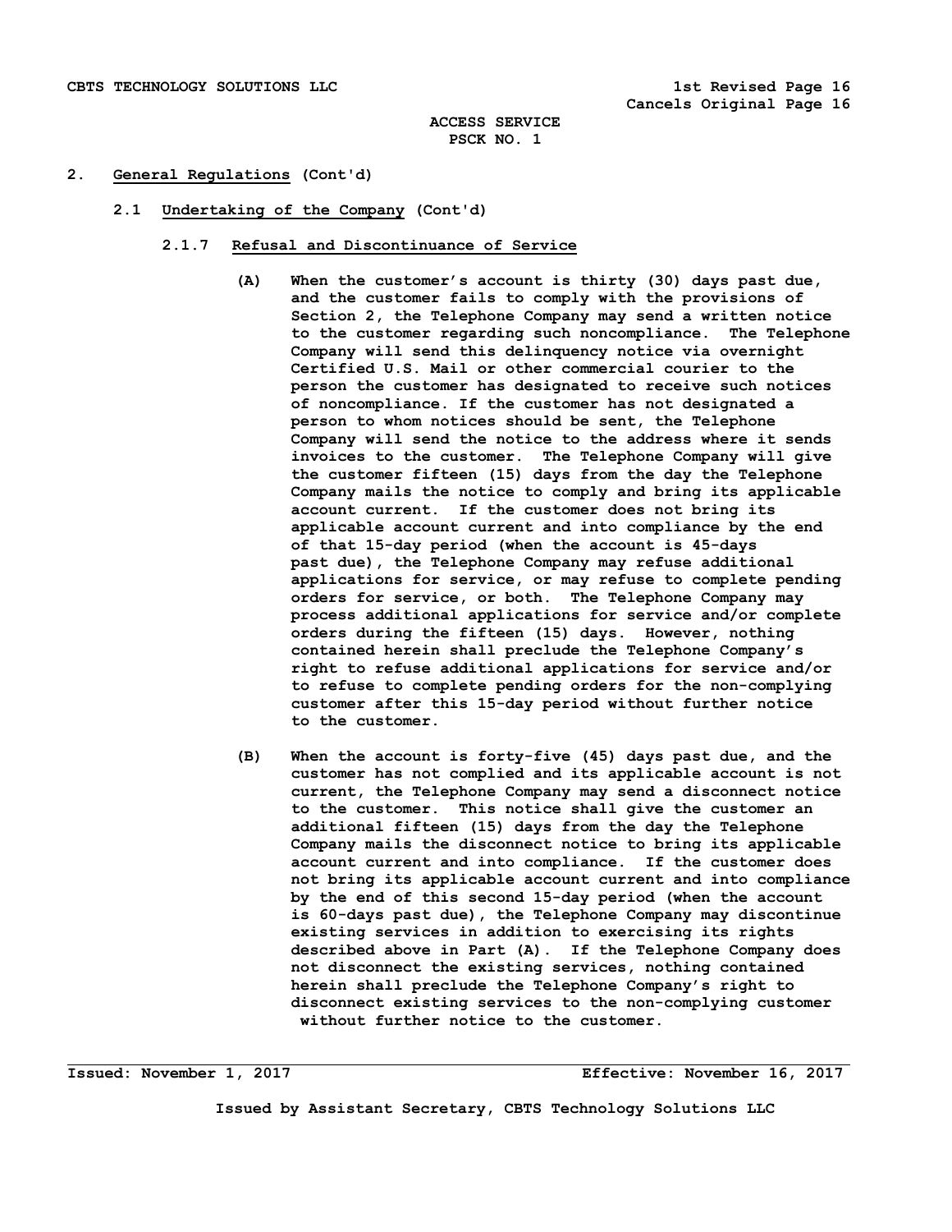## 2. General Regulations (Cont'd)

### 2.1 Undertaking of the Company (Cont'd)

#### 2.1.7 Refusal and Discontinuance of Service

(A) When the customer's account is thirty (30) days past due, and the customer fails to comply with the provisions of Section 2, the Telephone Company may send a written notice to the customer regarding such noncompliance. The Telephone Company will send this delinquency notice via overnight Certified U.S. Mail or other commercial courier to the person the customer has designated to receive such notices of noncompliance. If the customer has not designated a person to whom notices should be sent, the Telephone Company will send the notice to the address where it sends invoices to the customer. The Telephone Company will give the customer fifteen (15) days from the day the Telephone Company mails the notice to comply and bring its applicable account current. If the customer does not bring its applicable account current and into compliance by the end of that 15-day period (when the account is 45-days past due), the Telephone Company may refuse additional applications for service, or may refuse to complete pending orders for service, or both. The Telephone Company may process additional applications for service and/or complete orders during the fifteen (15) days. However, nothing contained herein shall preclude the Telephone Company's right to refuse additional applications for service and/or to refuse to complete pending orders for the non-complying customer after this 15-day period without further notice to the customer.

(B) When the account is forty-five (45) days past due, and the customer has not complied and its applicable account is not current, the Telephone Company may send a disconnect notice to the customer. This notice shall give the customer an additional fifteen (15) days from the day the Telephone Company mails the disconnect notice to bring its applicable account current and into compliance. If the customer does not bring its applicable account current and into compliance by the end of this second 15-day period (when the account is 60-days past due), the Telephone Company may discontinue existing services in addition to exercising its rights described above in Part (A). If the Telephone Company does not disconnect the existing services, nothing contained herein shall preclude the Telephone Company's right to disconnect existing services to the non-complying customer without further notice to the customer.

Issued: November 1, 2017 Effective: November 16, 2017

Issued by Assistant Secretary, CBTS Technology Solutions LLC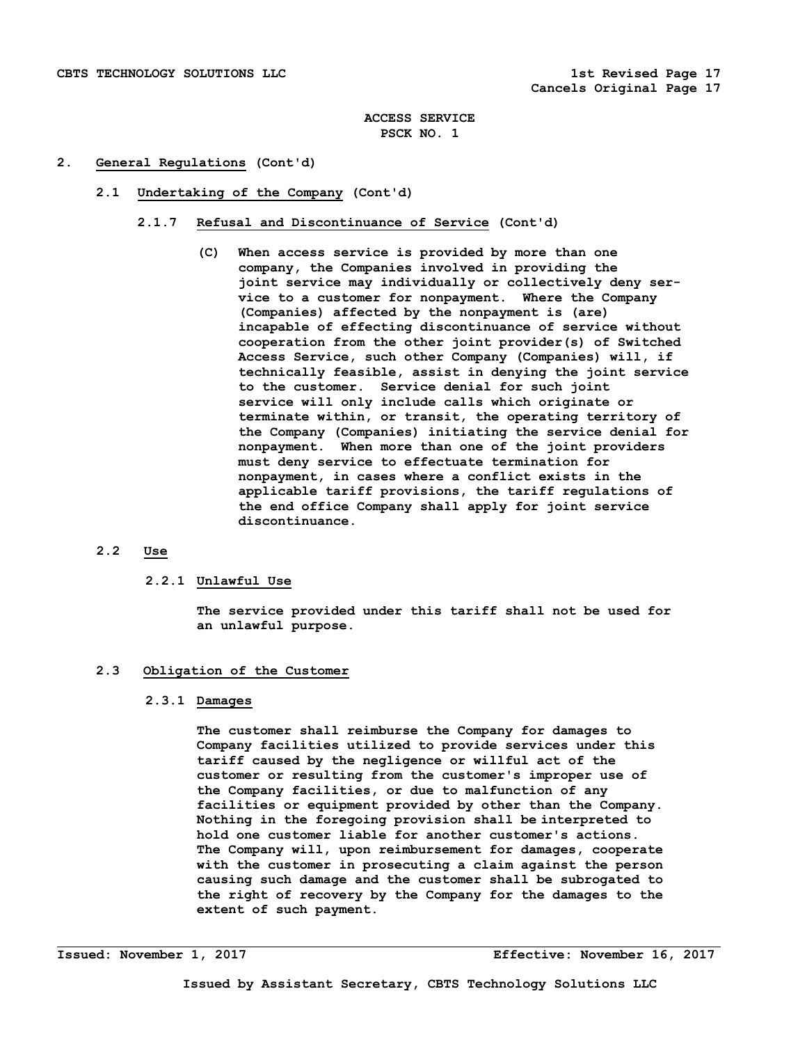ACCESS SERVICE
PSCK NO. 1

## 2. General Regulations (Cont'd)

### 2.1 Undertaking of the Company (Cont'd)

#### 2.1.7 Refusal and Discontinuance of Service (Cont'd)

(C) When access service is provided by more than one company, the Companies involved in providing the joint service may individually or collectively deny service to a customer for nonpayment. Where the Company (Companies) affected by the nonpayment is (are) incapable of effecting discontinuance of service without cooperation from the other joint provider(s) of Switched Access Service, such other Company (Companies) will, if technically feasible, assist in denying the joint service to the customer. Service denial for such joint service will only include calls which originate or terminate within, or transit, the operating territory of the Company (Companies) initiating the service denial for nonpayment. When more than one of the joint providers must deny service to effectuate termination for nonpayment, in cases where a conflict exists in the applicable tariff provisions, the tariff regulations of the end office Company shall apply for joint service discontinuance.

### 2.2 Use

#### 2.2.1 Unlawful Use

The service provided under this tariff shall not be used for an unlawful purpose.

### 2.3 Obligation of the Customer

#### 2.3.1 Damages

The customer shall reimburse the Company for damages to Company facilities utilized to provide services under this tariff caused by the negligence or willful act of the customer or resulting from the customer's improper use of the Company facilities, or due to malfunction of any facilities or equipment provided by other than the Company. Nothing in the foregoing provision shall be interpreted to hold one customer liable for another customer's actions. The Company will, upon reimbursement for damages, cooperate with the customer in prosecuting a claim against the person causing such damage and the customer shall be subrogated to the right of recovery by the Company for the damages to the extent of such payment.

Issued: November 1, 2017 Effective: November 16, 2017

Issued by Assistant Secretary, CBTS Technology Solutions LLC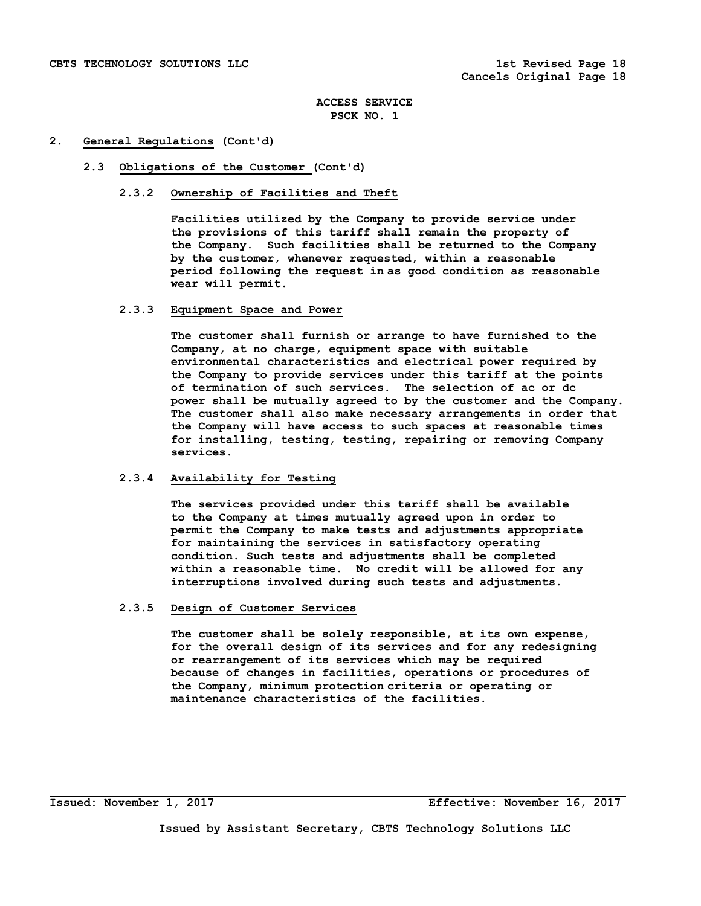## 2. General Regulations (Cont'd)

### 2.3 Obligations of the Customer (Cont'd)

#### 2.3.2 Ownership of Facilities and Theft

Facilities utilized by the Company to provide service under the provisions of this tariff shall remain the property of the Company. Such facilities shall be returned to the Company by the customer, whenever requested, within a reasonable period following the request in as good condition as reasonable wear will permit.

#### 2.3.3 Equipment Space and Power

The customer shall furnish or arrange to have furnished to the Company, at no charge, equipment space with suitable environmental characteristics and electrical power required by the Company to provide services under this tariff at the points of termination of such services. The selection of ac or dc power shall be mutually agreed to by the customer and the Company. The customer shall also make necessary arrangements in order that the Company will have access to such spaces at reasonable times for installing, testing, testing, repairing or removing Company services.

#### 2.3.4 Availability for Testing

The services provided under this tariff shall be available to the Company at times mutually agreed upon in order to permit the Company to make tests and adjustments appropriate for maintaining the services in satisfactory operating condition. Such tests and adjustments shall be completed within a reasonable time. No credit will be allowed for any interruptions involved during such tests and adjustments.

#### 2.3.5 Design of Customer Services

The customer shall be solely responsible, at its own expense, for the overall design of its services and for any redesigning or rearrangement of its services which may be required because of changes in facilities, operations or procedures of the Company, minimum protection criteria or operating or maintenance characteristics of the facilities.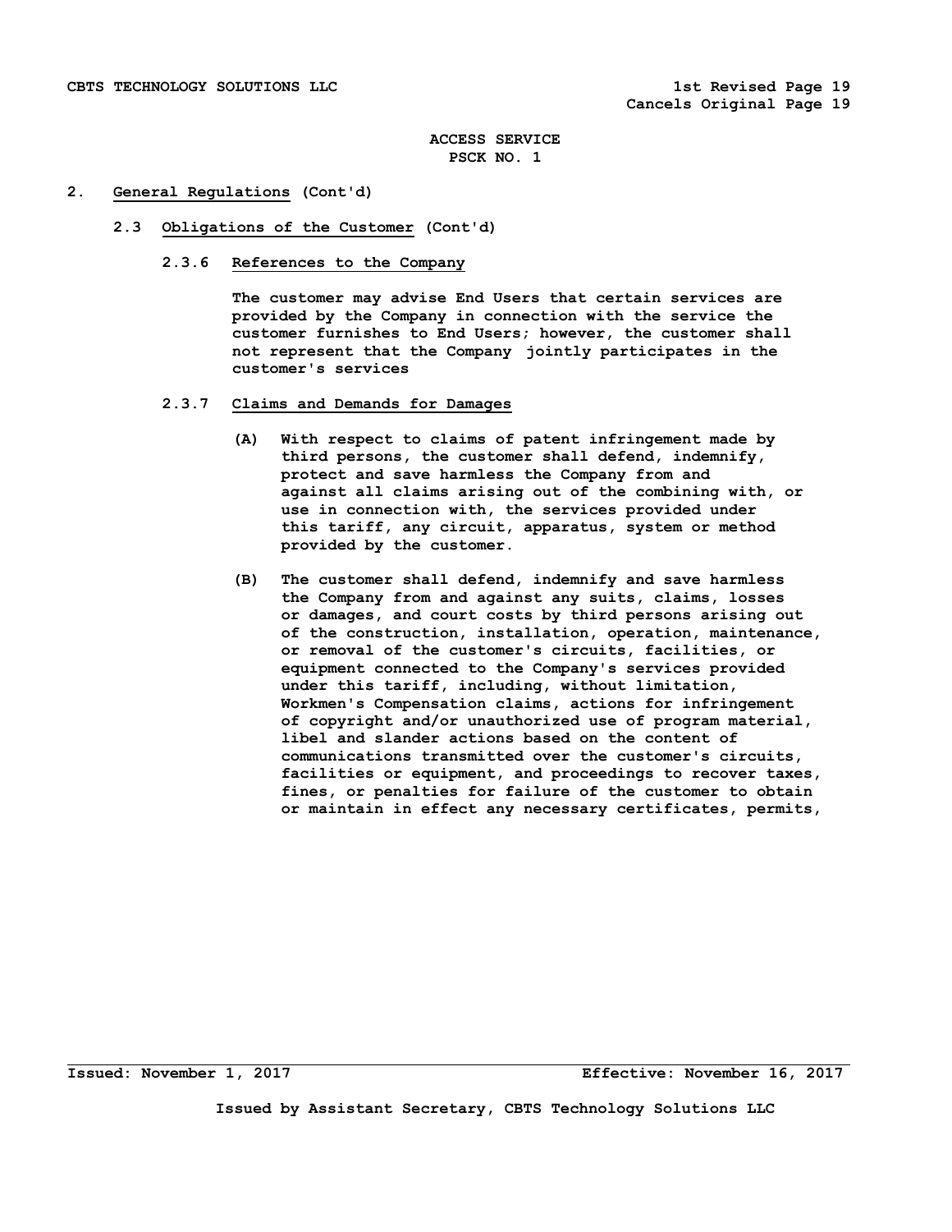## 2. General Regulations (Cont'd)

### 2.3 Obligations of the Customer (Cont'd)

#### 2.3.6 References to the Company

The customer may advise End Users that certain services are provided by the Company in connection with the service the customer furnishes to End Users; however, the customer shall not represent that the Company jointly participates in the customer's services

#### 2.3.7 Claims and Demands for Damages

(A) With respect to claims of patent infringement made by third persons, the customer shall defend, indemnify, protect and save harmless the Company from and against all claims arising out of the combining with, or use in connection with, the services provided under this tariff, any circuit, apparatus, system or method provided by the customer.

(B) The customer shall defend, indemnify and save harmless the Company from and against any suits, claims, losses or damages, and court costs by third persons arising out of the construction, installation, operation, maintenance, or removal of the customer's circuits, facilities, or equipment connected to the Company's services provided under this tariff, including, without limitation, Workmen's Compensation claims, actions for infringement of copyright and/or unauthorized use of program material, libel and slander actions based on the content of communications transmitted over the customer's circuits, facilities or equipment, and proceedings to recover taxes, fines, or penalties for failure of the customer to obtain or maintain in effect any necessary certificates, permits,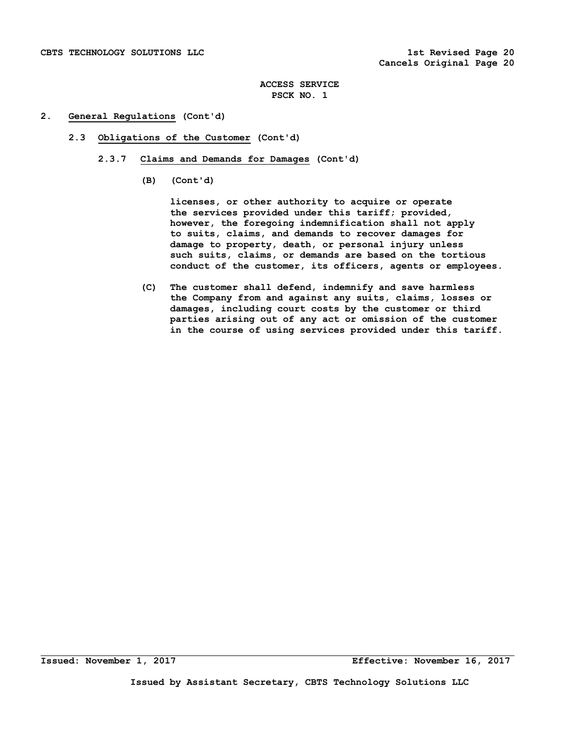ACCESS SERVICE
PSCK NO. 1

## 2. General Regulations (Cont'd)

### 2.3 Obligations of the Customer (Cont'd)

#### 2.3.7 Claims and Demands for Damages (Cont'd)

**(B)** (Cont'd)

licenses, or other authority to acquire or operate the services provided under this tariff; provided, however, the foregoing indemnification shall not apply to suits, claims, and demands to recover damages for damage to property, death, or personal injury unless such suits, claims, or demands are based on the tortious conduct of the customer, its officers, agents or employees.

**(C)** The customer shall defend, indemnify and save harmless the Company from and against any suits, claims, losses or damages, including court costs by the customer or third parties arising out of any act or omission of the customer in the course of using services provided under this tariff.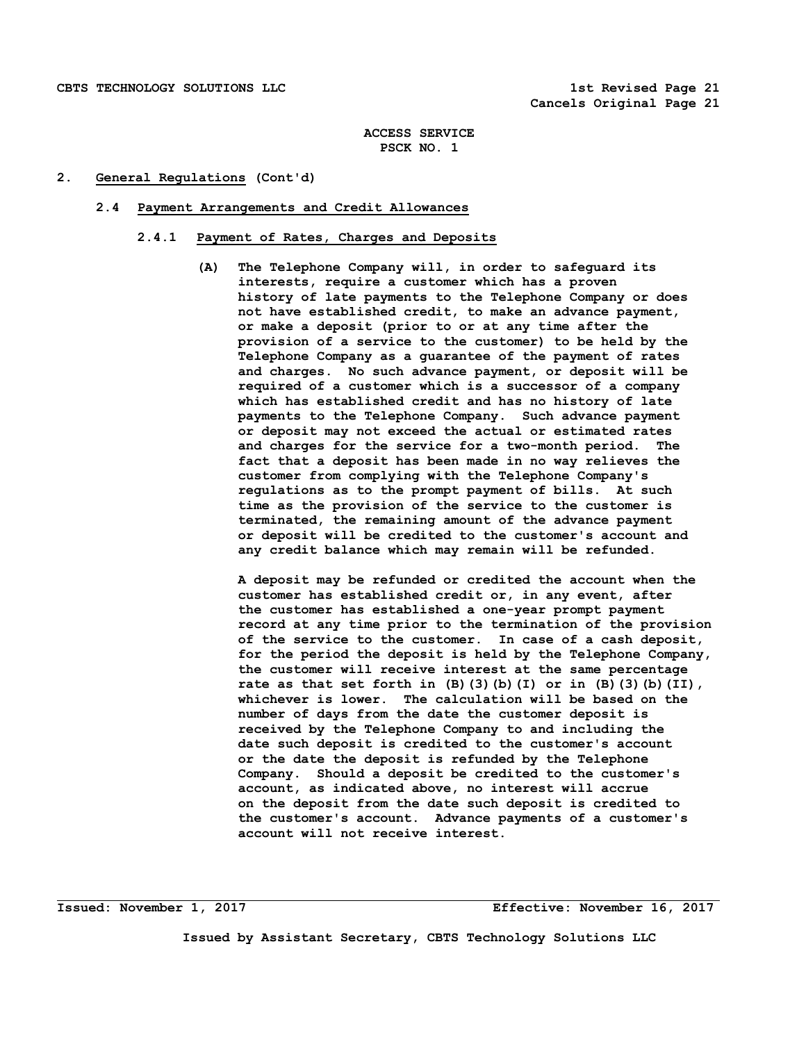ACCESS SERVICE
PSCK NO. 1

## 2. General Regulations (Cont'd)

### 2.4 Payment Arrangements and Credit Allowances

#### 2.4.1 Payment of Rates, Charges and Deposits

(A) The Telephone Company will, in order to safeguard its interests, require a customer which has a proven history of late payments to the Telephone Company or does not have established credit, to make an advance payment, or make a deposit (prior to or at any time after the provision of a service to the customer) to be held by the Telephone Company as a guarantee of the payment of rates and charges. No such advance payment, or deposit will be required of a customer which is a successor of a company which has established credit and has no history of late payments to the Telephone Company. Such advance payment or deposit may not exceed the actual or estimated rates and charges for the service for a two-month period. The fact that a deposit has been made in no way relieves the customer from complying with the Telephone Company's regulations as to the prompt payment of bills. At such time as the provision of the service to the customer is terminated, the remaining amount of the advance payment or deposit will be credited to the customer's account and any credit balance which may remain will be refunded.

A deposit may be refunded or credited the account when the customer has established credit or, in any event, after the customer has established a one-year prompt payment record at any time prior to the termination of the provision of the service to the customer. In case of a cash deposit, for the period the deposit is held by the Telephone Company, the customer will receive interest at the same percentage rate as that set forth in (B)(3)(b)(I) or in (B)(3)(b)(II), whichever is lower. The calculation will be based on the number of days from the date the customer deposit is received by the Telephone Company to and including the date such deposit is credited to the customer's account or the date the deposit is refunded by the Telephone Company. Should a deposit be credited to the customer's account, as indicated above, no interest will accrue on the deposit from the date such deposit is credited to the customer's account. Advance payments of a customer's account will not receive interest.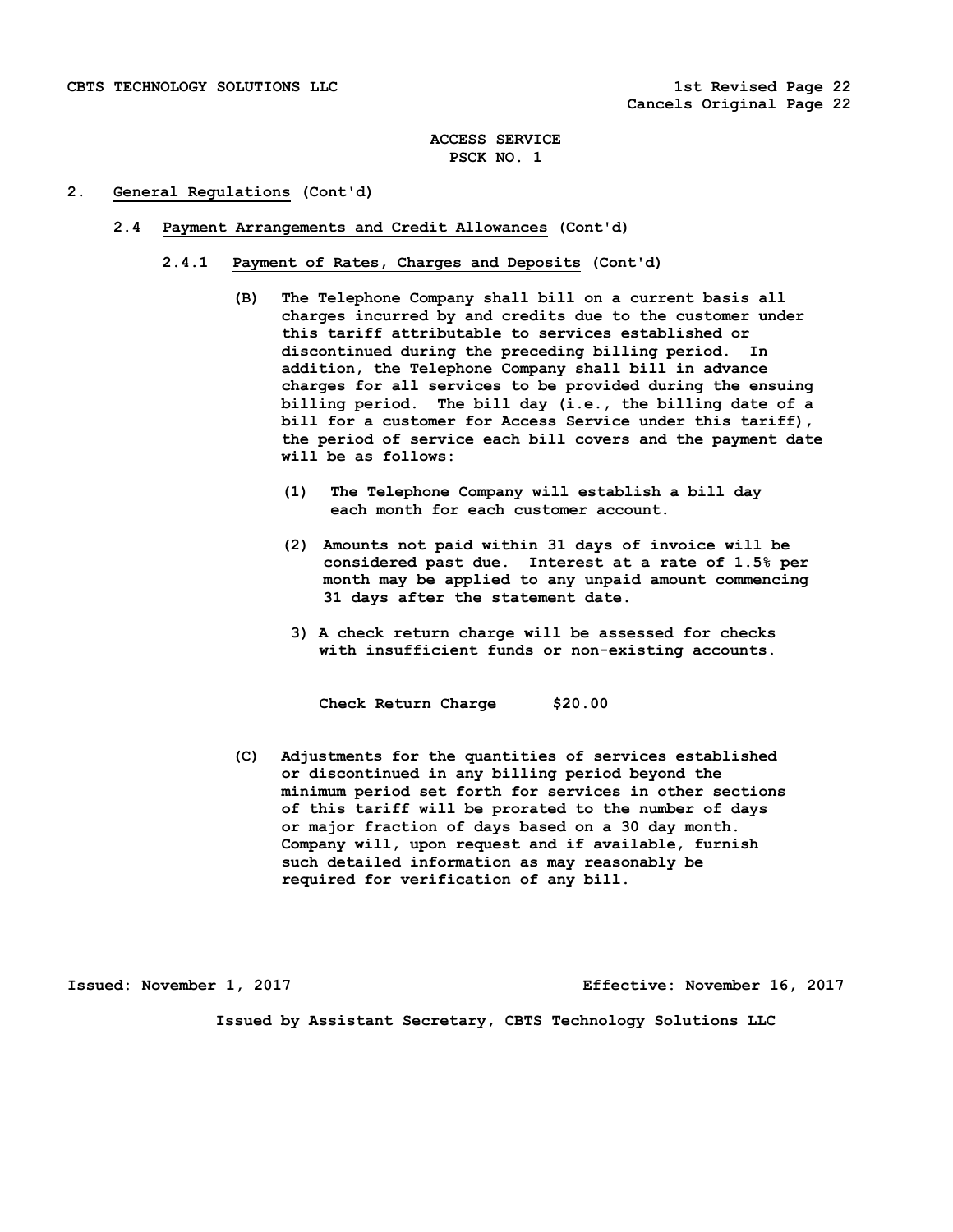## 2. General Regulations (Cont'd)

### 2.4 Payment Arrangements and Credit Allowances (Cont'd)

#### 2.4.1 Payment of Rates, Charges and Deposits (Cont'd)

**(B)** The Telephone Company shall bill on a current basis all charges incurred by and credits due to the customer under this tariff attributable to services established or discontinued during the preceding billing period. In addition, the Telephone Company shall bill in advance charges for all services to be provided during the ensuing billing period. The bill day (i.e., the billing date of a bill for a customer for Access Service under this tariff), the period of service each bill covers and the payment date will be as follows:

(1) The Telephone Company will establish a bill day each month for each customer account.

(2) Amounts not paid within 31 days of invoice will be considered past due. Interest at a rate of 1.5% per month may be applied to any unpaid amount commencing 31 days after the statement date.

3) A check return charge will be assessed for checks with insufficient funds or non-existing accounts.

| Check Return Charge | $20.00 |
|---|---|

**(C)** Adjustments for the quantities of services established or discontinued in any billing period beyond the minimum period set forth for services in other sections of this tariff will be prorated to the number of days or major fraction of days based on a 30 day month. Company will, upon request and if available, furnish such detailed information as may reasonably be required for verification of any bill.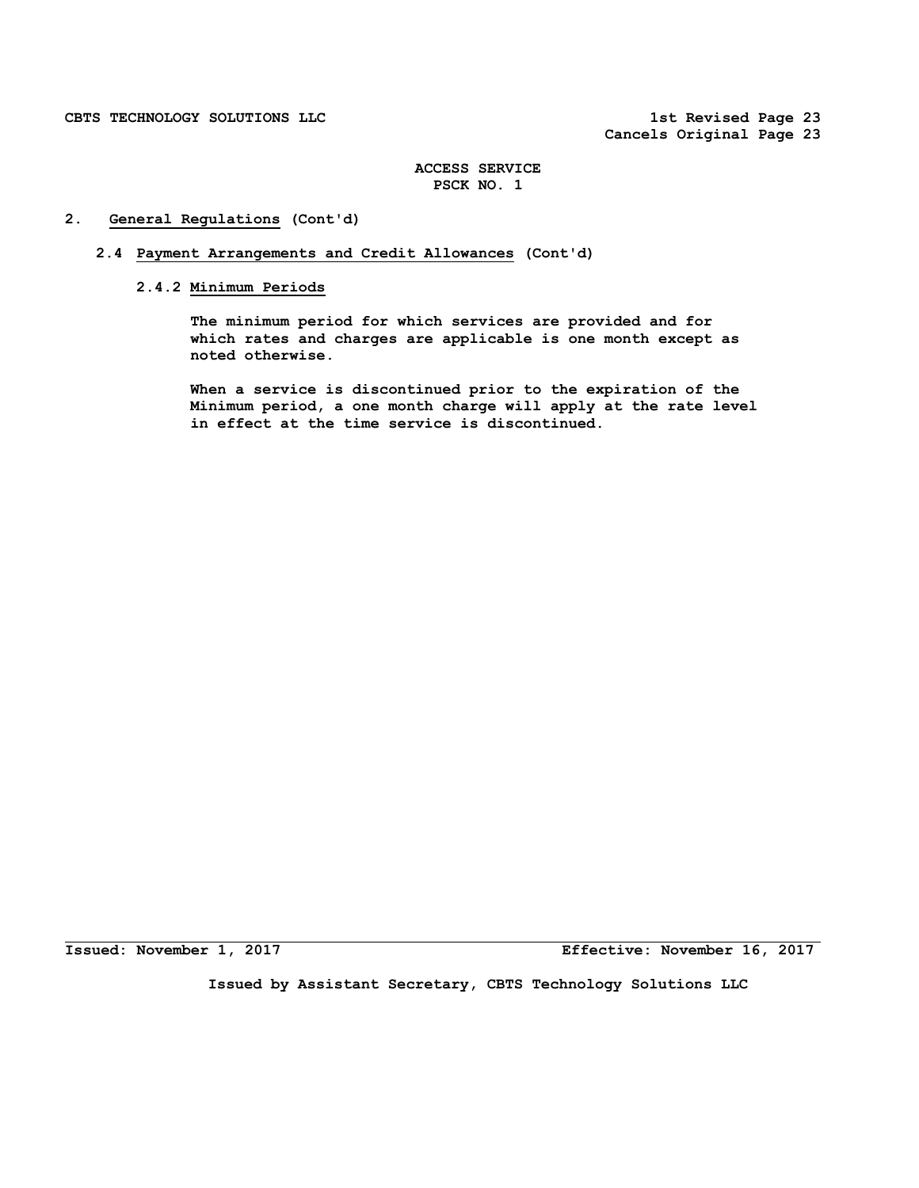## 2. General Regulations (Cont'd)

### 2.4 Payment Arrangements and Credit Allowances (Cont'd)

#### 2.4.2 Minimum Periods

The minimum period for which services are provided and for which rates and charges are applicable is one month except as noted otherwise.

When a service is discontinued prior to the expiration of the Minimum period, a one month charge will apply at the rate level in effect at the time service is discontinued.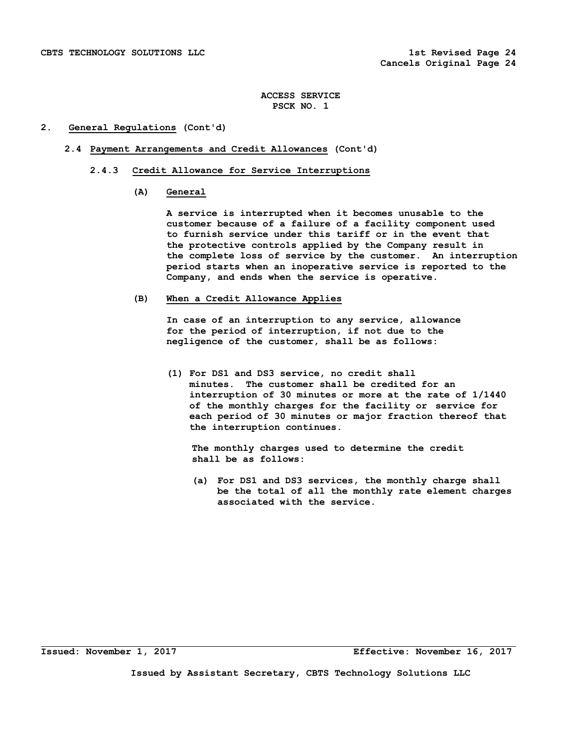ACCESS SERVICE
PSCK NO. 1

2. **General Regulations** (Cont'd)

2.4 **Payment Arrangements and Credit Allowances** (Cont'd)

2.4.3 **Credit Allowance for Service Interruptions**

(A) **General**

A service is interrupted when it becomes unusable to the customer because of a failure of a facility component used to furnish service under this tariff or in the event that the protective controls applied by the Company result in the complete loss of service by the customer. An interruption period starts when an inoperative service is reported to the Company, and ends when the service is operative.

(B) **When a Credit Allowance Applies**

In case of an interruption to any service, allowance for the period of interruption, if not due to the negligence of the customer, shall be as follows:

(1) For DS1 and DS3 service, no credit shall minutes. The customer shall be credited for an interruption of 30 minutes or more at the rate of 1/1440 of the monthly charges for the facility or service for each period of 30 minutes or major fraction thereof that the interruption continues.

The monthly charges used to determine the credit shall be as follows:

(a) For DS1 and DS3 services, the monthly charge shall be the total of all the monthly rate element charges associated with the service.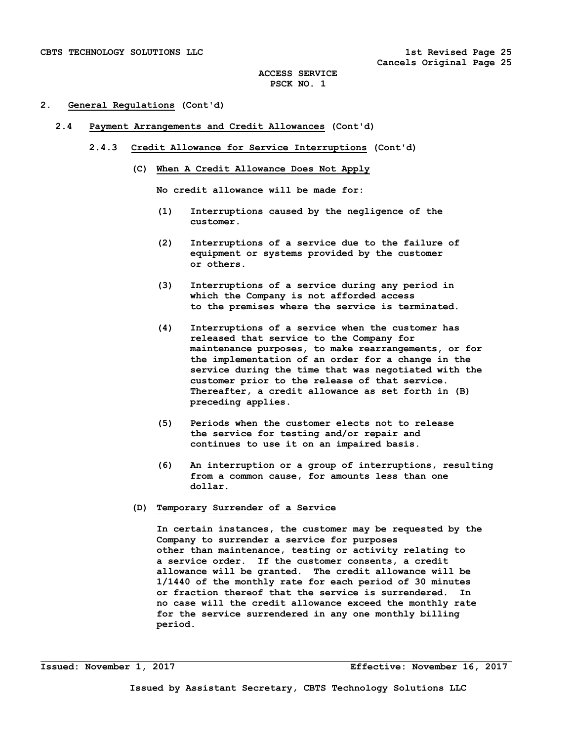## 2. General Regulations (Cont'd)

### 2.4 Payment Arrangements and Credit Allowances (Cont'd)

#### 2.4.3 Credit Allowance for Service Interruptions (Cont'd)

**(C) When A Credit Allowance Does Not Apply**

No credit allowance will be made for:

(1) Interruptions caused by the negligence of the customer.

(2) Interruptions of a service due to the failure of equipment or systems provided by the customer or others.

(3) Interruptions of a service during any period in which the Company is not afforded access to the premises where the service is terminated.

(4) Interruptions of a service when the customer has released that service to the Company for maintenance purposes, to make rearrangements, or for the implementation of an order for a change in the service during the time that was negotiated with the customer prior to the release of that service. Thereafter, a credit allowance as set forth in (B) preceding applies.

(5) Periods when the customer elects not to release the service for testing and/or repair and continues to use it on an impaired basis.

(6) An interruption or a group of interruptions, resulting from a common cause, for amounts less than one dollar.

**(D) Temporary Surrender of a Service**

In certain instances, the customer may be requested by the Company to surrender a service for purposes other than maintenance, testing or activity relating to a service order. If the customer consents, a credit allowance will be granted. The credit allowance will be 1/1440 of the monthly rate for each period of 30 minutes or fraction thereof that the service is surrendered. In no case will the credit allowance exceed the monthly rate for the service surrendered in any one monthly billing period.

Issued: November 1, 2017 Effective: November 16, 2017

Issued by Assistant Secretary, CBTS Technology Solutions LLC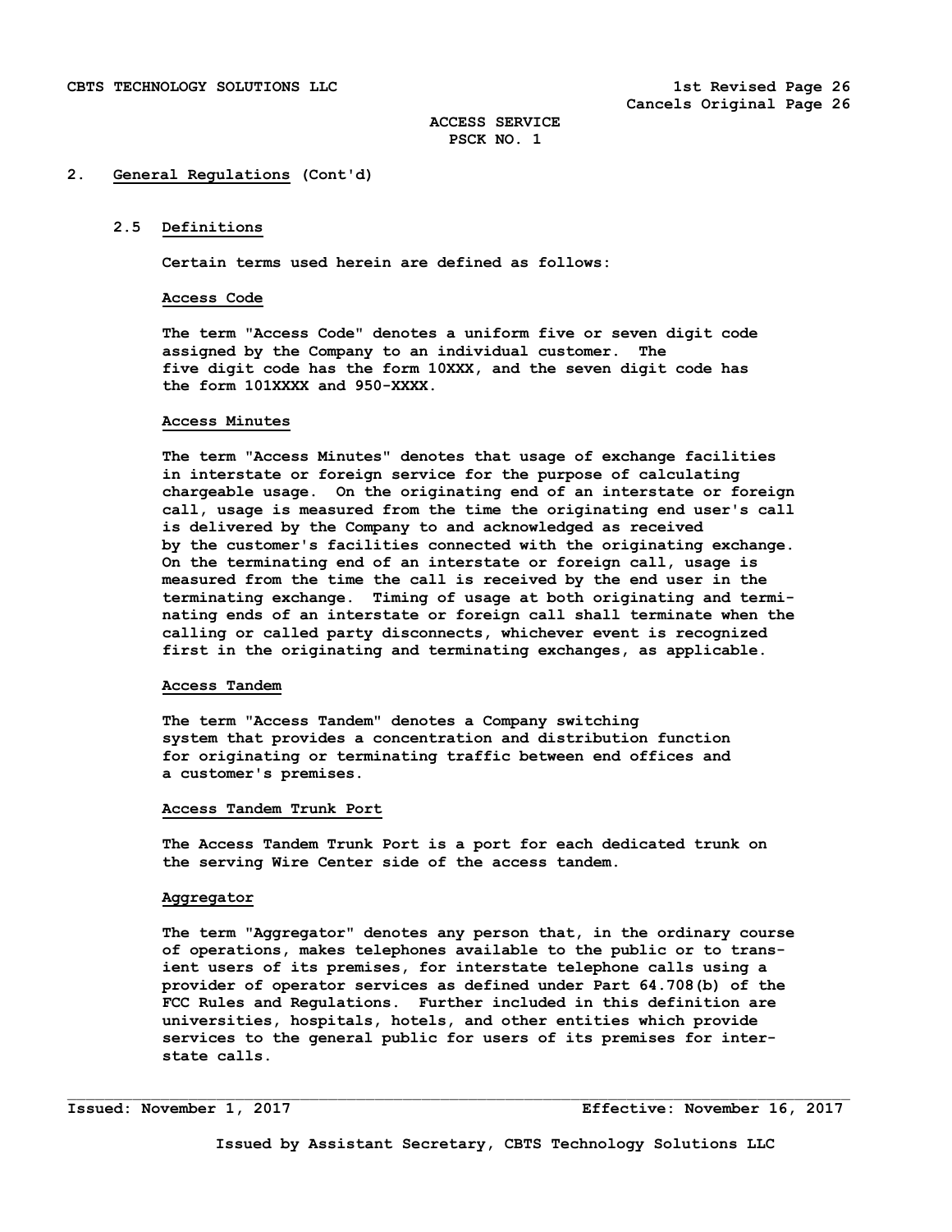## 2. General Regulations (Cont'd)

### 2.5 Definitions

Certain terms used herein are defined as follows:

#### Access Code

The term "Access Code" denotes a uniform five or seven digit code assigned by the Company to an individual customer. The five digit code has the form 10XXX, and the seven digit code has the form 101XXXX and 950-XXXX.

#### Access Minutes

The term "Access Minutes" denotes that usage of exchange facilities in interstate or foreign service for the purpose of calculating chargeable usage. On the originating end of an interstate or foreign call, usage is measured from the time the originating end user's call is delivered by the Company to and acknowledged as received by the customer's facilities connected with the originating exchange. On the terminating end of an interstate or foreign call, usage is measured from the time the call is received by the end user in the terminating exchange. Timing of usage at both originating and terminating ends of an interstate or foreign call shall terminate when the calling or called party disconnects, whichever event is recognized first in the originating and terminating exchanges, as applicable.

#### Access Tandem

The term "Access Tandem" denotes a Company switching system that provides a concentration and distribution function for originating or terminating traffic between end offices and a customer's premises.

#### Access Tandem Trunk Port

The Access Tandem Trunk Port is a port for each dedicated trunk on the serving Wire Center side of the access tandem.

#### Aggregator

The term "Aggregator" denotes any person that, in the ordinary course of operations, makes telephones available to the public or to transient users of its premises, for interstate telephone calls using a provider of operator services as defined under Part 64.708(b) of the FCC Rules and Regulations. Further included in this definition are universities, hospitals, hotels, and other entities which provide services to the general public for users of its premises for interstate calls.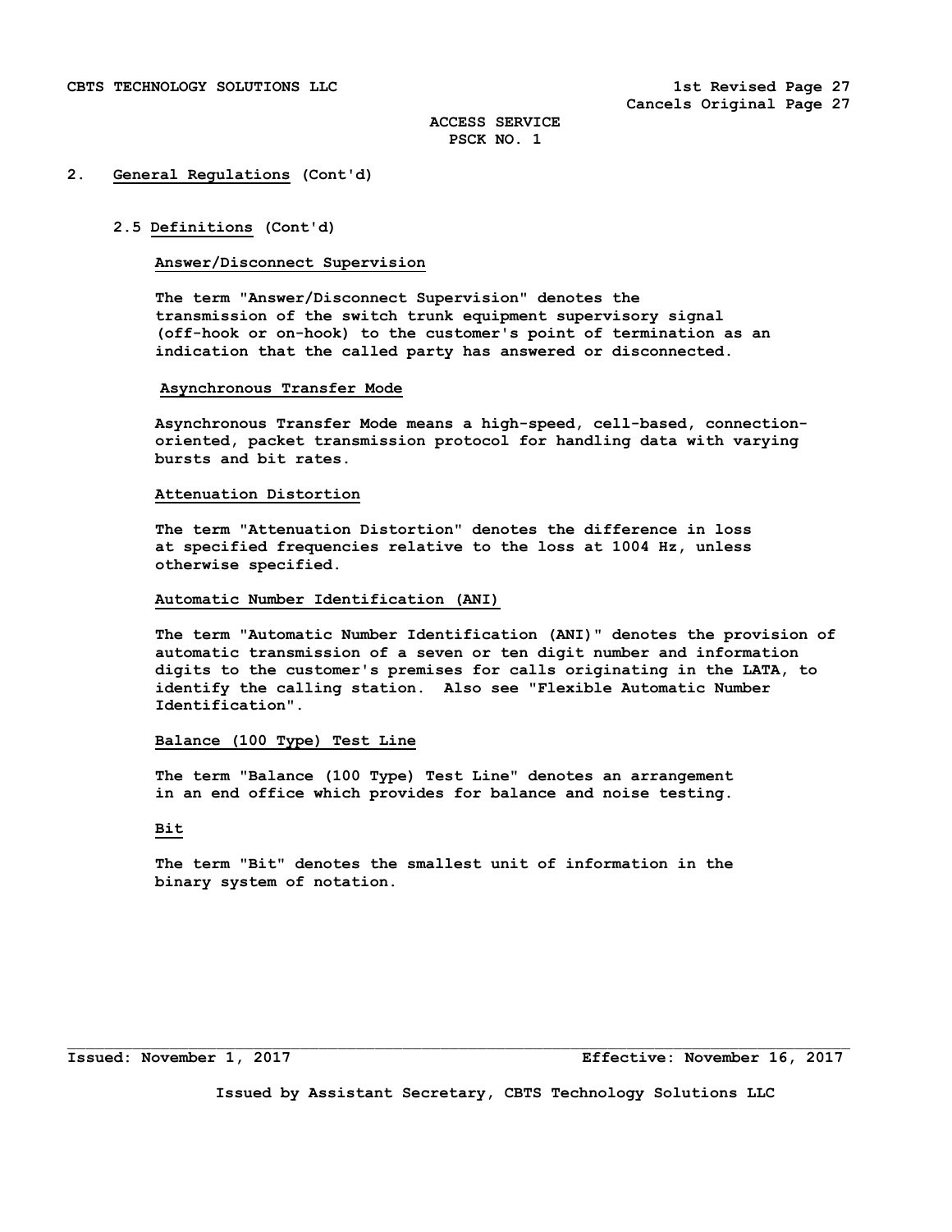## 2. General Regulations (Cont'd)

### 2.5 Definitions (Cont'd)

**Answer/Disconnect Supervision**

The term "Answer/Disconnect Supervision" denotes the transmission of the switch trunk equipment supervisory signal (off-hook or on-hook) to the customer's point of termination as an indication that the called party has answered or disconnected.

**Asynchronous Transfer Mode**

Asynchronous Transfer Mode means a high-speed, cell-based, connection-oriented, packet transmission protocol for handling data with varying bursts and bit rates.

**Attenuation Distortion**

The term "Attenuation Distortion" denotes the difference in loss at specified frequencies relative to the loss at 1004 Hz, unless otherwise specified.

**Automatic Number Identification (ANI)**

The term "Automatic Number Identification (ANI)" denotes the provision of automatic transmission of a seven or ten digit number and information digits to the customer's premises for calls originating in the LATA, to identify the calling station. Also see "Flexible Automatic Number Identification".

**Balance (100 Type) Test Line**

The term "Balance (100 Type) Test Line" denotes an arrangement in an end office which provides for balance and noise testing.

**Bit**

The term "Bit" denotes the smallest unit of information in the binary system of notation.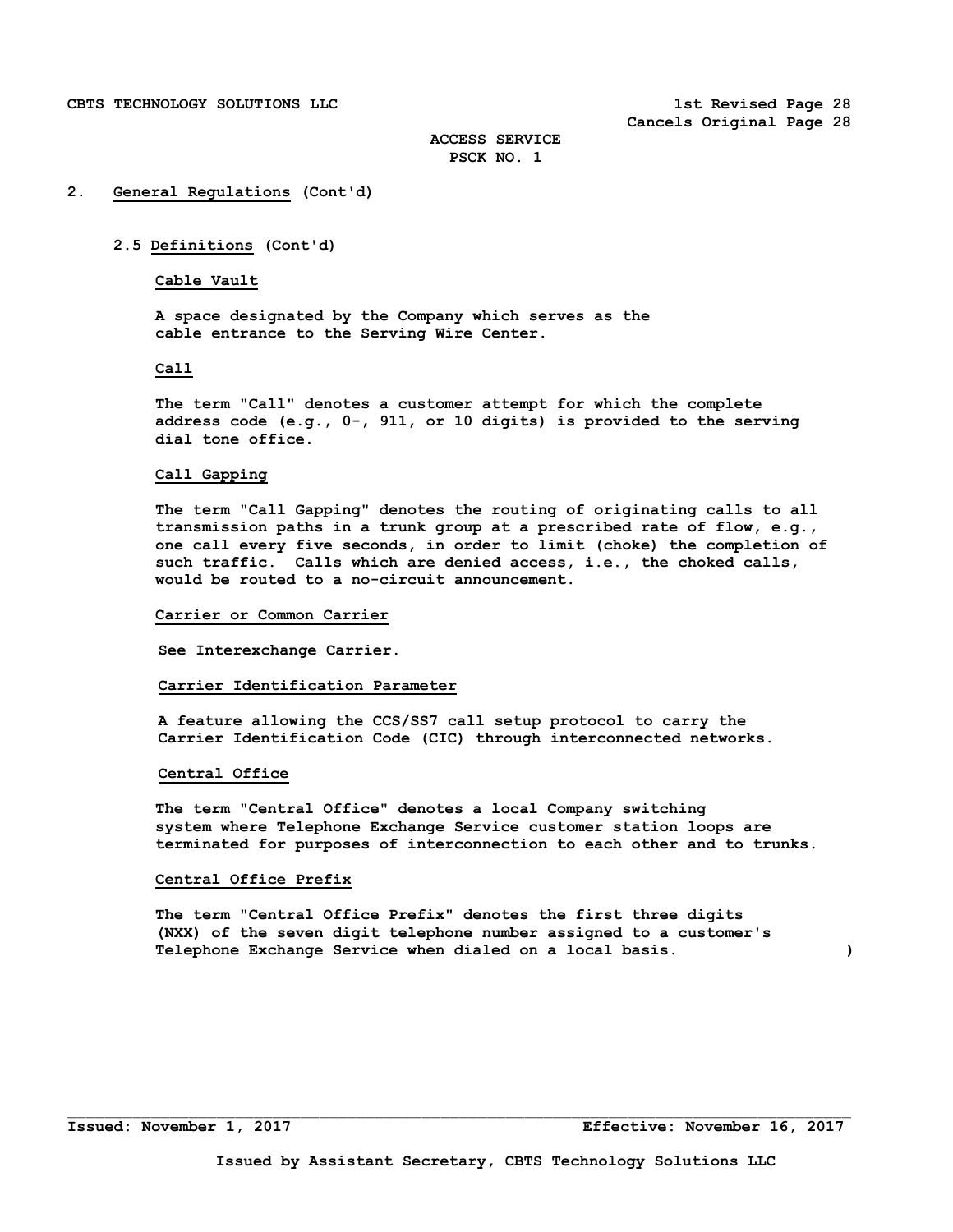## 2. General Regulations (Cont'd)

### 2.5 Definitions (Cont'd)

**Cable Vault**

A space designated by the Company which serves as the cable entrance to the Serving Wire Center.

**Call**

The term "Call" denotes a customer attempt for which the complete address code (e.g., 0-, 911, or 10 digits) is provided to the serving dial tone office.

**Call Gapping**

The term "Call Gapping" denotes the routing of originating calls to all transmission paths in a trunk group at a prescribed rate of flow, e.g., one call every five seconds, in order to limit (choke) the completion of such traffic. Calls which are denied access, i.e., the choked calls, would be routed to a no-circuit announcement.

**Carrier or Common Carrier**

See Interexchange Carrier.

**Carrier Identification Parameter**

A feature allowing the CCS/SS7 call setup protocol to carry the Carrier Identification Code (CIC) through interconnected networks.

**Central Office**

The term "Central Office" denotes a local Company switching system where Telephone Exchange Service customer station loops are terminated for purposes of interconnection to each other and to trunks.

**Central Office Prefix**

The term "Central Office Prefix" denotes the first three digits (NXX) of the seven digit telephone number assigned to a customer's Telephone Exchange Service when dialed on a local basis. )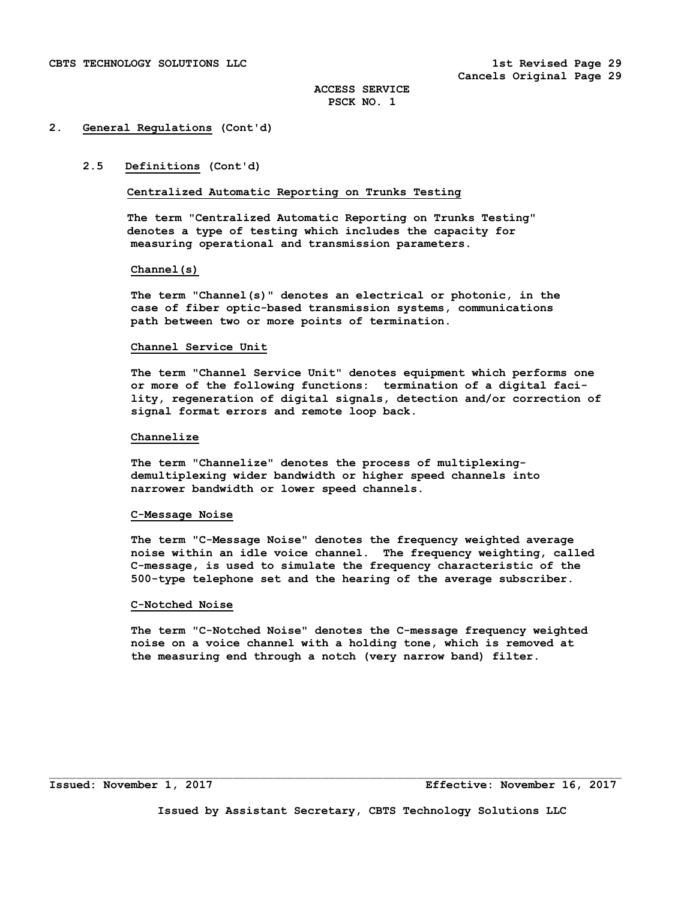## 2. General Regulations (Cont'd)

### 2.5 Definitions (Cont'd)

**Centralized Automatic Reporting on Trunks Testing**

The term "Centralized Automatic Reporting on Trunks Testing" denotes a type of testing which includes the capacity for measuring operational and transmission parameters.

**Channel(s)**

The term "Channel(s)" denotes an electrical or photonic, in the case of fiber optic-based transmission systems, communications path between two or more points of termination.

**Channel Service Unit**

The term "Channel Service Unit" denotes equipment which performs one or more of the following functions: termination of a digital facility, regeneration of digital signals, detection and/or correction of signal format errors and remote loop back.

**Channelize**

The term "Channelize" denotes the process of multiplexing-demultiplexing wider bandwidth or higher speed channels into narrower bandwidth or lower speed channels.

**C-Message Noise**

The term "C-Message Noise" denotes the frequency weighted average noise within an idle voice channel. The frequency weighting, called C-message, is used to simulate the frequency characteristic of the 500-type telephone set and the hearing of the average subscriber.

**C-Notched Noise**

The term "C-Notched Noise" denotes the C-message frequency weighted noise on a voice channel with a holding tone, which is removed at the measuring end through a notch (very narrow band) filter.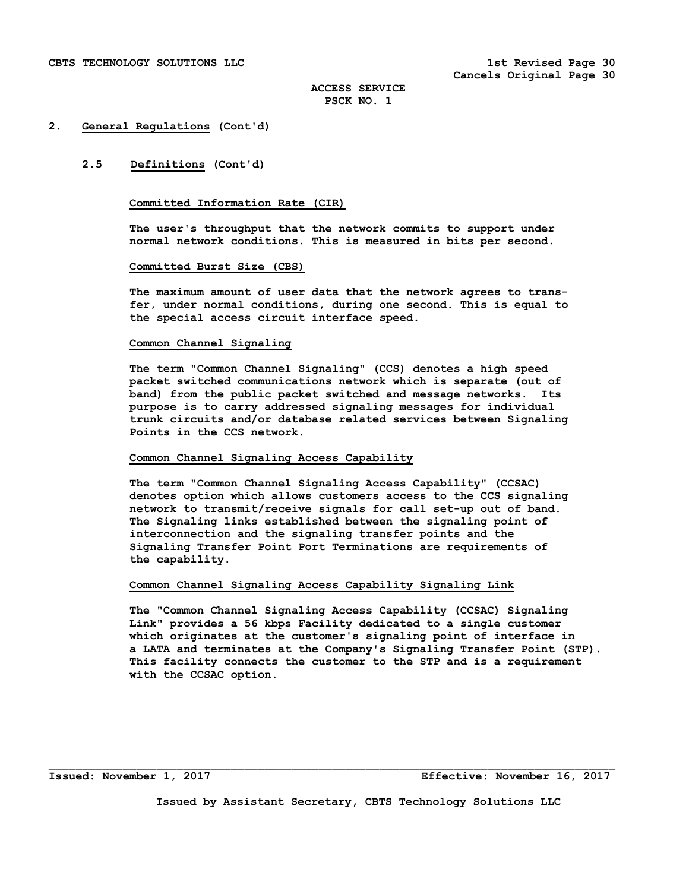## 2. General Regulations (Cont'd)

### 2.5 Definitions (Cont'd)

**Committed Information Rate (CIR)**

The user's throughput that the network commits to support under normal network conditions. This is measured in bits per second.

**Committed Burst Size (CBS)**

The maximum amount of user data that the network agrees to transfer, under normal conditions, during one second. This is equal to the special access circuit interface speed.

**Common Channel Signaling**

The term "Common Channel Signaling" (CCS) denotes a high speed packet switched communications network which is separate (out of band) from the public packet switched and message networks. Its purpose is to carry addressed signaling messages for individual trunk circuits and/or database related services between Signaling Points in the CCS network.

**Common Channel Signaling Access Capability**

The term "Common Channel Signaling Access Capability" (CCSAC) denotes option which allows customers access to the CCS signaling network to transmit/receive signals for call set-up out of band. The Signaling links established between the signaling point of interconnection and the signaling transfer points and the Signaling Transfer Point Port Terminations are requirements of the capability.

**Common Channel Signaling Access Capability Signaling Link**

The "Common Channel Signaling Access Capability (CCSAC) Signaling Link" provides a 56 kbps Facility dedicated to a single customer which originates at the customer's signaling point of interface in a LATA and terminates at the Company's Signaling Transfer Point (STP). This facility connects the customer to the STP and is a requirement with the CCSAC option.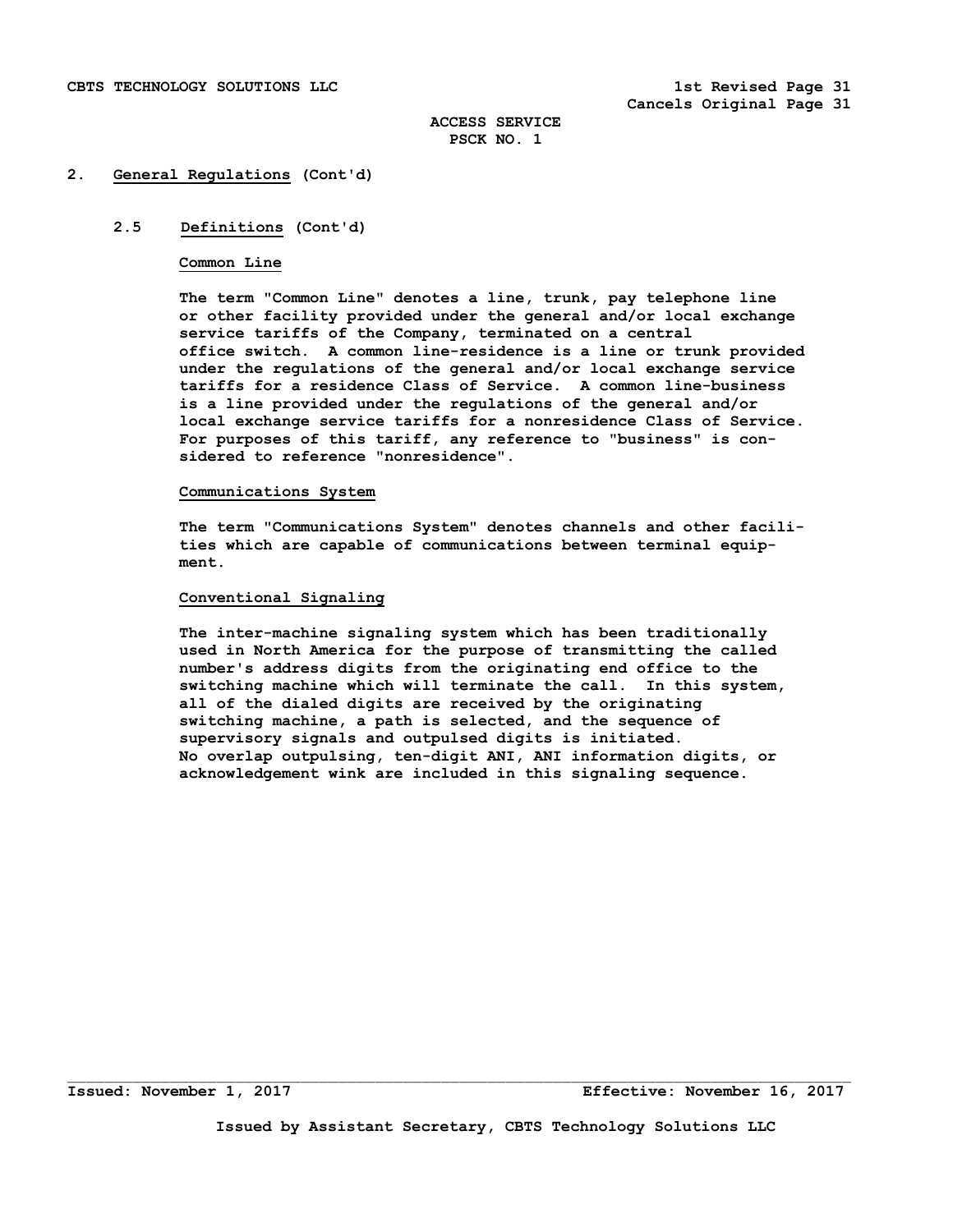## 2. General Regulations (Cont'd)

### 2.5 Definitions (Cont'd)

**Common Line**

The term "Common Line" denotes a line, trunk, pay telephone line or other facility provided under the general and/or local exchange service tariffs of the Company, terminated on a central office switch. A common line-residence is a line or trunk provided under the regulations of the general and/or local exchange service tariffs for a residence Class of Service. A common line-business is a line provided under the regulations of the general and/or local exchange service tariffs for a nonresidence Class of Service. For purposes of this tariff, any reference to "business" is considered to reference "nonresidence".

**Communications System**

The term "Communications System" denotes channels and other facilities which are capable of communications between terminal equipment.

**Conventional Signaling**

The inter-machine signaling system which has been traditionally used in North America for the purpose of transmitting the called number's address digits from the originating end office to the switching machine which will terminate the call. In this system, all of the dialed digits are received by the originating switching machine, a path is selected, and the sequence of supervisory signals and outpulsed digits is initiated. No overlap outpulsing, ten-digit ANI, ANI information digits, or acknowledgement wink are included in this signaling sequence.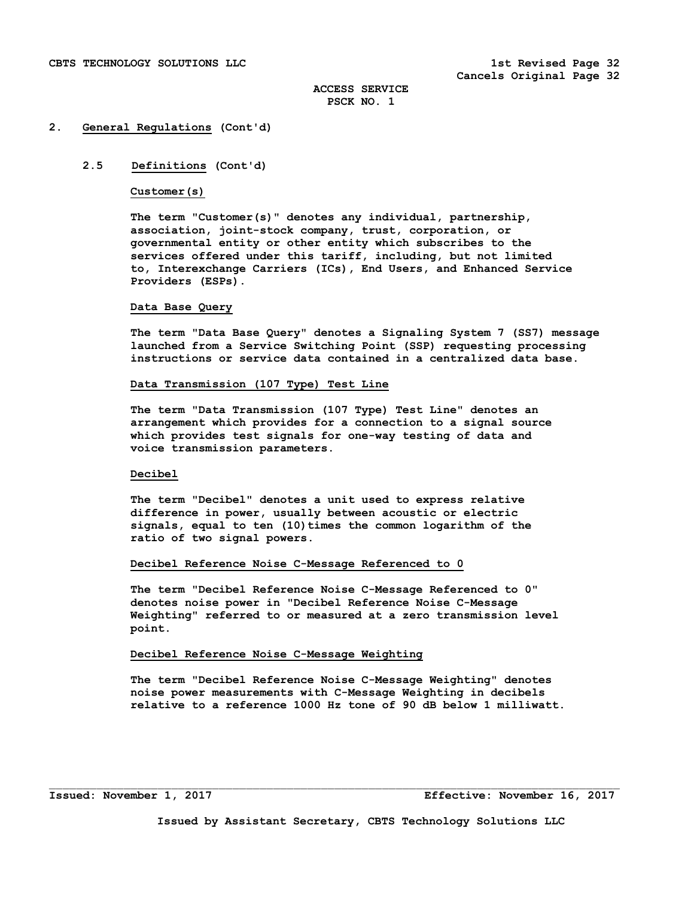## 2. General Regulations (Cont'd)

### 2.5 Definitions (Cont'd)

**Customer(s)**

The term "Customer(s)" denotes any individual, partnership, association, joint-stock company, trust, corporation, or governmental entity or other entity which subscribes to the services offered under this tariff, including, but not limited to, Interexchange Carriers (ICs), End Users, and Enhanced Service Providers (ESPs).

**Data Base Query**

The term "Data Base Query" denotes a Signaling System 7 (SS7) message launched from a Service Switching Point (SSP) requesting processing instructions or service data contained in a centralized data base.

**Data Transmission (107 Type) Test Line**

The term "Data Transmission (107 Type) Test Line" denotes an arrangement which provides for a connection to a signal source which provides test signals for one-way testing of data and voice transmission parameters.

**Decibel**

The term "Decibel" denotes a unit used to express relative difference in power, usually between acoustic or electric signals, equal to ten (10)times the common logarithm of the ratio of two signal powers.

**Decibel Reference Noise C-Message Referenced to 0**

The term "Decibel Reference Noise C-Message Referenced to 0" denotes noise power in "Decibel Reference Noise C-Message Weighting" referred to or measured at a zero transmission level point.

**Decibel Reference Noise C-Message Weighting**

The term "Decibel Reference Noise C-Message Weighting" denotes noise power measurements with C-Message Weighting in decibels relative to a reference 1000 Hz tone of 90 dB below 1 milliwatt.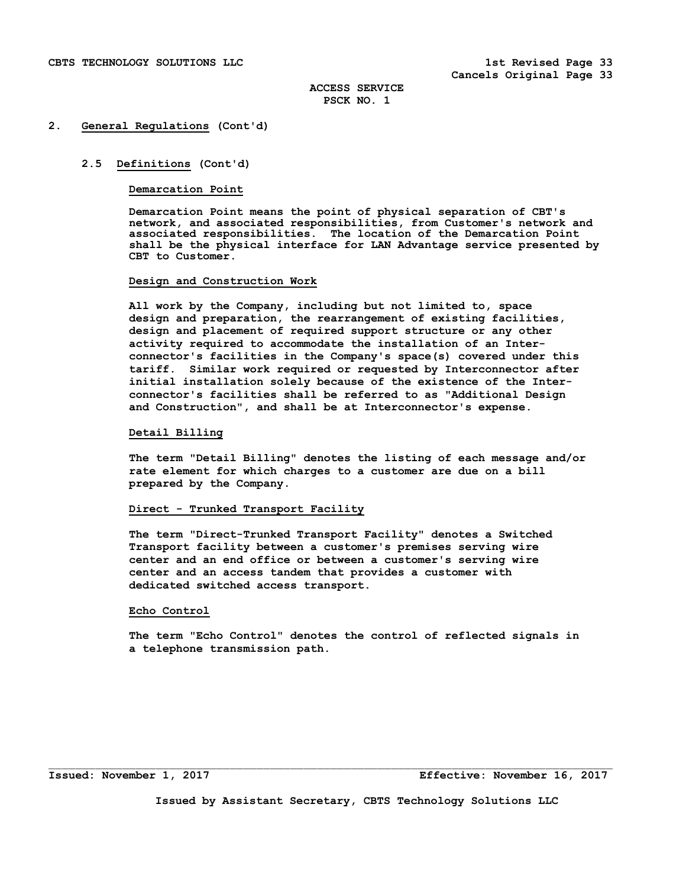## 2. General Regulations (Cont'd)

### 2.5 Definitions (Cont'd)

**Demarcation Point**

Demarcation Point means the point of physical separation of CBT's network, and associated responsibilities, from Customer's network and associated responsibilities. The location of the Demarcation Point shall be the physical interface for LAN Advantage service presented by CBT to Customer.

**Design and Construction Work**

All work by the Company, including but not limited to, space design and preparation, the rearrangement of existing facilities, design and placement of required support structure or any other activity required to accommodate the installation of an Interconnector's facilities in the Company's space(s) covered under this tariff. Similar work required or requested by Interconnector after initial installation solely because of the existence of the Interconnector's facilities shall be referred to as "Additional Design and Construction", and shall be at Interconnector's expense.

**Detail Billing**

The term "Detail Billing" denotes the listing of each message and/or rate element for which charges to a customer are due on a bill prepared by the Company.

**Direct - Trunked Transport Facility**

The term "Direct-Trunked Transport Facility" denotes a Switched Transport facility between a customer's premises serving wire center and an end office or between a customer's serving wire center and an access tandem that provides a customer with dedicated switched access transport.

**Echo Control**

The term "Echo Control" denotes the control of reflected signals in a telephone transmission path.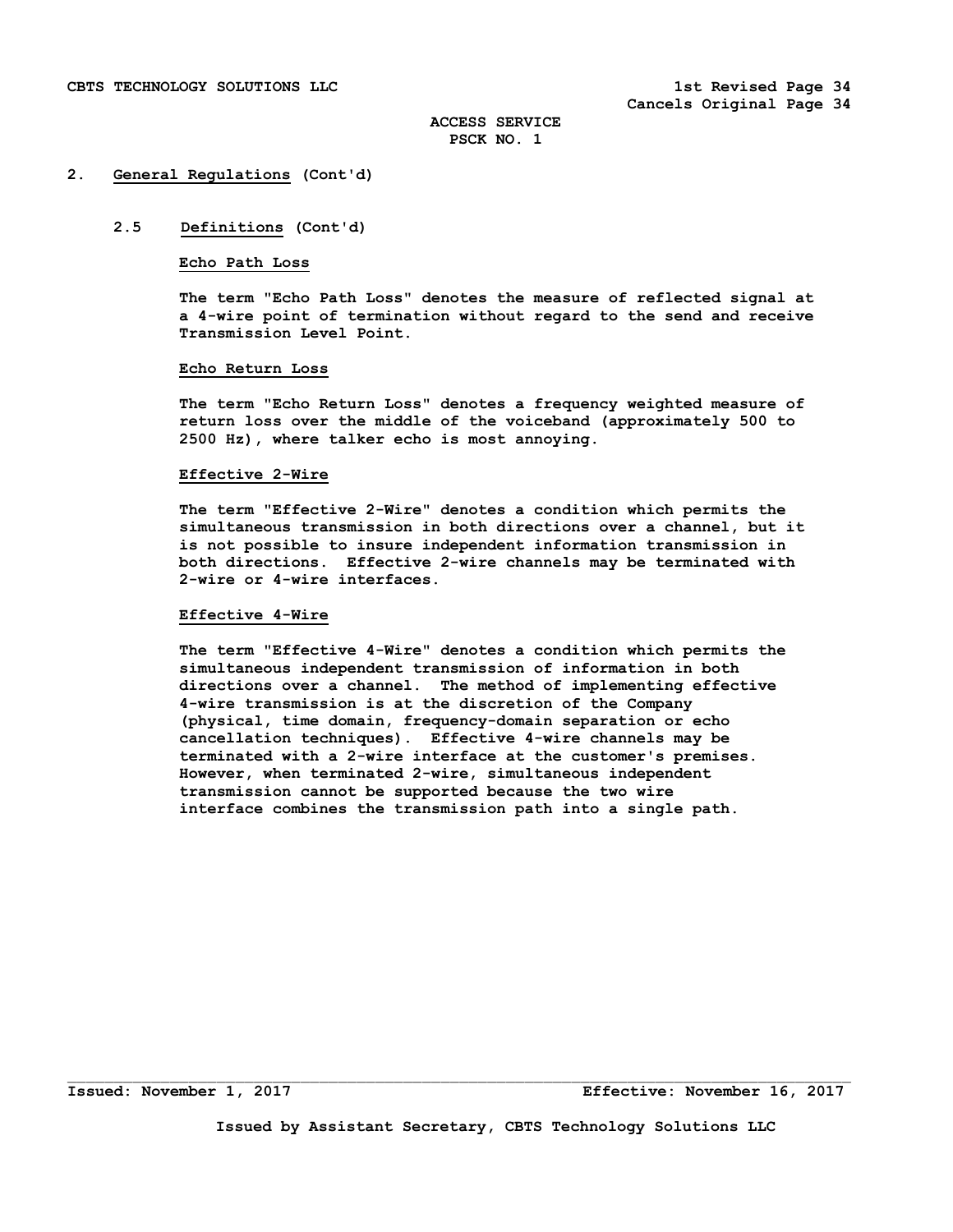## 2. General Regulations (Cont'd)

### 2.5 Definitions (Cont'd)

**Echo Path Loss**

The term "Echo Path Loss" denotes the measure of reflected signal at a 4-wire point of termination without regard to the send and receive Transmission Level Point.

**Echo Return Loss**

The term "Echo Return Loss" denotes a frequency weighted measure of return loss over the middle of the voiceband (approximately 500 to 2500 Hz), where talker echo is most annoying.

**Effective 2-Wire**

The term "Effective 2-Wire" denotes a condition which permits the simultaneous transmission in both directions over a channel, but it is not possible to insure independent information transmission in both directions. Effective 2-wire channels may be terminated with 2-wire or 4-wire interfaces.

**Effective 4-Wire**

The term "Effective 4-Wire" denotes a condition which permits the simultaneous independent transmission of information in both directions over a channel. The method of implementing effective 4-wire transmission is at the discretion of the Company (physical, time domain, frequency-domain separation or echo cancellation techniques). Effective 4-wire channels may be terminated with a 2-wire interface at the customer's premises. However, when terminated 2-wire, simultaneous independent transmission cannot be supported because the two wire interface combines the transmission path into a single path.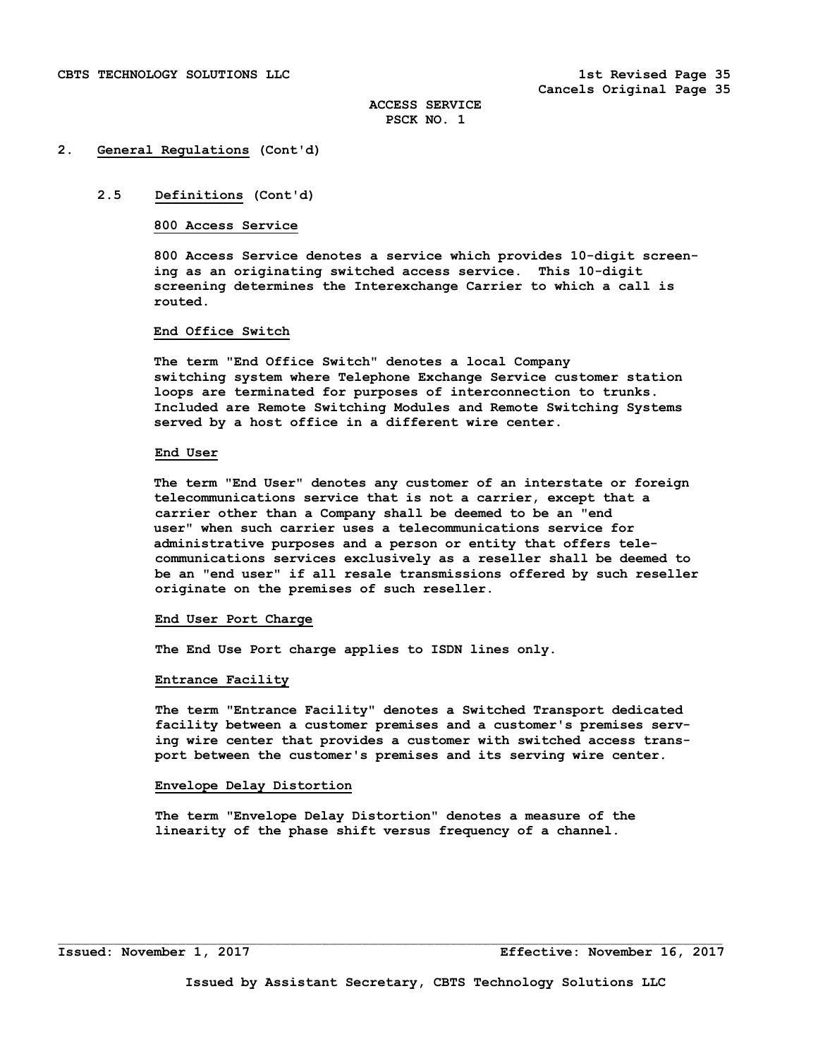## 2. General Regulations (Cont'd)

### 2.5 Definitions (Cont'd)

**800 Access Service**

800 Access Service denotes a service which provides 10-digit screening as an originating switched access service. This 10-digit screening determines the Interexchange Carrier to which a call is routed.

**End Office Switch**

The term "End Office Switch" denotes a local Company switching system where Telephone Exchange Service customer station loops are terminated for purposes of interconnection to trunks. Included are Remote Switching Modules and Remote Switching Systems served by a host office in a different wire center.

**End User**

The term "End User" denotes any customer of an interstate or foreign telecommunications service that is not a carrier, except that a carrier other than a Company shall be deemed to be an "end user" when such carrier uses a telecommunications service for administrative purposes and a person or entity that offers telecommunications services exclusively as a reseller shall be deemed to be an "end user" if all resale transmissions offered by such reseller originate on the premises of such reseller.

**End User Port Charge**

The End Use Port charge applies to ISDN lines only.

**Entrance Facility**

The term "Entrance Facility" denotes a Switched Transport dedicated facility between a customer premises and a customer's premises serving wire center that provides a customer with switched access transport between the customer's premises and its serving wire center.

**Envelope Delay Distortion**

The term "Envelope Delay Distortion" denotes a measure of the linearity of the phase shift versus frequency of a channel.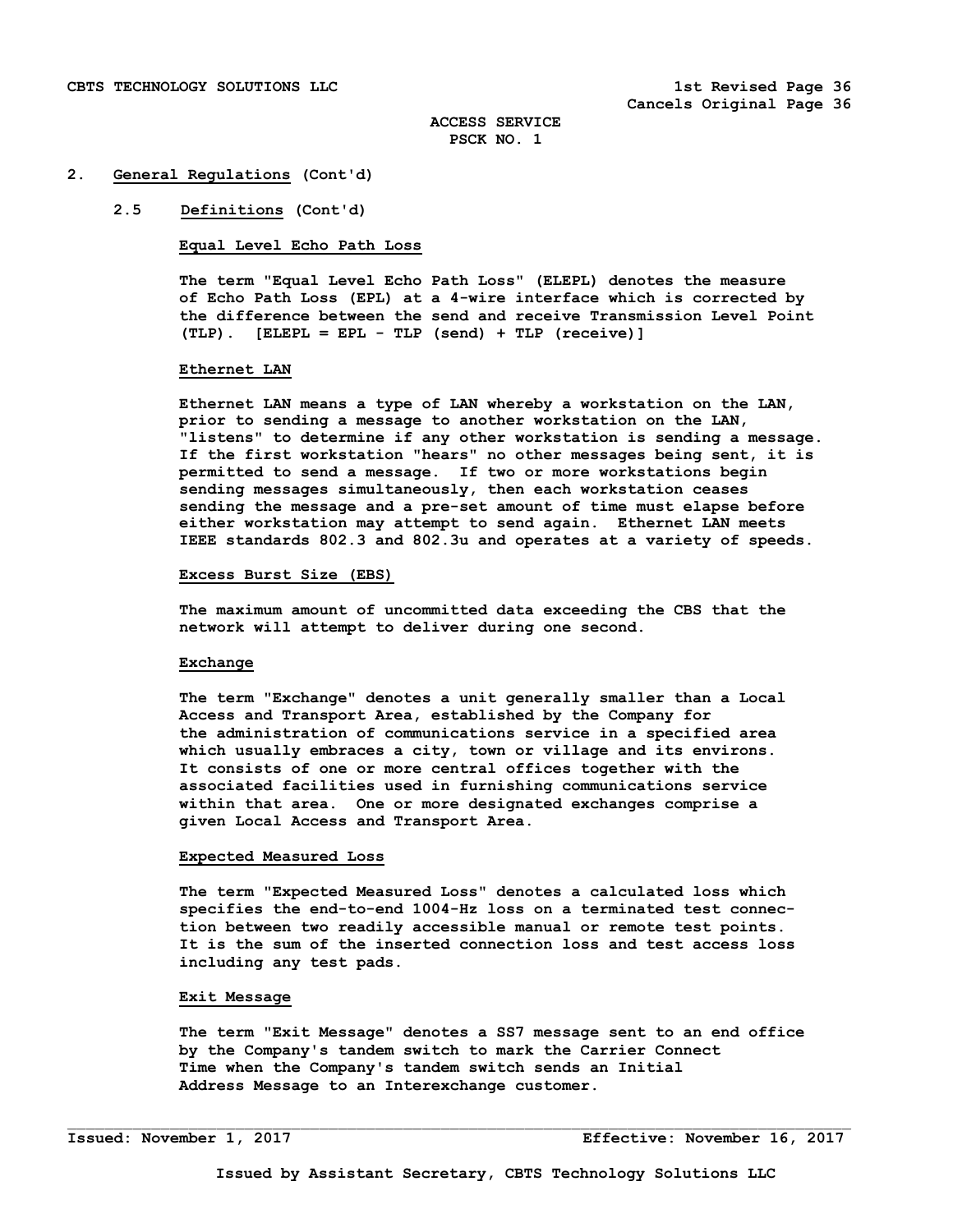## 2. General Regulations (Cont'd)

### 2.5 Definitions (Cont'd)

**Equal Level Echo Path Loss**

The term "Equal Level Echo Path Loss" (ELEPL) denotes the measure of Echo Path Loss (EPL) at a 4-wire interface which is corrected by the difference between the send and receive Transmission Level Point (TLP). [ELEPL = EPL - TLP (send) + TLP (receive)]

**Ethernet LAN**

Ethernet LAN means a type of LAN whereby a workstation on the LAN, prior to sending a message to another workstation on the LAN, "listens" to determine if any other workstation is sending a message. If the first workstation "hears" no other messages being sent, it is permitted to send a message. If two or more workstations begin sending messages simultaneously, then each workstation ceases sending the message and a pre-set amount of time must elapse before either workstation may attempt to send again. Ethernet LAN meets IEEE standards 802.3 and 802.3u and operates at a variety of speeds.

**Excess Burst Size (EBS)**

The maximum amount of uncommitted data exceeding the CBS that the network will attempt to deliver during one second.

**Exchange**

The term "Exchange" denotes a unit generally smaller than a Local Access and Transport Area, established by the Company for the administration of communications service in a specified area which usually embraces a city, town or village and its environs. It consists of one or more central offices together with the associated facilities used in furnishing communications service within that area. One or more designated exchanges comprise a given Local Access and Transport Area.

**Expected Measured Loss**

The term "Expected Measured Loss" denotes a calculated loss which specifies the end-to-end 1004-Hz loss on a terminated test connection between two readily accessible manual or remote test points. It is the sum of the inserted connection loss and test access loss including any test pads.

**Exit Message**

The term "Exit Message" denotes a SS7 message sent to an end office by the Company's tandem switch to mark the Carrier Connect Time when the Company's tandem switch sends an Initial Address Message to an Interexchange customer.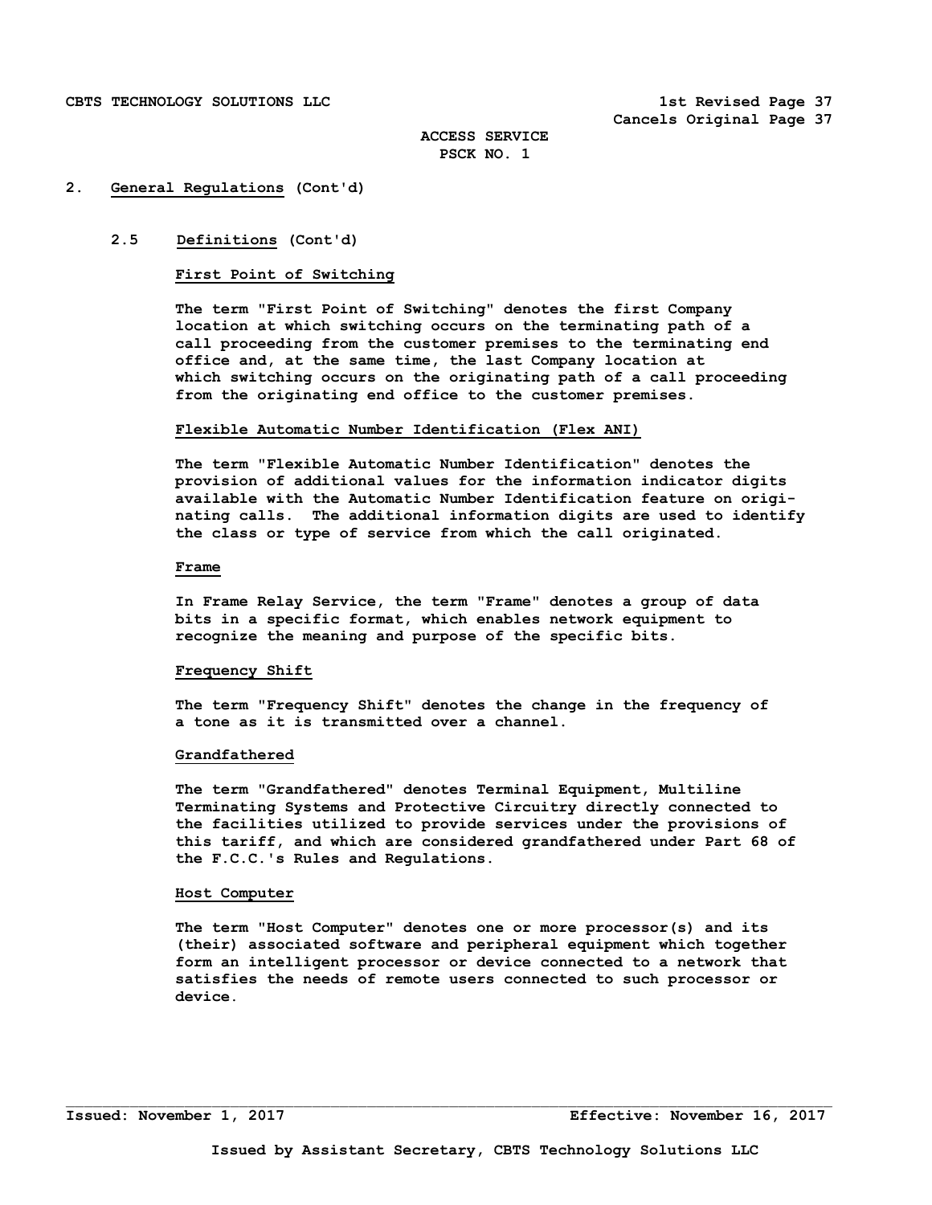## 2. General Regulations (Cont'd)

### 2.5 Definitions (Cont'd)

**First Point of Switching**

The term "First Point of Switching" denotes the first Company location at which switching occurs on the terminating path of a call proceeding from the customer premises to the terminating end office and, at the same time, the last Company location at which switching occurs on the originating path of a call proceeding from the originating end office to the customer premises.

**Flexible Automatic Number Identification (Flex ANI)**

The term "Flexible Automatic Number Identification" denotes the provision of additional values for the information indicator digits available with the Automatic Number Identification feature on originating calls. The additional information digits are used to identify the class or type of service from which the call originated.

**Frame**

In Frame Relay Service, the term "Frame" denotes a group of data bits in a specific format, which enables network equipment to recognize the meaning and purpose of the specific bits.

**Frequency Shift**

The term "Frequency Shift" denotes the change in the frequency of a tone as it is transmitted over a channel.

**Grandfathered**

The term "Grandfathered" denotes Terminal Equipment, Multiline Terminating Systems and Protective Circuitry directly connected to the facilities utilized to provide services under the provisions of this tariff, and which are considered grandfathered under Part 68 of the F.C.C.'s Rules and Regulations.

**Host Computer**

The term "Host Computer" denotes one or more processor(s) and its (their) associated software and peripheral equipment which together form an intelligent processor or device connected to a network that satisfies the needs of remote users connected to such processor or device.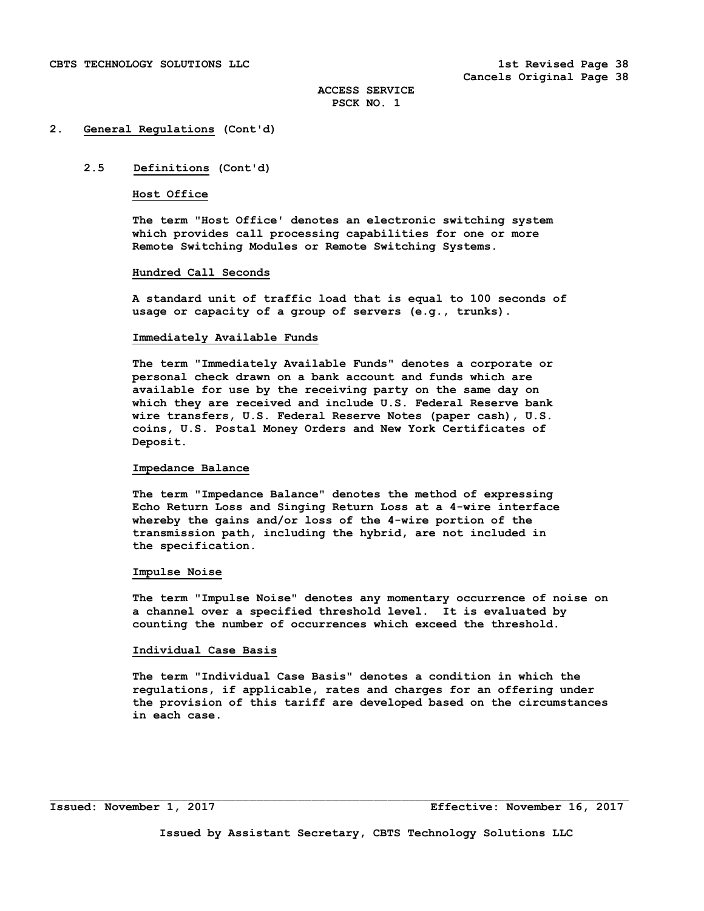## 2. General Regulations (Cont'd)

### 2.5 Definitions (Cont'd)

**Host Office**

The term "Host Office' denotes an electronic switching system which provides call processing capabilities for one or more Remote Switching Modules or Remote Switching Systems.

**Hundred Call Seconds**

A standard unit of traffic load that is equal to 100 seconds of usage or capacity of a group of servers (e.g., trunks).

**Immediately Available Funds**

The term "Immediately Available Funds" denotes a corporate or personal check drawn on a bank account and funds which are available for use by the receiving party on the same day on which they are received and include U.S. Federal Reserve bank wire transfers, U.S. Federal Reserve Notes (paper cash), U.S. coins, U.S. Postal Money Orders and New York Certificates of Deposit.

**Impedance Balance**

The term "Impedance Balance" denotes the method of expressing Echo Return Loss and Singing Return Loss at a 4-wire interface whereby the gains and/or loss of the 4-wire portion of the transmission path, including the hybrid, are not included in the specification.

**Impulse Noise**

The term "Impulse Noise" denotes any momentary occurrence of noise on a channel over a specified threshold level. It is evaluated by counting the number of occurrences which exceed the threshold.

**Individual Case Basis**

The term "Individual Case Basis" denotes a condition in which the regulations, if applicable, rates and charges for an offering under the provision of this tariff are developed based on the circumstances in each case.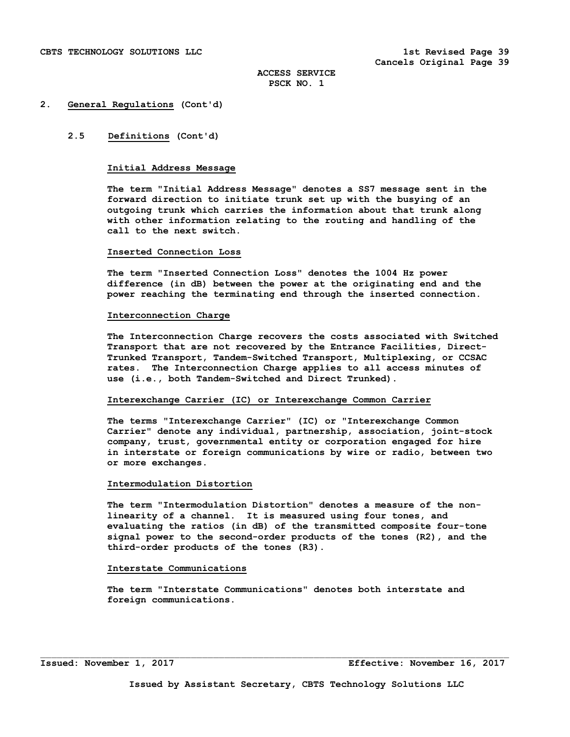## 2. General Regulations (Cont'd)

### 2.5 Definitions (Cont'd)

**Initial Address Message**

The term "Initial Address Message" denotes a SS7 message sent in the forward direction to initiate trunk set up with the busying of an outgoing trunk which carries the information about that trunk along with other information relating to the routing and handling of the call to the next switch.

**Inserted Connection Loss**

The term "Inserted Connection Loss" denotes the 1004 Hz power difference (in dB) between the power at the originating end and the power reaching the terminating end through the inserted connection.

**Interconnection Charge**

The Interconnection Charge recovers the costs associated with Switched Transport that are not recovered by the Entrance Facilities, Direct-Trunked Transport, Tandem-Switched Transport, Multiplexing, or CCSAC rates. The Interconnection Charge applies to all access minutes of use (i.e., both Tandem-Switched and Direct Trunked).

**Interexchange Carrier (IC) or Interexchange Common Carrier**

The terms "Interexchange Carrier" (IC) or "Interexchange Common Carrier" denote any individual, partnership, association, joint-stock company, trust, governmental entity or corporation engaged for hire in interstate or foreign communications by wire or radio, between two or more exchanges.

**Intermodulation Distortion**

The term "Intermodulation Distortion" denotes a measure of the non-linearity of a channel. It is measured using four tones, and evaluating the ratios (in dB) of the transmitted composite four-tone signal power to the second-order products of the tones (R2), and the third-order products of the tones (R3).

**Interstate Communications**

The term "Interstate Communications" denotes both interstate and foreign communications.

Issued: November 1, 2017 Effective: November 16, 2017

Issued by Assistant Secretary, CBTS Technology Solutions LLC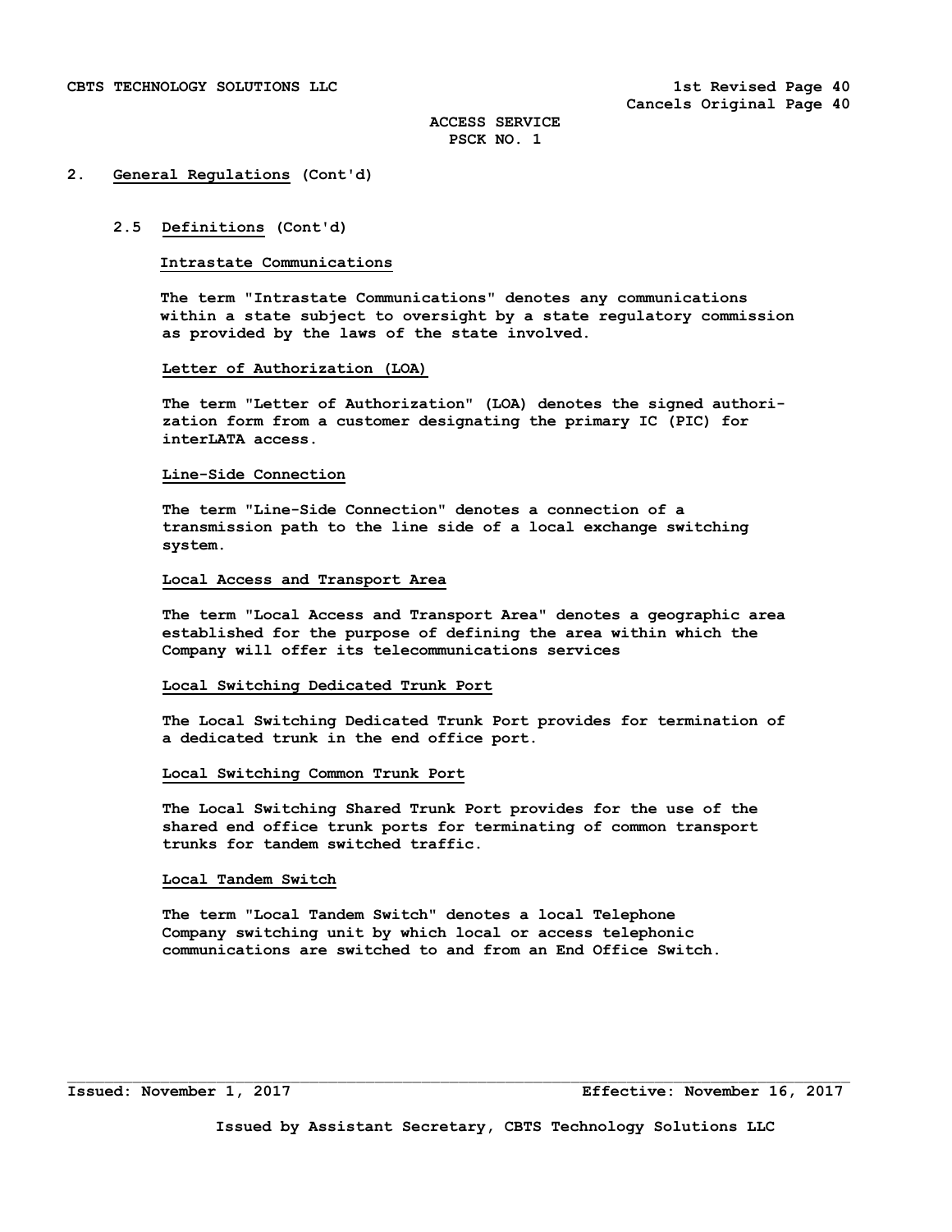## 2. General Regulations (Cont'd)

### 2.5 Definitions (Cont'd)

**Intrastate Communications**

The term "Intrastate Communications" denotes any communications within a state subject to oversight by a state regulatory commission as provided by the laws of the state involved.

**Letter of Authorization (LOA)**

The term "Letter of Authorization" (LOA) denotes the signed authorization form from a customer designating the primary IC (PIC) for interLATA access.

**Line-Side Connection**

The term "Line-Side Connection" denotes a connection of a transmission path to the line side of a local exchange switching system.

**Local Access and Transport Area**

The term "Local Access and Transport Area" denotes a geographic area established for the purpose of defining the area within which the Company will offer its telecommunications services

**Local Switching Dedicated Trunk Port**

The Local Switching Dedicated Trunk Port provides for termination of a dedicated trunk in the end office port.

**Local Switching Common Trunk Port**

The Local Switching Shared Trunk Port provides for the use of the shared end office trunk ports for terminating of common transport trunks for tandem switched traffic.

**Local Tandem Switch**

The term "Local Tandem Switch" denotes a local Telephone Company switching unit by which local or access telephonic communications are switched to and from an End Office Switch.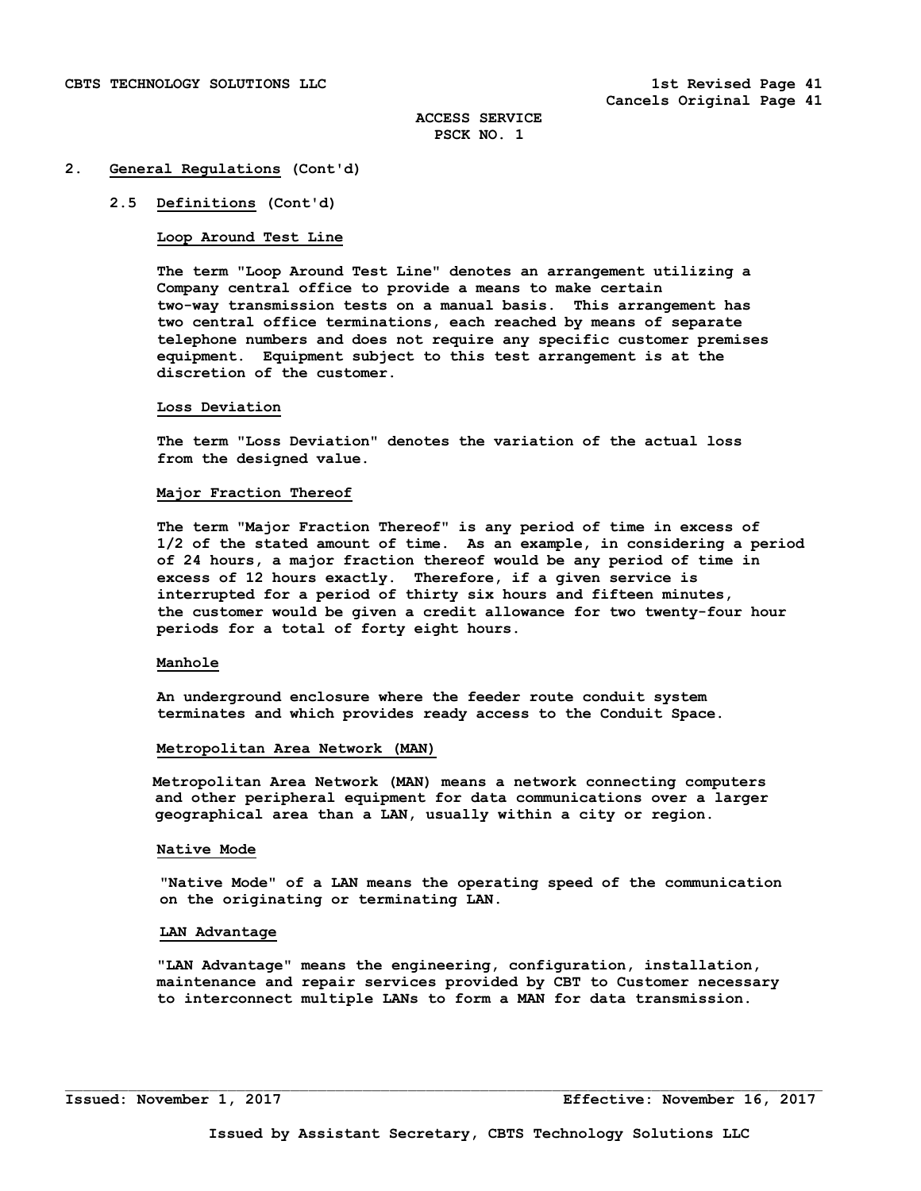**ACCESS SERVICE**
**PSCK NO. 1**

## 2. General Regulations (Cont'd)

### 2.5 Definitions (Cont'd)

**Loop Around Test Line**

The term "Loop Around Test Line" denotes an arrangement utilizing a Company central office to provide a means to make certain two-way transmission tests on a manual basis. This arrangement has two central office terminations, each reached by means of separate telephone numbers and does not require any specific customer premises equipment. Equipment subject to this test arrangement is at the discretion of the customer.

**Loss Deviation**

The term "Loss Deviation" denotes the variation of the actual loss from the designed value.

**Major Fraction Thereof**

The term "Major Fraction Thereof" is any period of time in excess of 1/2 of the stated amount of time. As an example, in considering a period of 24 hours, a major fraction thereof would be any period of time in excess of 12 hours exactly. Therefore, if a given service is interrupted for a period of thirty six hours and fifteen minutes, the customer would be given a credit allowance for two twenty-four hour periods for a total of forty eight hours.

**Manhole**

An underground enclosure where the feeder route conduit system terminates and which provides ready access to the Conduit Space.

**Metropolitan Area Network (MAN)**

Metropolitan Area Network (MAN) means a network connecting computers and other peripheral equipment for data communications over a larger geographical area than a LAN, usually within a city or region.

**Native Mode**

"Native Mode" of a LAN means the operating speed of the communication on the originating or terminating LAN.

**LAN Advantage**

"LAN Advantage" means the engineering, configuration, installation, maintenance and repair services provided by CBT to Customer necessary to interconnect multiple LANs to form a MAN for data transmission.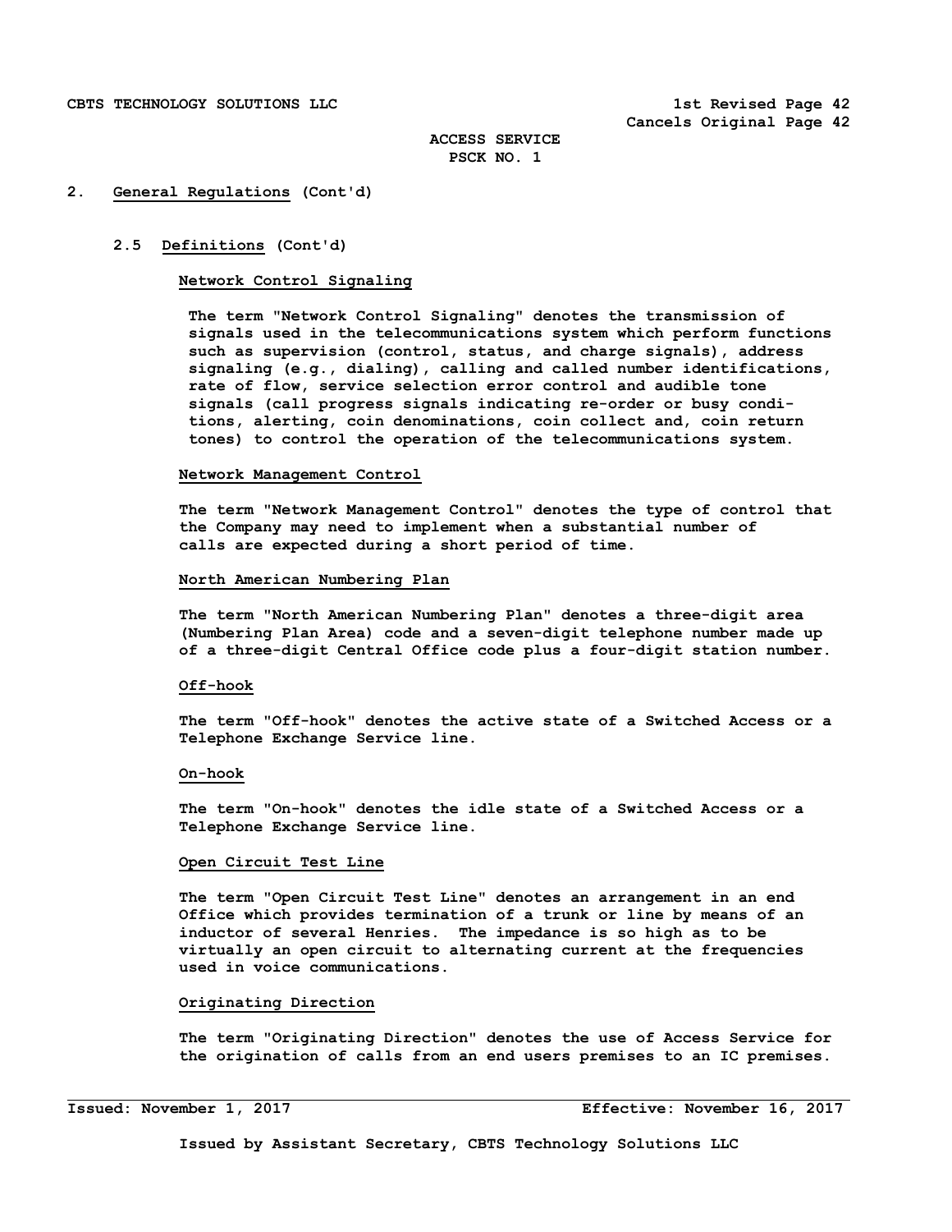## 2. General Regulations (Cont'd)

### 2.5 Definitions (Cont'd)

**Network Control Signaling**

The term "Network Control Signaling" denotes the transmission of signals used in the telecommunications system which perform functions such as supervision (control, status, and charge signals), address signaling (e.g., dialing), calling and called number identifications, rate of flow, service selection error control and audible tone signals (call progress signals indicating re-order or busy conditions, alerting, coin denominations, coin collect and, coin return tones) to control the operation of the telecommunications system.

**Network Management Control**

The term "Network Management Control" denotes the type of control that the Company may need to implement when a substantial number of calls are expected during a short period of time.

**North American Numbering Plan**

The term "North American Numbering Plan" denotes a three-digit area (Numbering Plan Area) code and a seven-digit telephone number made up of a three-digit Central Office code plus a four-digit station number.

**Off-hook**

The term "Off-hook" denotes the active state of a Switched Access or a Telephone Exchange Service line.

**On-hook**

The term "On-hook" denotes the idle state of a Switched Access or a Telephone Exchange Service line.

**Open Circuit Test Line**

The term "Open Circuit Test Line" denotes an arrangement in an end Office which provides termination of a trunk or line by means of an inductor of several Henries. The impedance is so high as to be virtually an open circuit to alternating current at the frequencies used in voice communications.

**Originating Direction**

The term "Originating Direction" denotes the use of Access Service for the origination of calls from an end users premises to an IC premises.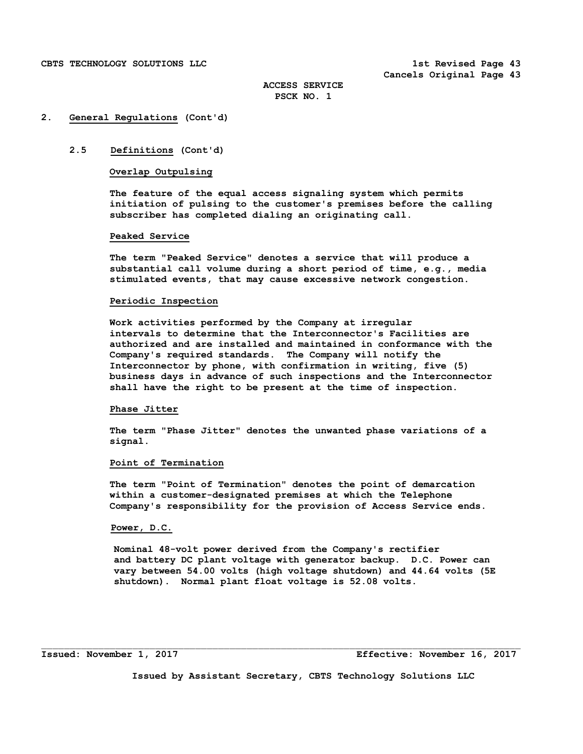## 2. General Regulations (Cont'd)

### 2.5 Definitions (Cont'd)

**Overlap Outpulsing**

The feature of the equal access signaling system which permits initiation of pulsing to the customer's premises before the calling subscriber has completed dialing an originating call.

**Peaked Service**

The term "Peaked Service" denotes a service that will produce a substantial call volume during a short period of time, e.g., media stimulated events, that may cause excessive network congestion.

**Periodic Inspection**

Work activities performed by the Company at irregular intervals to determine that the Interconnector's Facilities are authorized and are installed and maintained in conformance with the Company's required standards. The Company will notify the Interconnector by phone, with confirmation in writing, five (5) business days in advance of such inspections and the Interconnector shall have the right to be present at the time of inspection.

**Phase Jitter**

The term "Phase Jitter" denotes the unwanted phase variations of a signal.

**Point of Termination**

The term "Point of Termination" denotes the point of demarcation within a customer-designated premises at which the Telephone Company's responsibility for the provision of Access Service ends.

**Power, D.C.**

Nominal 48-volt power derived from the Company's rectifier and battery DC plant voltage with generator backup. D.C. Power can vary between 54.00 volts (high voltage shutdown) and 44.64 volts (5E shutdown). Normal plant float voltage is 52.08 volts.

Issued: November 1, 2017 Effective: November 16, 2017

Issued by Assistant Secretary, CBTS Technology Solutions LLC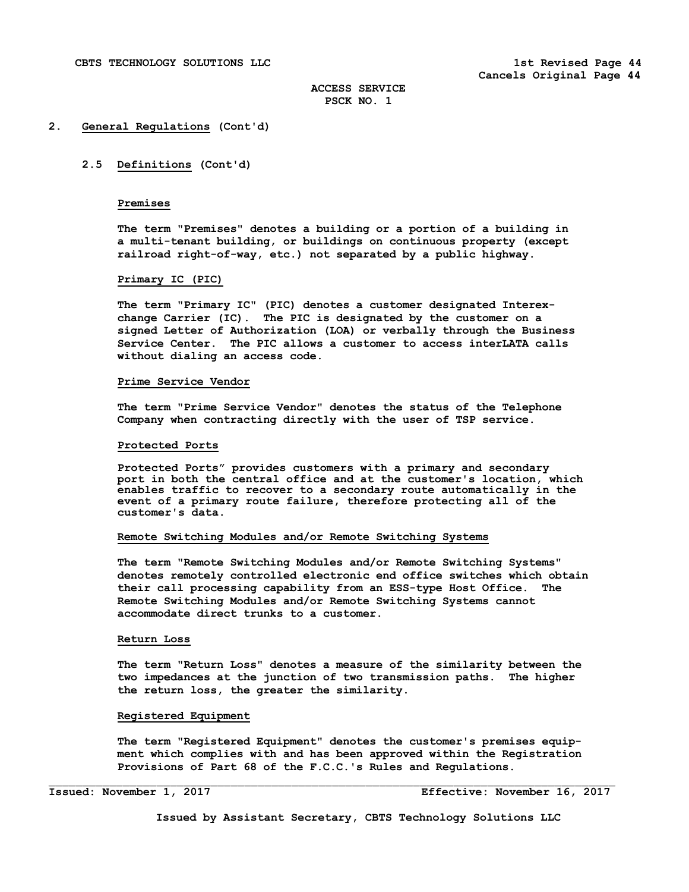## 2. General Regulations (Cont'd)

### 2.5 Definitions (Cont'd)

**Premises**

The term "Premises" denotes a building or a portion of a building in a multi-tenant building, or buildings on continuous property (except railroad right-of-way, etc.) not separated by a public highway.

**Primary IC (PIC)**

The term "Primary IC" (PIC) denotes a customer designated Interexchange Carrier (IC). The PIC is designated by the customer on a signed Letter of Authorization (LOA) or verbally through the Business Service Center. The PIC allows a customer to access interLATA calls without dialing an access code.

**Prime Service Vendor**

The term "Prime Service Vendor" denotes the status of the Telephone Company when contracting directly with the user of TSP service.

**Protected Ports**

Protected Ports" provides customers with a primary and secondary port in both the central office and at the customer's location, which enables traffic to recover to a secondary route automatically in the event of a primary route failure, therefore protecting all of the customer's data.

**Remote Switching Modules and/or Remote Switching Systems**

The term "Remote Switching Modules and/or Remote Switching Systems" denotes remotely controlled electronic end office switches which obtain their call processing capability from an ESS-type Host Office. The Remote Switching Modules and/or Remote Switching Systems cannot accommodate direct trunks to a customer.

**Return Loss**

The term "Return Loss" denotes a measure of the similarity between the two impedances at the junction of two transmission paths. The higher the return loss, the greater the similarity.

**Registered Equipment**

The term "Registered Equipment" denotes the customer's premises equipment which complies with and has been approved within the Registration Provisions of Part 68 of the F.C.C.'s Rules and Regulations.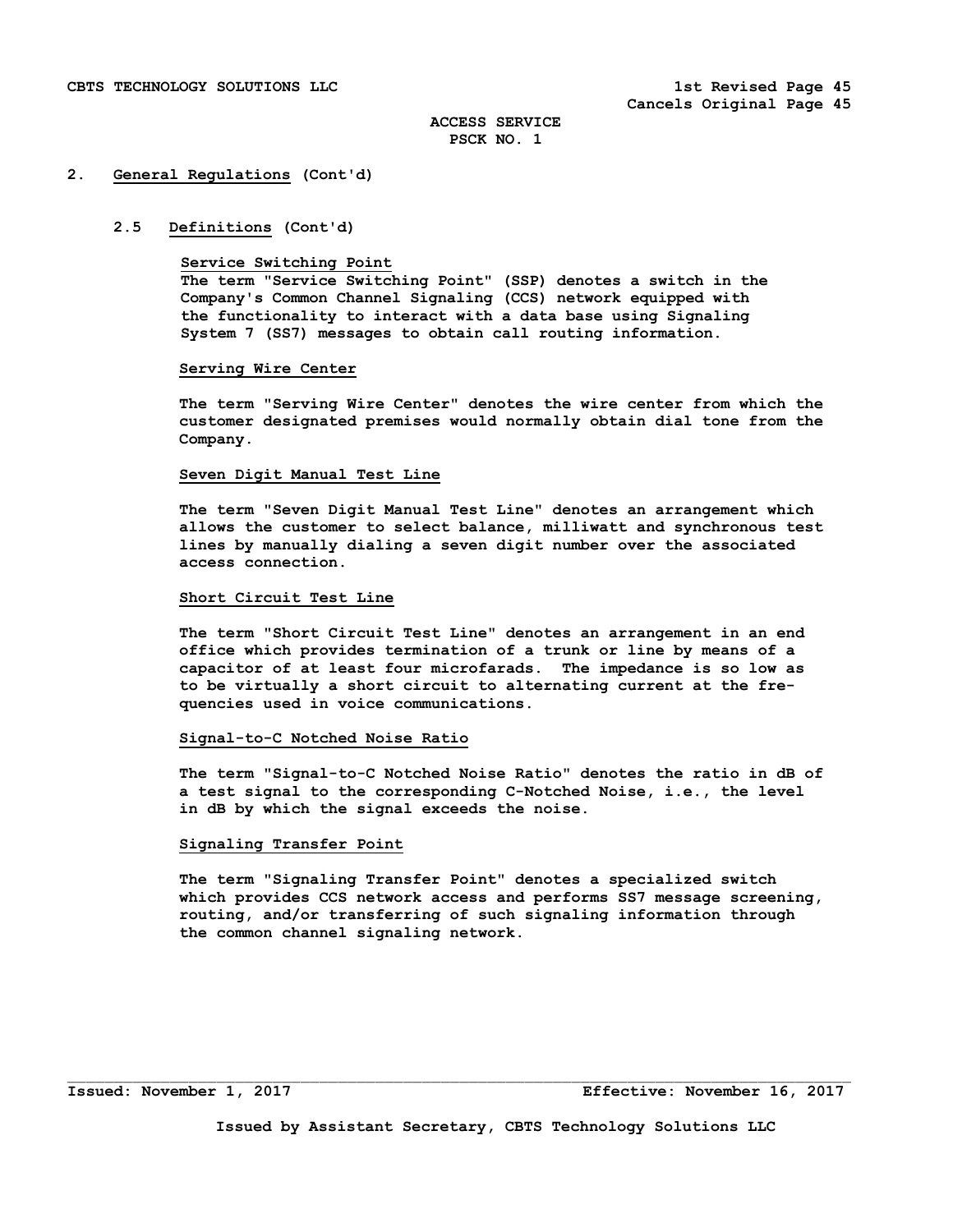## 2. General Regulations (Cont'd)

### 2.5 Definitions (Cont'd)

**Service Switching Point**

The term "Service Switching Point" (SSP) denotes a switch in the Company's Common Channel Signaling (CCS) network equipped with the functionality to interact with a data base using Signaling System 7 (SS7) messages to obtain call routing information.

**Serving Wire Center**

The term "Serving Wire Center" denotes the wire center from which the customer designated premises would normally obtain dial tone from the Company.

**Seven Digit Manual Test Line**

The term "Seven Digit Manual Test Line" denotes an arrangement which allows the customer to select balance, milliwatt and synchronous test lines by manually dialing a seven digit number over the associated access connection.

**Short Circuit Test Line**

The term "Short Circuit Test Line" denotes an arrangement in an end office which provides termination of a trunk or line by means of a capacitor of at least four microfarads. The impedance is so low as to be virtually a short circuit to alternating current at the frequencies used in voice communications.

**Signal-to-C Notched Noise Ratio**

The term "Signal-to-C Notched Noise Ratio" denotes the ratio in dB of a test signal to the corresponding C-Notched Noise, i.e., the level in dB by which the signal exceeds the noise.

**Signaling Transfer Point**

The term "Signaling Transfer Point" denotes a specialized switch which provides CCS network access and performs SS7 message screening, routing, and/or transferring of such signaling information through the common channel signaling network.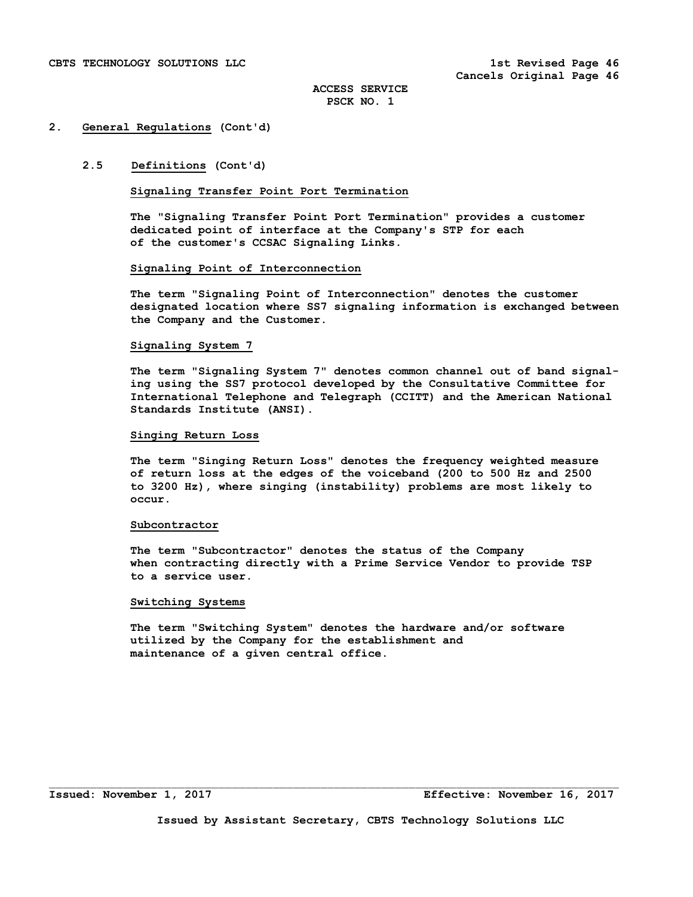## 2. General Regulations (Cont'd)

### 2.5 Definitions (Cont'd)

**Signaling Transfer Point Port Termination**

The "Signaling Transfer Point Port Termination" provides a customer dedicated point of interface at the Company's STP for each of the customer's CCSAC Signaling Links.

**Signaling Point of Interconnection**

The term "Signaling Point of Interconnection" denotes the customer designated location where SS7 signaling information is exchanged between the Company and the Customer.

**Signaling System 7**

The term "Signaling System 7" denotes common channel out of band signaling using the SS7 protocol developed by the Consultative Committee for International Telephone and Telegraph (CCITT) and the American National Standards Institute (ANSI).

**Singing Return Loss**

The term "Singing Return Loss" denotes the frequency weighted measure of return loss at the edges of the voiceband (200 to 500 Hz and 2500 to 3200 Hz), where singing (instability) problems are most likely to occur.

**Subcontractor**

The term "Subcontractor" denotes the status of the Company when contracting directly with a Prime Service Vendor to provide TSP to a service user.

**Switching Systems**

The term "Switching System" denotes the hardware and/or software utilized by the Company for the establishment and maintenance of a given central office.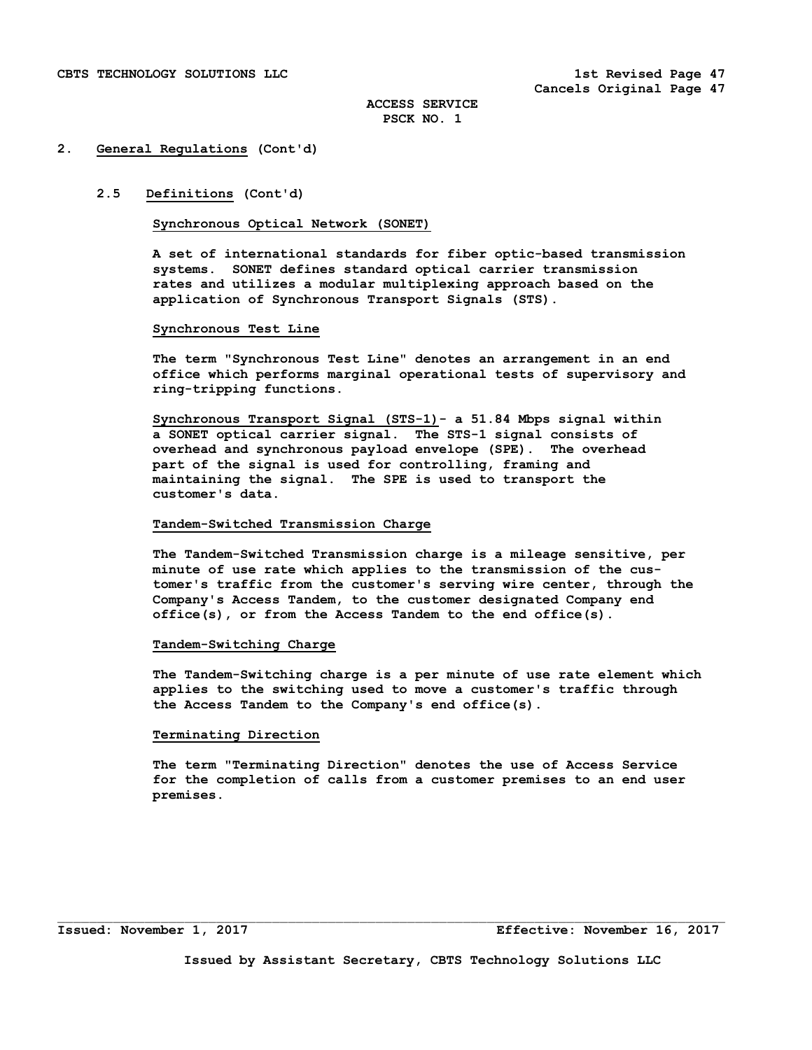## 2. General Regulations (Cont'd)

### 2.5 Definitions (Cont'd)

Synchronous Optical Network (SONET)

A set of international standards for fiber optic-based transmission systems. SONET defines standard optical carrier transmission rates and utilizes a modular multiplexing approach based on the application of Synchronous Transport Signals (STS).

Synchronous Test Line

The term "Synchronous Test Line" denotes an arrangement in an end office which performs marginal operational tests of supervisory and ring-tripping functions.

Synchronous Transport Signal (STS-1)- a 51.84 Mbps signal within a SONET optical carrier signal. The STS-1 signal consists of overhead and synchronous payload envelope (SPE). The overhead part of the signal is used for controlling, framing and maintaining the signal. The SPE is used to transport the customer's data.

Tandem-Switched Transmission Charge

The Tandem-Switched Transmission charge is a mileage sensitive, per minute of use rate which applies to the transmission of the customer's traffic from the customer's serving wire center, through the Company's Access Tandem, to the customer designated Company end office(s), or from the Access Tandem to the end office(s).

Tandem-Switching Charge

The Tandem-Switching charge is a per minute of use rate element which applies to the switching used to move a customer's traffic through the Access Tandem to the Company's end office(s).

Terminating Direction

The term "Terminating Direction" denotes the use of Access Service for the completion of calls from a customer premises to an end user premises.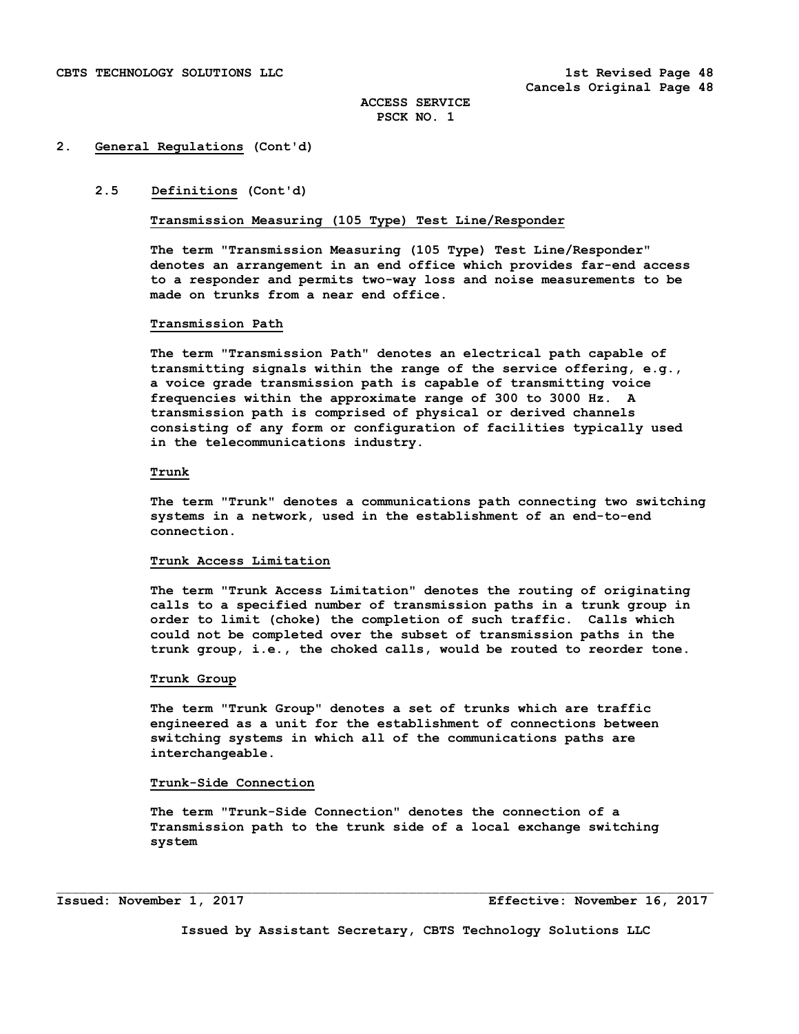## 2. General Regulations (Cont'd)

### 2.5 Definitions (Cont'd)

**Transmission Measuring (105 Type) Test Line/Responder**

The term "Transmission Measuring (105 Type) Test Line/Responder" denotes an arrangement in an end office which provides far-end access to a responder and permits two-way loss and noise measurements to be made on trunks from a near end office.

**Transmission Path**

The term "Transmission Path" denotes an electrical path capable of transmitting signals within the range of the service offering, e.g., a voice grade transmission path is capable of transmitting voice frequencies within the approximate range of 300 to 3000 Hz. A transmission path is comprised of physical or derived channels consisting of any form or configuration of facilities typically used in the telecommunications industry.

**Trunk**

The term "Trunk" denotes a communications path connecting two switching systems in a network, used in the establishment of an end-to-end connection.

**Trunk Access Limitation**

The term "Trunk Access Limitation" denotes the routing of originating calls to a specified number of transmission paths in a trunk group in order to limit (choke) the completion of such traffic. Calls which could not be completed over the subset of transmission paths in the trunk group, i.e., the choked calls, would be routed to reorder tone.

**Trunk Group**

The term "Trunk Group" denotes a set of trunks which are traffic engineered as a unit for the establishment of connections between switching systems in which all of the communications paths are interchangeable.

**Trunk-Side Connection**

The term "Trunk-Side Connection" denotes the connection of a Transmission path to the trunk side of a local exchange switching system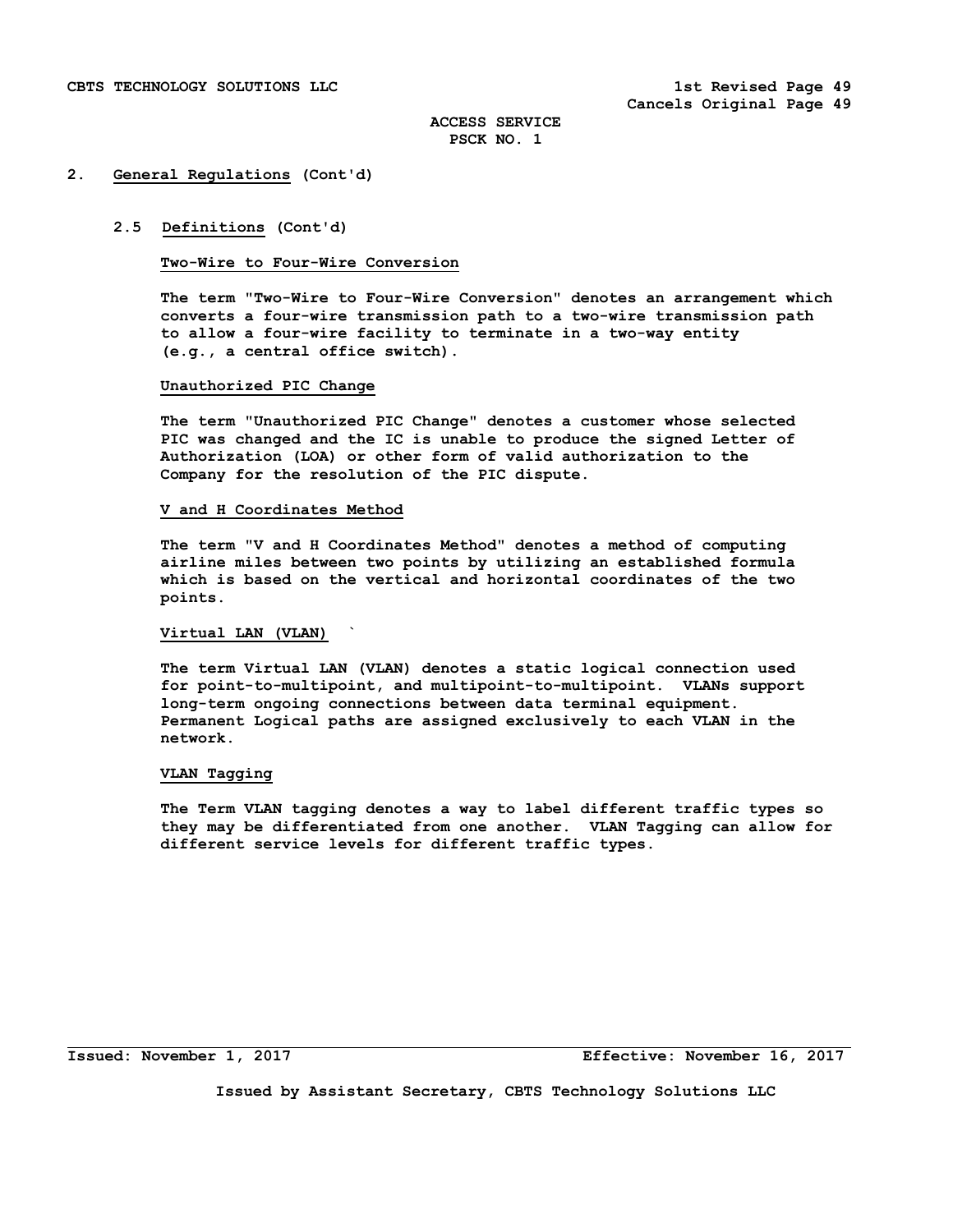## 2. General Regulations (Cont'd)

### 2.5 Definitions (Cont'd)

**Two-Wire to Four-Wire Conversion**

The term "Two-Wire to Four-Wire Conversion" denotes an arrangement which converts a four-wire transmission path to a two-wire transmission path to allow a four-wire facility to terminate in a two-way entity (e.g., a central office switch).

**Unauthorized PIC Change**

The term "Unauthorized PIC Change" denotes a customer whose selected PIC was changed and the IC is unable to produce the signed Letter of Authorization (LOA) or other form of valid authorization to the Company for the resolution of the PIC dispute.

**V and H Coordinates Method**

The term "V and H Coordinates Method" denotes a method of computing airline miles between two points by utilizing an established formula which is based on the vertical and horizontal coordinates of the two points.

**Virtual LAN (VLAN)** `

The term Virtual LAN (VLAN) denotes a static logical connection used for point-to-multipoint, and multipoint-to-multipoint. VLANs support long-term ongoing connections between data terminal equipment. Permanent Logical paths are assigned exclusively to each VLAN in the network.

**VLAN Tagging**

The Term VLAN tagging denotes a way to label different traffic types so they may be differentiated from one another. VLAN Tagging can allow for different service levels for different traffic types.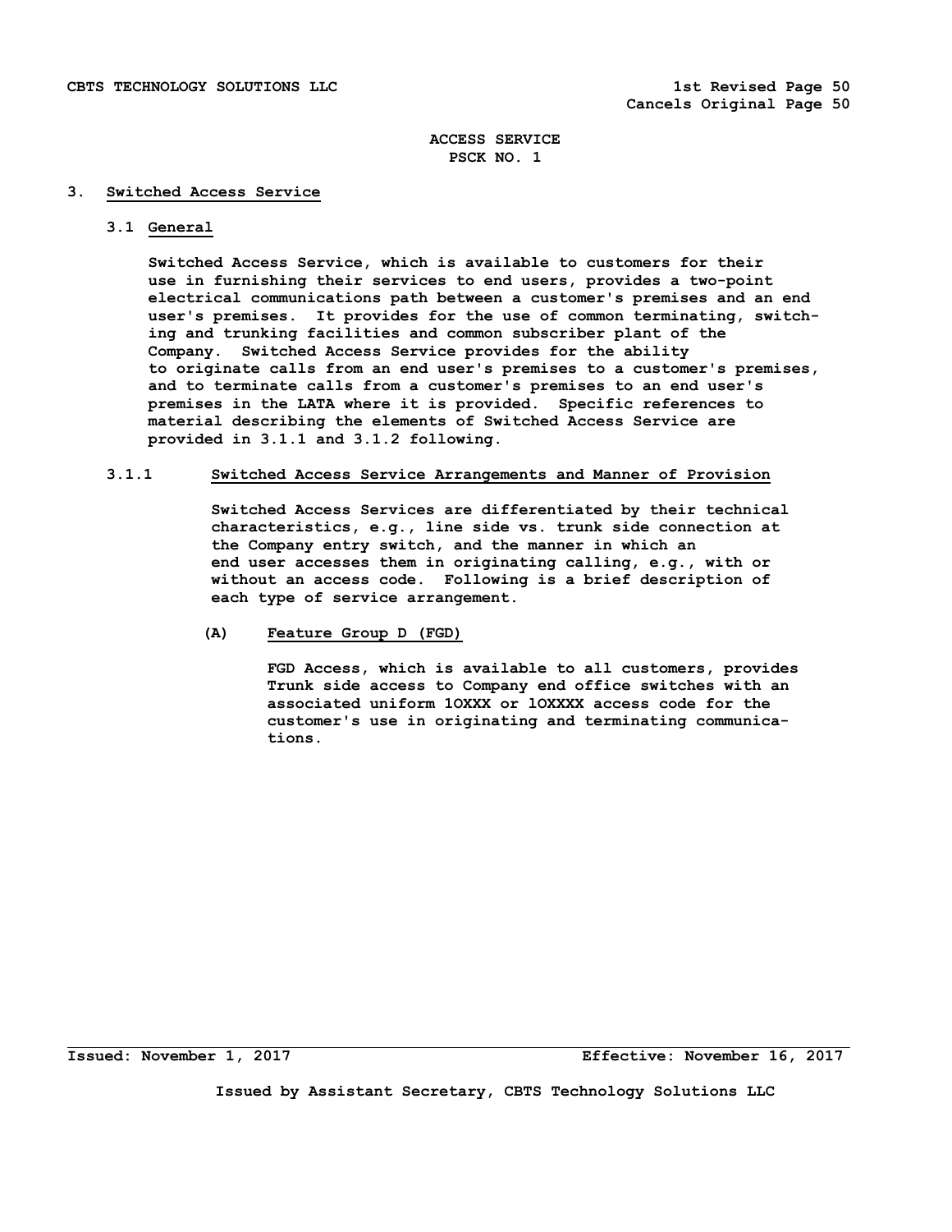ACCESS SERVICE
PSCK NO. 1

## 3. Switched Access Service

### 3.1 General

Switched Access Service, which is available to customers for their use in furnishing their services to end users, provides a two-point electrical communications path between a customer's premises and an end user's premises. It provides for the use of common terminating, switching and trunking facilities and common subscriber plant of the Company. Switched Access Service provides for the ability to originate calls from an end user's premises to a customer's premises, and to terminate calls from a customer's premises to an end user's premises in the LATA where it is provided. Specific references to material describing the elements of Switched Access Service are provided in 3.1.1 and 3.1.2 following.

#### 3.1.1 Switched Access Service Arrangements and Manner of Provision

Switched Access Services are differentiated by their technical characteristics, e.g., line side vs. trunk side connection at the Company entry switch, and the manner in which an end user accesses them in originating calling, e.g., with or without an access code. Following is a brief description of each type of service arrangement.

(A) Feature Group D (FGD)

FGD Access, which is available to all customers, provides Trunk side access to Company end office switches with an associated uniform 1OXXX or 1OXXXX access code for the customer's use in originating and terminating communications.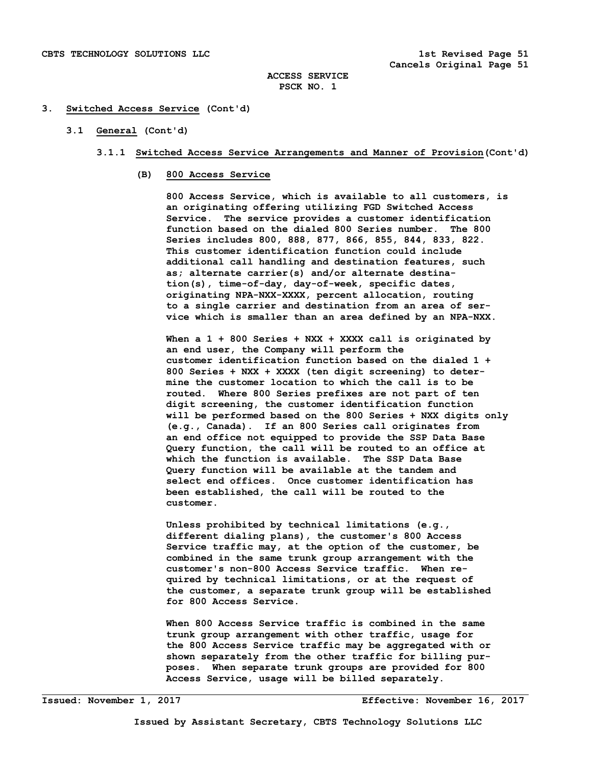# 3. Switched Access Service (Cont'd)

## 3.1 General (Cont'd)

### 3.1.1 Switched Access Service Arrangements and Manner of Provision (Cont'd)

#### (B) 800 Access Service

800 Access Service, which is available to all customers, is an originating offering utilizing FGD Switched Access Service. The service provides a customer identification function based on the dialed 800 Series number. The 800 Series includes 800, 888, 877, 866, 855, 844, 833, 822. This customer identification function could include additional call handling and destination features, such as; alternate carrier(s) and/or alternate destination(s), time-of-day, day-of-week, specific dates, originating NPA-NXX-XXXX, percent allocation, routing to a single carrier and destination from an area of service which is smaller than an area defined by an NPA-NXX.

When a 1 + 800 Series + NXX + XXXX call is originated by an end user, the Company will perform the customer identification function based on the dialed 1 + 800 Series + NXX + XXXX (ten digit screening) to determine the customer location to which the call is to be routed. Where 800 Series prefixes are not part of ten digit screening, the customer identification function will be performed based on the 800 Series + NXX digits only (e.g., Canada). If an 800 Series call originates from an end office not equipped to provide the SSP Data Base Query function, the call will be routed to an office at which the function is available. The SSP Data Base Query function will be available at the tandem and select end offices. Once customer identification has been established, the call will be routed to the customer.

Unless prohibited by technical limitations (e.g., different dialing plans), the customer's 800 Access Service traffic may, at the option of the customer, be combined in the same trunk group arrangement with the customer's non-800 Access Service traffic. When required by technical limitations, or at the request of the customer, a separate trunk group will be established for 800 Access Service.

When 800 Access Service traffic is combined in the same trunk group arrangement with other traffic, usage for the 800 Access Service traffic may be aggregated with or shown separately from the other traffic for billing purposes. When separate trunk groups are provided for 800 Access Service, usage will be billed separately.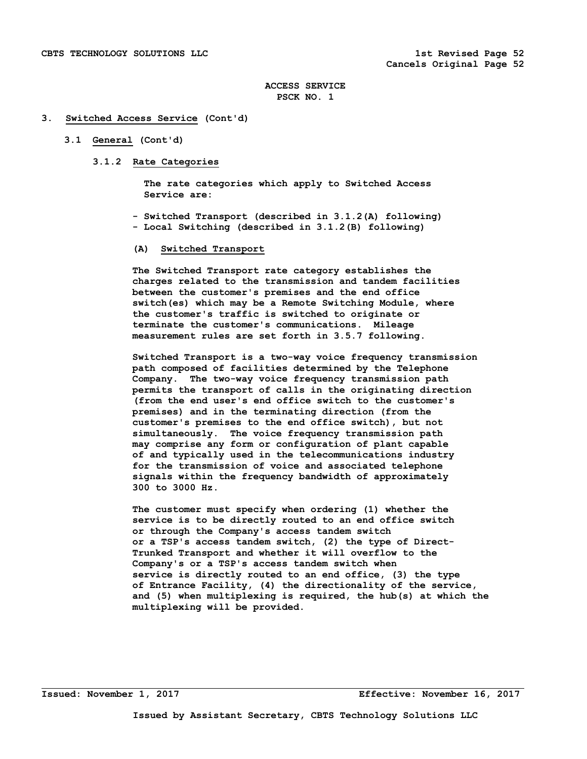ACCESS SERVICE
PSCK NO. 1

## 3. Switched Access Service (Cont'd)

### 3.1 General (Cont'd)

#### 3.1.2 Rate Categories

The rate categories which apply to Switched Access Service are:

- Switched Transport (described in 3.1.2(A) following)
- Local Switching (described in 3.1.2(B) following)

**(A) Switched Transport**

The Switched Transport rate category establishes the charges related to the transmission and tandem facilities between the customer's premises and the end office switch(es) which may be a Remote Switching Module, where the customer's traffic is switched to originate or terminate the customer's communications. Mileage measurement rules are set forth in 3.5.7 following.

Switched Transport is a two-way voice frequency transmission path composed of facilities determined by the Telephone Company. The two-way voice frequency transmission path permits the transport of calls in the originating direction (from the end user's end office switch to the customer's premises) and in the terminating direction (from the customer's premises to the end office switch), but not simultaneously. The voice frequency transmission path may comprise any form or configuration of plant capable of and typically used in the telecommunications industry for the transmission of voice and associated telephone signals within the frequency bandwidth of approximately 300 to 3000 Hz.

The customer must specify when ordering (1) whether the service is to be directly routed to an end office switch or through the Company's access tandem switch or a TSP's access tandem switch, (2) the type of Direct-Trunked Transport and whether it will overflow to the Company's or a TSP's access tandem switch when service is directly routed to an end office, (3) the type of Entrance Facility, (4) the directionality of the service, and (5) when multiplexing is required, the hub(s) at which the multiplexing will be provided.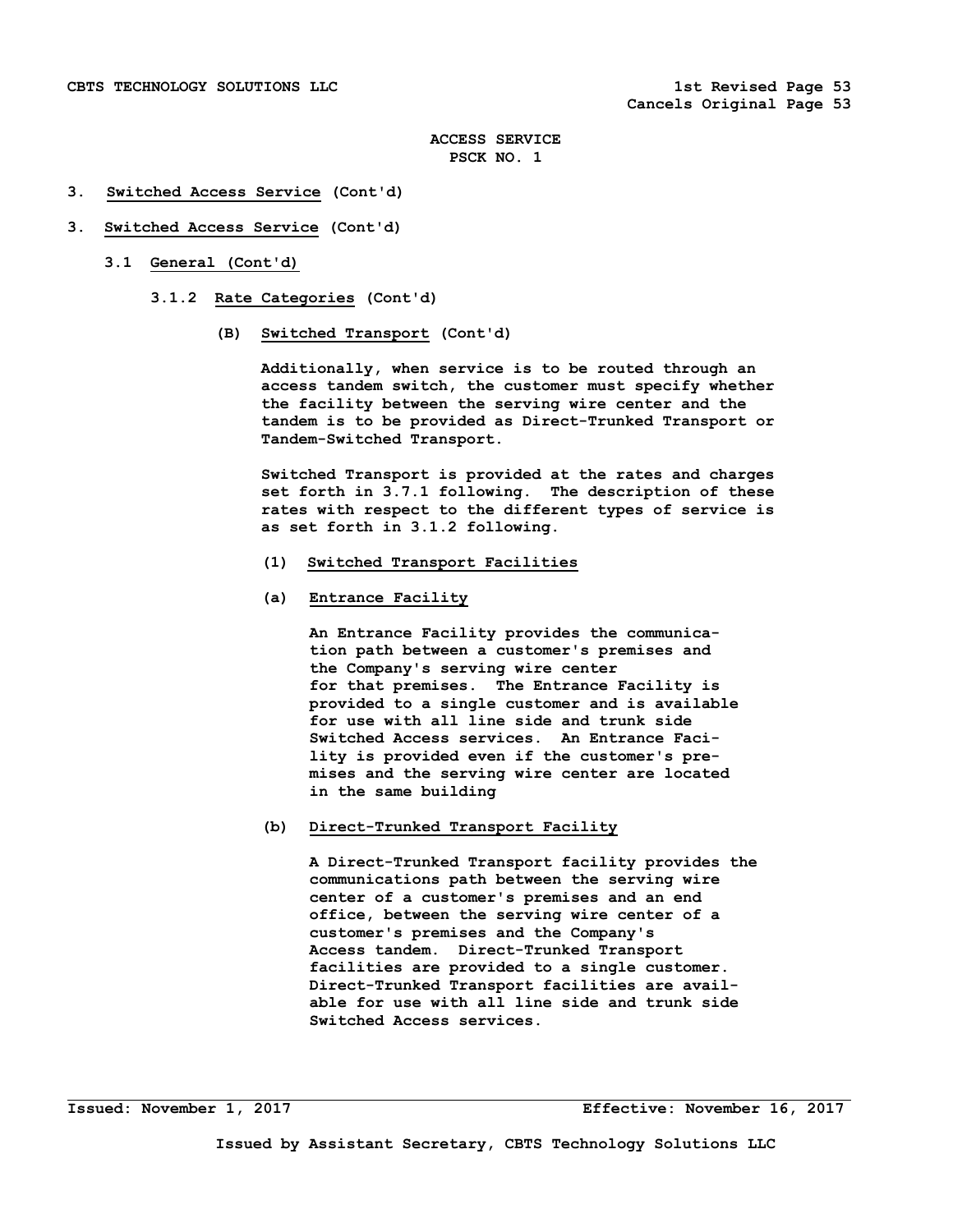ACCESS SERVICE
PSCK NO. 1

3. **Switched Access Service** (Cont'd)

3. **Switched Access Service** (Cont'd)

3.1 **General (Cont'd)**

3.1.2 **Rate Categories** (Cont'd)

(B) **Switched Transport** (Cont'd)

Additionally, when service is to be routed through an access tandem switch, the customer must specify whether the facility between the serving wire center and the tandem is to be provided as Direct-Trunked Transport or Tandem-Switched Transport.

Switched Transport is provided at the rates and charges set forth in 3.7.1 following. The description of these rates with respect to the different types of service is as set forth in 3.1.2 following.

(1) **Switched Transport Facilities**

(a) **Entrance Facility**

An Entrance Facility provides the communication path between a customer's premises and the Company's serving wire center for that premises. The Entrance Facility is provided to a single customer and is available for use with all line side and trunk side Switched Access services. An Entrance Facility is provided even if the customer's premises and the serving wire center are located in the same building

(b) **Direct-Trunked Transport Facility**

A Direct-Trunked Transport facility provides the communications path between the serving wire center of a customer's premises and an end office, between the serving wire center of a customer's premises and the Company's Access tandem. Direct-Trunked Transport facilities are provided to a single customer. Direct-Trunked Transport facilities are available for use with all line side and trunk side Switched Access services.

Issued: November 1, 2017 Effective: November 16, 2017

Issued by Assistant Secretary, CBTS Technology Solutions LLC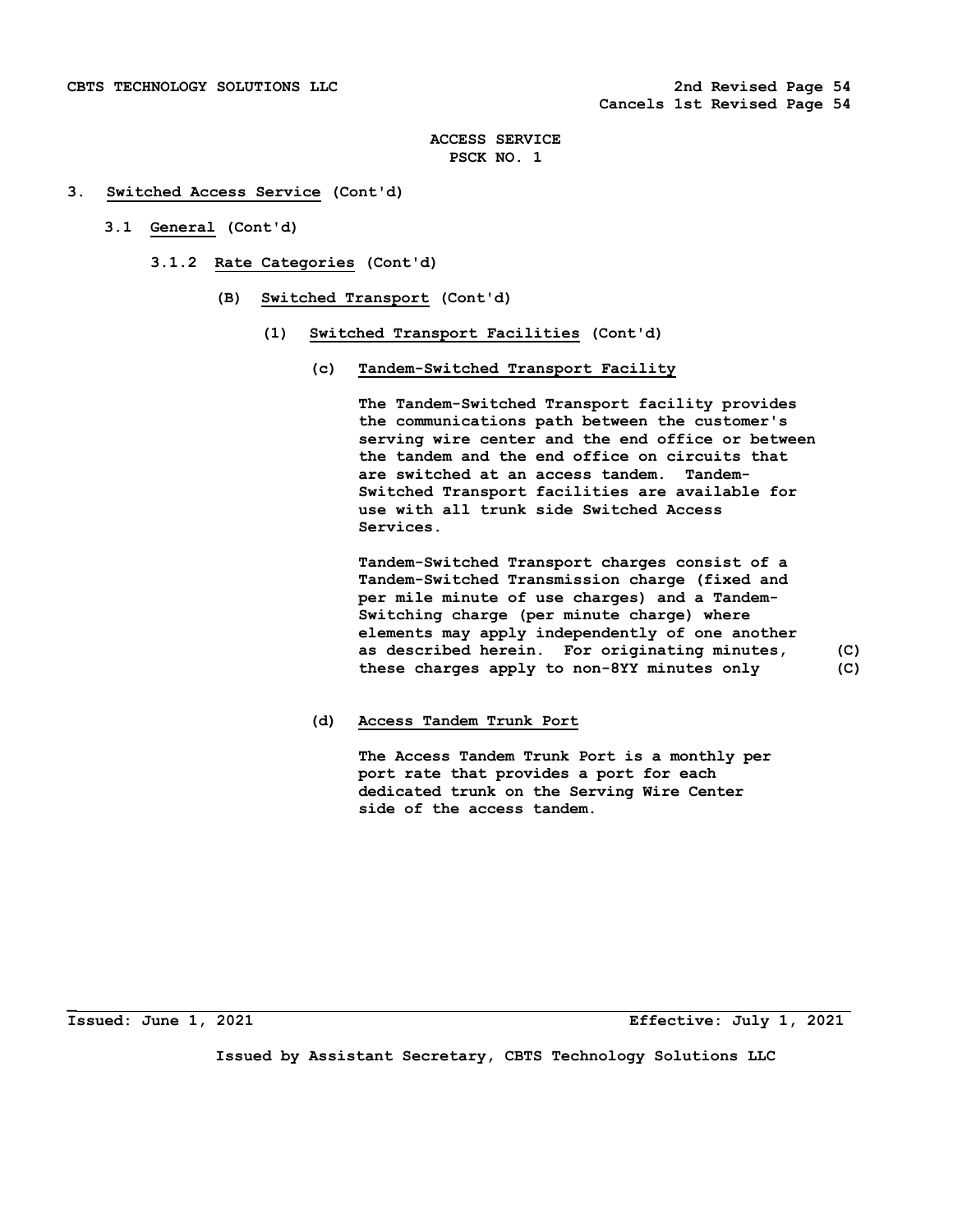**ACCESS SERVICE**
**PSCK NO. 1**

**3. Switched Access Service (Cont'd)**

**3.1 General (Cont'd)**

**3.1.2 Rate Categories (Cont'd)**

**(B) Switched Transport (Cont'd)**

**(1) Switched Transport Facilities (Cont'd)**

**(c) Tandem-Switched Transport Facility**

The Tandem-Switched Transport facility provides the communications path between the customer's serving wire center and the end office or between the tandem and the end office on circuits that are switched at an access tandem. Tandem-Switched Transport facilities are available for use with all trunk side Switched Access Services.

Tandem-Switched Transport charges consist of a Tandem-Switched Transmission charge (fixed and per mile minute of use charges) and a Tandem-Switching charge (per minute charge) where elements may apply independently of one another as described herein. For originating minutes, these charges apply to non-8YY minutes only (C)

**(d) Access Tandem Trunk Port**

The Access Tandem Trunk Port is a monthly per port rate that provides a port for each dedicated trunk on the Serving Wire Center side of the access tandem.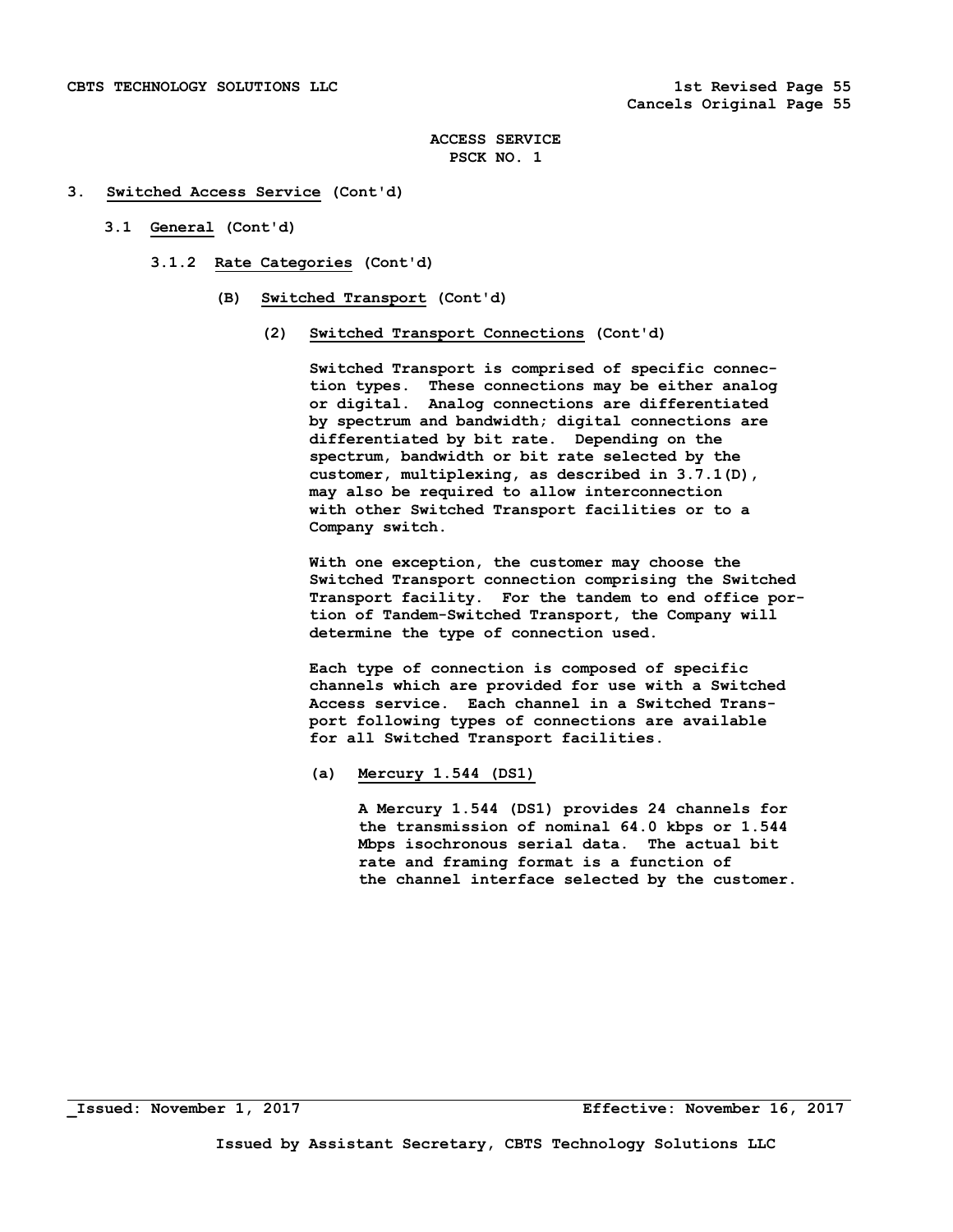# 3. Switched Access Service (Cont'd)

## 3.1 General (Cont'd)

### 3.1.2 Rate Categories (Cont'd)

#### (B) Switched Transport (Cont'd)

##### (2) Switched Transport Connections (Cont'd)

Switched Transport is comprised of specific connection types. These connections may be either analog or digital. Analog connections are differentiated by spectrum and bandwidth; digital connections are differentiated by bit rate. Depending on the spectrum, bandwidth or bit rate selected by the customer, multiplexing, as described in 3.7.1(D), may also be required to allow interconnection with other Switched Transport facilities or to a Company switch.

With one exception, the customer may choose the Switched Transport connection comprising the Switched Transport facility. For the tandem to end office portion of Tandem-Switched Transport, the Company will determine the type of connection used.

Each type of connection is composed of specific channels which are provided for use with a Switched Access service. Each channel in a Switched Transport following types of connections are available for all Switched Transport facilities.

(a) Mercury 1.544 (DS1)

A Mercury 1.544 (DS1) provides 24 channels for the transmission of nominal 64.0 kbps or 1.544 Mbps isochronous serial data. The actual bit rate and framing format is a function of the channel interface selected by the customer.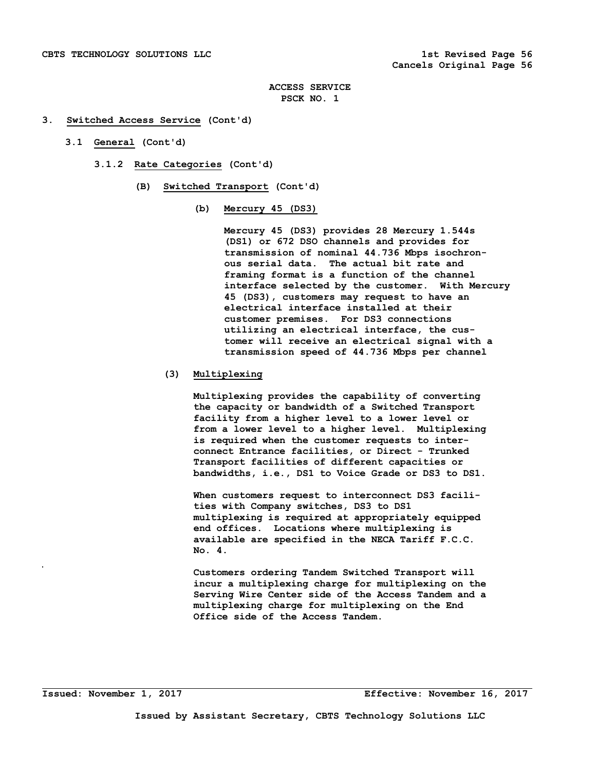ACCESS SERVICE
PSCK NO. 1

3. **Switched Access Service** (Cont'd)

3.1 **General** (Cont'd)

3.1.2 **Rate Categories** (Cont'd)

(B) **Switched Transport** (Cont'd)

(b) **Mercury 45 (DS3)**

Mercury 45 (DS3) provides 28 Mercury 1.544s (DS1) or 672 DSO channels and provides for transmission of nominal 44.736 Mbps isochronous serial data. The actual bit rate and framing format is a function of the channel interface selected by the customer. With Mercury 45 (DS3), customers may request to have an electrical interface installed at their customer premises. For DS3 connections utilizing an electrical interface, the customer will receive an electrical signal with a transmission speed of 44.736 Mbps per channel

(3) **Multiplexing**

Multiplexing provides the capability of converting the capacity or bandwidth of a Switched Transport facility from a higher level to a lower level or from a lower level to a higher level. Multiplexing is required when the customer requests to interconnect Entrance facilities, or Direct - Trunked Transport facilities of different capacities or bandwidths, i.e., DS1 to Voice Grade or DS3 to DS1.

When customers request to interconnect DS3 facilities with Company switches, DS3 to DS1 multiplexing is required at appropriately equipped end offices. Locations where multiplexing is available are specified in the NECA Tariff F.C.C. No. 4.

Customers ordering Tandem Switched Transport will incur a multiplexing charge for multiplexing on the Serving Wire Center side of the Access Tandem and a multiplexing charge for multiplexing on the End Office side of the Access Tandem.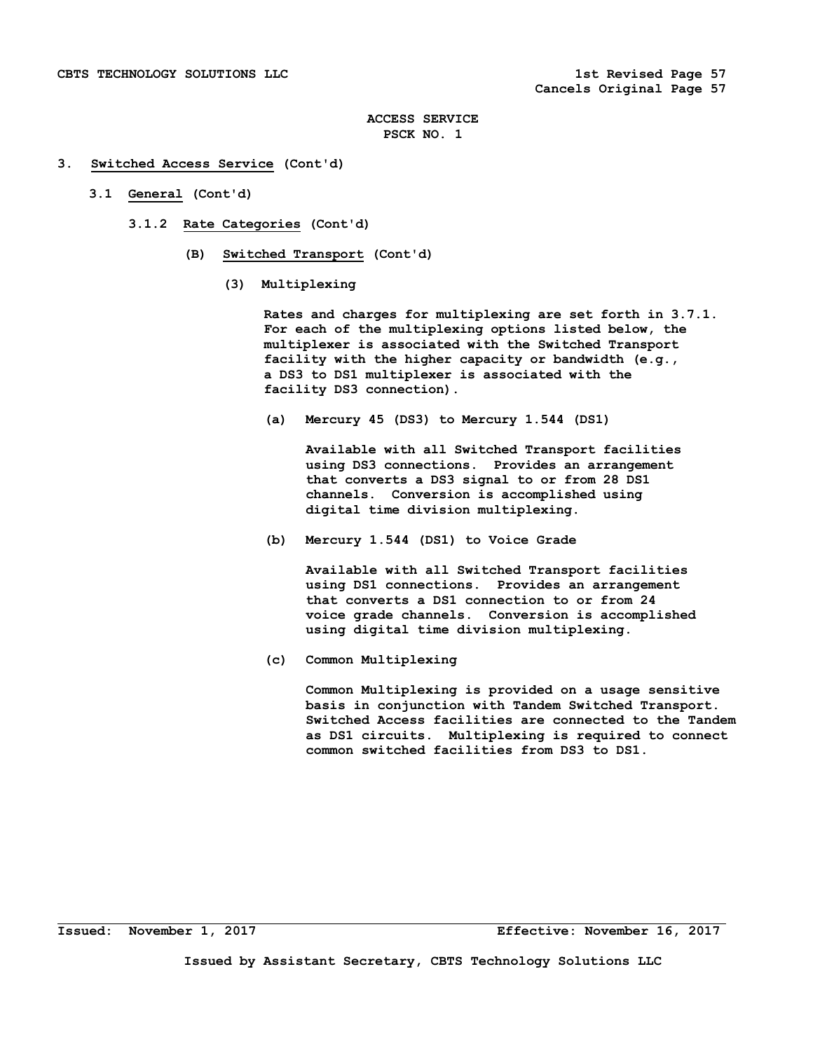**ACCESS SERVICE**
**PSCK NO. 1**

**3. Switched Access Service (Cont'd)**

**3.1 General (Cont'd)**

**3.1.2 Rate Categories (Cont'd)**

**(B) Switched Transport (Cont'd)**

**(3) Multiplexing**

Rates and charges for multiplexing are set forth in 3.7.1. For each of the multiplexing options listed below, the multiplexer is associated with the Switched Transport facility with the higher capacity or bandwidth (e.g., a DS3 to DS1 multiplexer is associated with the facility DS3 connection).

**(a) Mercury 45 (DS3) to Mercury 1.544 (DS1)**

Available with all Switched Transport facilities using DS3 connections. Provides an arrangement that converts a DS3 signal to or from 28 DS1 channels. Conversion is accomplished using digital time division multiplexing.

**(b) Mercury 1.544 (DS1) to Voice Grade**

Available with all Switched Transport facilities using DS1 connections. Provides an arrangement that converts a DS1 connection to or from 24 voice grade channels. Conversion is accomplished using digital time division multiplexing.

**(c) Common Multiplexing**

Common Multiplexing is provided on a usage sensitive basis in conjunction with Tandem Switched Transport. Switched Access facilities are connected to the Tandem as DS1 circuits. Multiplexing is required to connect common switched facilities from DS3 to DS1.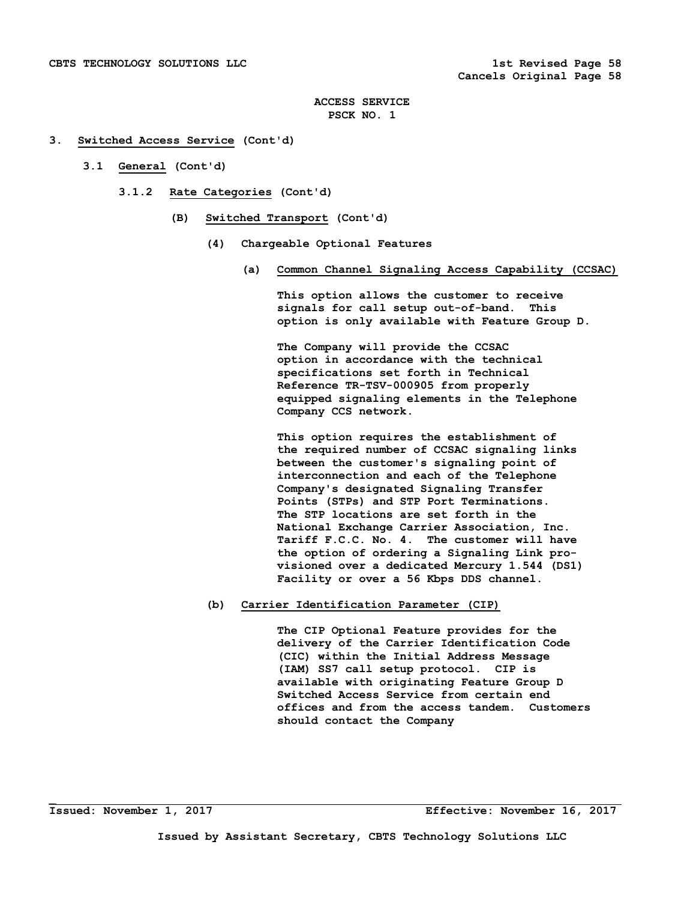# ACCESS SERVICE
## PSCK NO. 1

**3. Switched Access Service (Cont'd)**

**3.1 General (Cont'd)**

**3.1.2 Rate Categories (Cont'd)**

**(B) Switched Transport (Cont'd)**

**(4) Chargeable Optional Features**

**(a) Common Channel Signaling Access Capability (CCSAC)**

This option allows the customer to receive signals for call setup out-of-band. This option is only available with Feature Group D.

The Company will provide the CCSAC option in accordance with the technical specifications set forth in Technical Reference TR-TSV-000905 from properly equipped signaling elements in the Telephone Company CCS network.

This option requires the establishment of the required number of CCSAC signaling links between the customer's signaling point of interconnection and each of the Telephone Company's designated Signaling Transfer Points (STPs) and STP Port Terminations. The STP locations are set forth in the National Exchange Carrier Association, Inc. Tariff F.C.C. No. 4. The customer will have the option of ordering a Signaling Link provisioned over a dedicated Mercury 1.544 (DS1) Facility or over a 56 Kbps DDS channel.

**(b) Carrier Identification Parameter (CIP)**

The CIP Optional Feature provides for the delivery of the Carrier Identification Code (CIC) within the Initial Address Message (IAM) SS7 call setup protocol. CIP is available with originating Feature Group D Switched Access Service from certain end offices and from the access tandem. Customers should contact the Company

Issued: November 1, 2017 Effective: November 16, 2017

Issued by Assistant Secretary, CBTS Technology Solutions LLC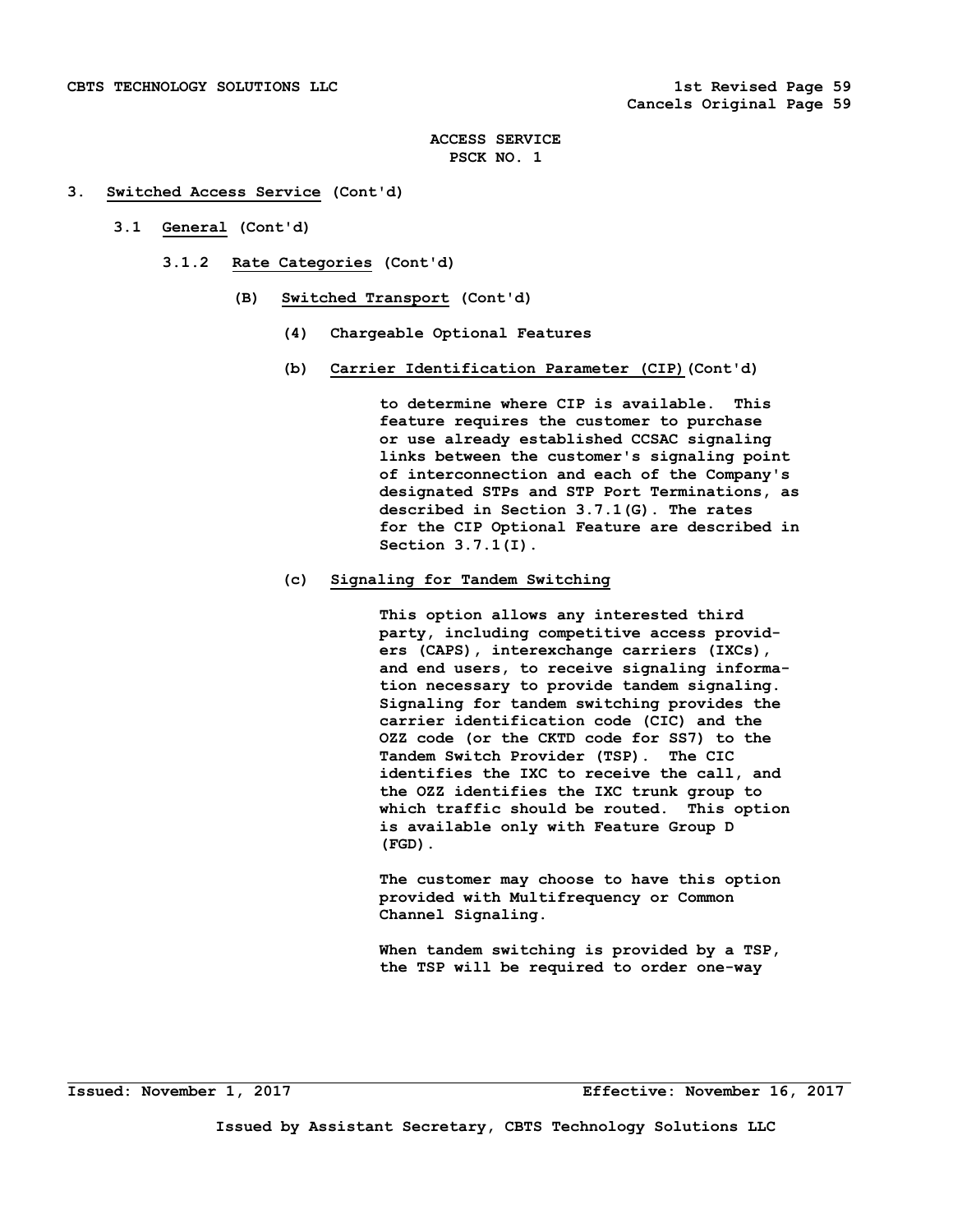ACCESS SERVICE
PSCK NO. 1

3. Switched Access Service (Cont'd)

3.1 General (Cont'd)

3.1.2 Rate Categories (Cont'd)

(B) Switched Transport (Cont'd)

(4) Chargeable Optional Features

(b) Carrier Identification Parameter (CIP) (Cont'd)

to determine where CIP is available. This feature requires the customer to purchase or use already established CCSAC signaling links between the customer's signaling point of interconnection and each of the Company's designated STPs and STP Port Terminations, as described in Section 3.7.1(G). The rates for the CIP Optional Feature are described in Section 3.7.1(I).

(c) Signaling for Tandem Switching

This option allows any interested third party, including competitive access providers (CAPS), interexchange carriers (IXCs), and end users, to receive signaling information necessary to provide tandem signaling. Signaling for tandem switching provides the carrier identification code (CIC) and the OZZ code (or the CKTD code for SS7) to the Tandem Switch Provider (TSP). The CIC identifies the IXC to receive the call, and the OZZ identifies the IXC trunk group to which traffic should be routed. This option is available only with Feature Group D (FGD).

The customer may choose to have this option provided with Multifrequency or Common Channel Signaling.

When tandem switching is provided by a TSP, the TSP will be required to order one-way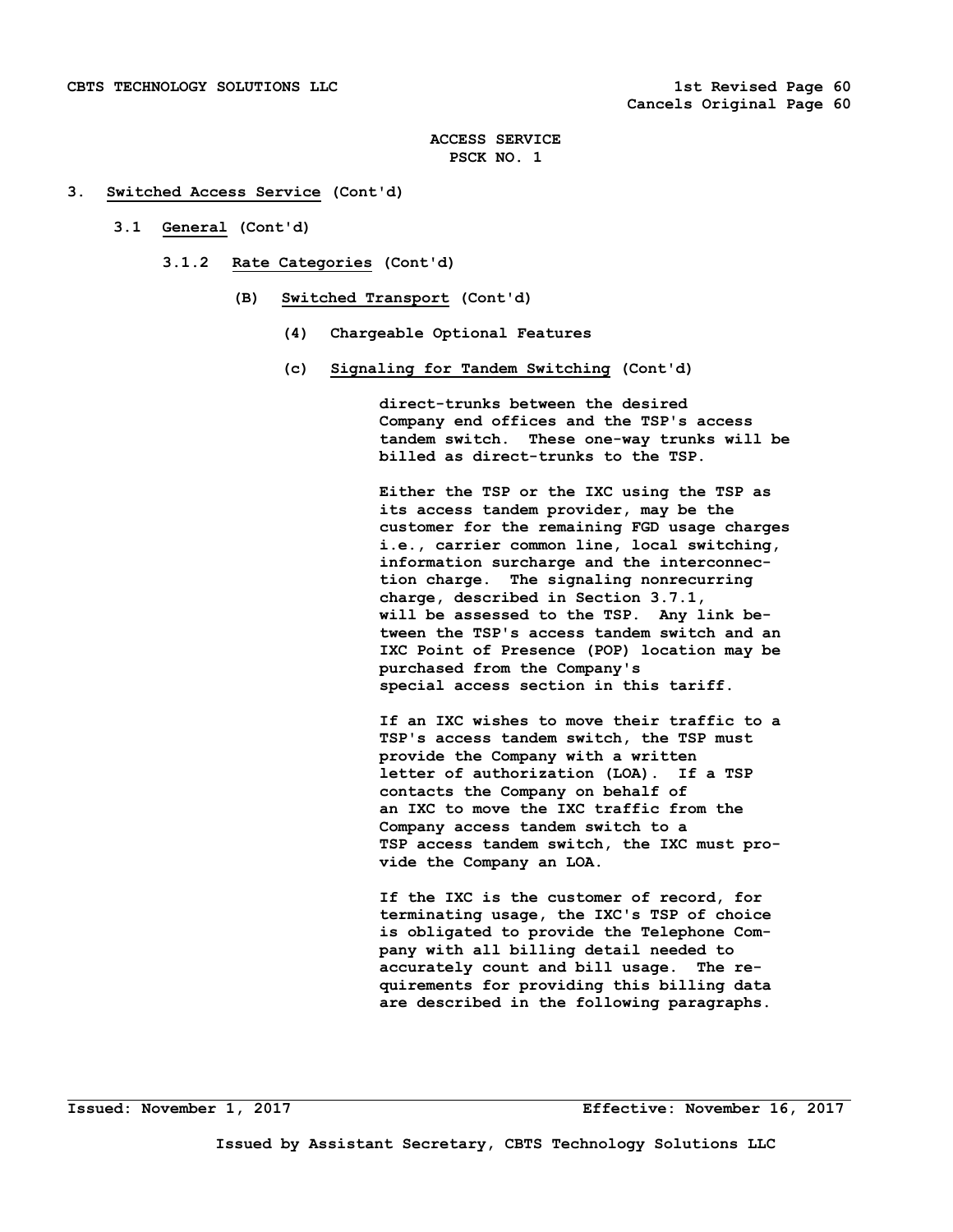ACCESS SERVICE
PSCK NO. 1

3. **Switched Access Service** (Cont'd)

3.1 **General** (Cont'd)

3.1.2 **Rate Categories** (Cont'd)

(B) **Switched Transport** (Cont'd)

(4) Chargeable Optional Features

(c) **Signaling for Tandem Switching** (Cont'd)

direct-trunks between the desired Company end offices and the TSP's access tandem switch. These one-way trunks will be billed as direct-trunks to the TSP.

Either the TSP or the IXC using the TSP as its access tandem provider, may be the customer for the remaining FGD usage charges i.e., carrier common line, local switching, information surcharge and the interconnection charge. The signaling nonrecurring charge, described in Section 3.7.1, will be assessed to the TSP. Any link between the TSP's access tandem switch and an IXC Point of Presence (POP) location may be purchased from the Company's special access section in this tariff.

If an IXC wishes to move their traffic to a TSP's access tandem switch, the TSP must provide the Company with a written letter of authorization (LOA). If a TSP contacts the Company on behalf of an IXC to move the IXC traffic from the Company access tandem switch to a TSP access tandem switch, the IXC must provide the Company an LOA.

If the IXC is the customer of record, for terminating usage, the IXC's TSP of choice is obligated to provide the Telephone Company with all billing detail needed to accurately count and bill usage. The requirements for providing this billing data are described in the following paragraphs.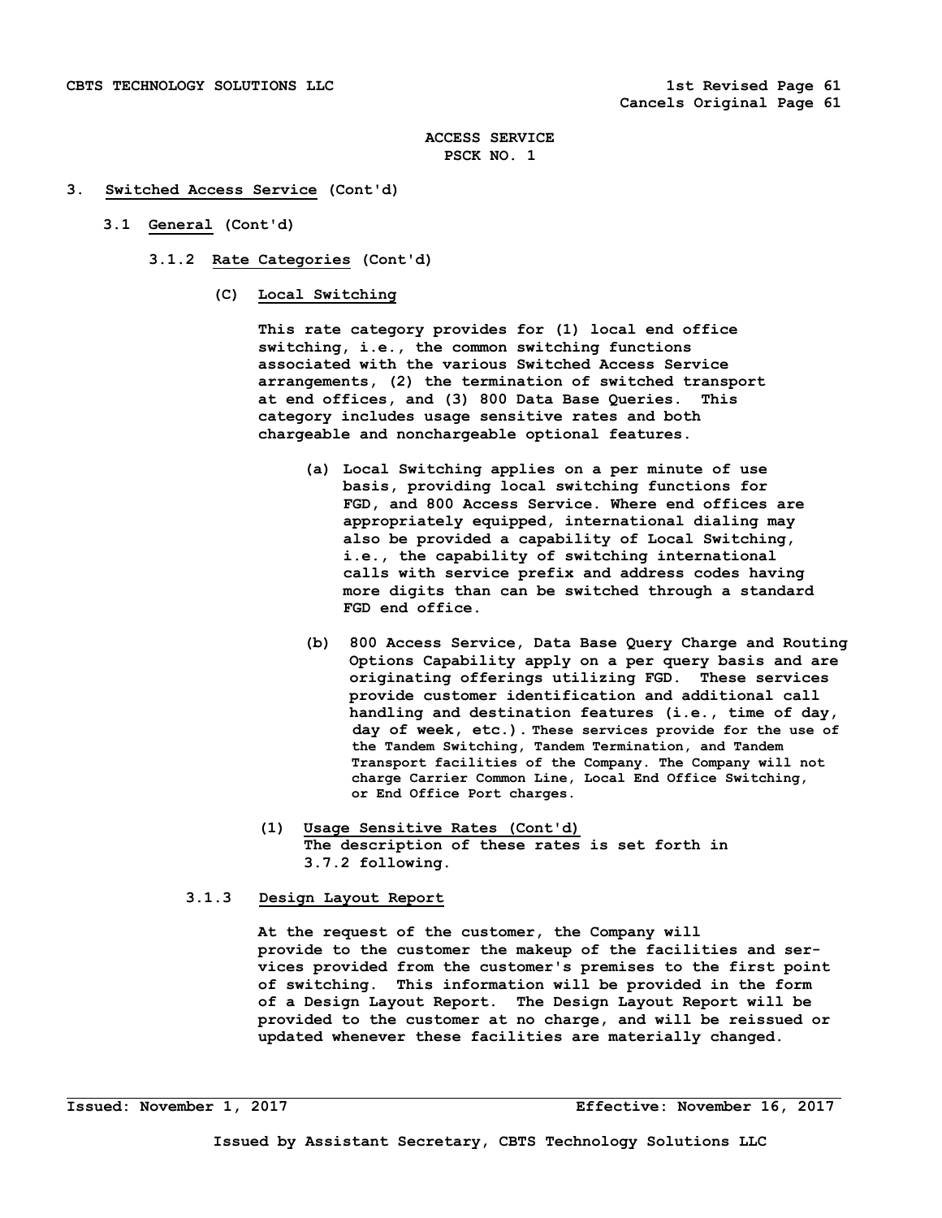ACCESS SERVICE
PSCK NO. 1

## 3. Switched Access Service (Cont'd)

### 3.1 General (Cont'd)

#### 3.1.2 Rate Categories (Cont'd)

**(C) Local Switching**

This rate category provides for (1) local end office switching, i.e., the common switching functions associated with the various Switched Access Service arrangements, (2) the termination of switched transport at end offices, and (3) 800 Data Base Queries. This category includes usage sensitive rates and both chargeable and nonchargeable optional features.

(a) Local Switching applies on a per minute of use basis, providing local switching functions for FGD, and 800 Access Service. Where end offices are appropriately equipped, international dialing may also be provided a capability of Local Switching, i.e., the capability of switching international calls with service prefix and address codes having more digits than can be switched through a standard FGD end office.

(b) 800 Access Service, Data Base Query Charge and Routing Options Capability apply on a per query basis and are originating offerings utilizing FGD. These services provide customer identification and additional call handling and destination features (i.e., time of day, day of week, etc.). These services provide for the use of the Tandem Switching, Tandem Termination, and Tandem Transport facilities of the Company. The Company will not charge Carrier Common Line, Local End Office Switching, or End Office Port charges.

(1) Usage Sensitive Rates (Cont'd)
The description of these rates is set forth in 3.7.2 following.

#### 3.1.3 Design Layout Report

At the request of the customer, the Company will provide to the customer the makeup of the facilities and services provided from the customer's premises to the first point of switching. This information will be provided in the form of a Design Layout Report. The Design Layout Report will be provided to the customer at no charge, and will be reissued or updated whenever these facilities are materially changed.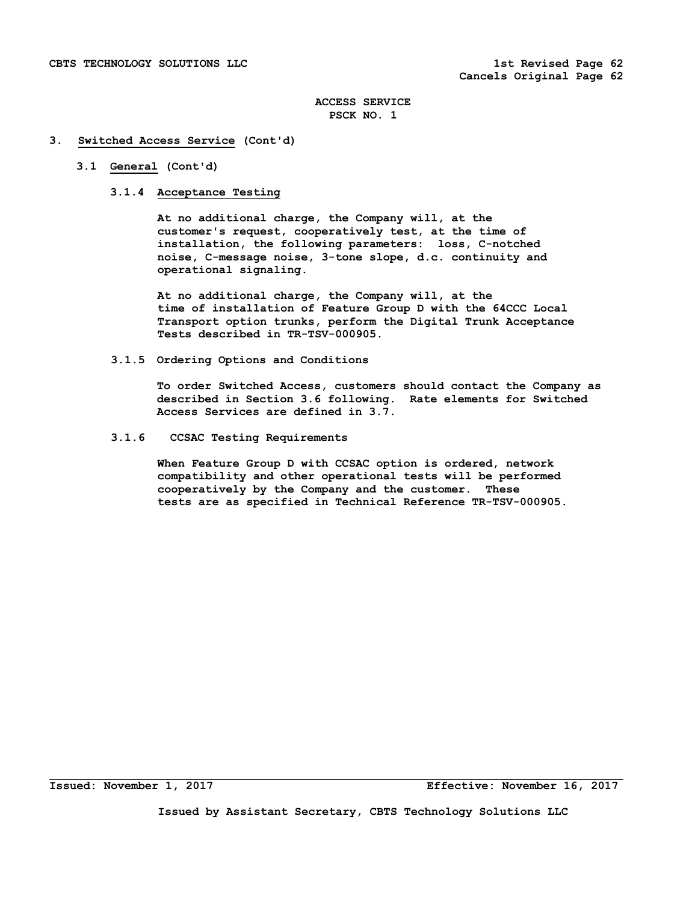## 3. Switched Access Service (Cont'd)

### 3.1 General (Cont'd)

#### 3.1.4 Acceptance Testing

At no additional charge, the Company will, at the customer's request, cooperatively test, at the time of installation, the following parameters: loss, C-notched noise, C-message noise, 3-tone slope, d.c. continuity and operational signaling.

At no additional charge, the Company will, at the time of installation of Feature Group D with the 64CCC Local Transport option trunks, perform the Digital Trunk Acceptance Tests described in TR-TSV-000905.

#### 3.1.5 Ordering Options and Conditions

To order Switched Access, customers should contact the Company as described in Section 3.6 following. Rate elements for Switched Access Services are defined in 3.7.

#### 3.1.6 CCSAC Testing Requirements

When Feature Group D with CCSAC option is ordered, network compatibility and other operational tests will be performed cooperatively by the Company and the customer. These tests are as specified in Technical Reference TR-TSV-000905.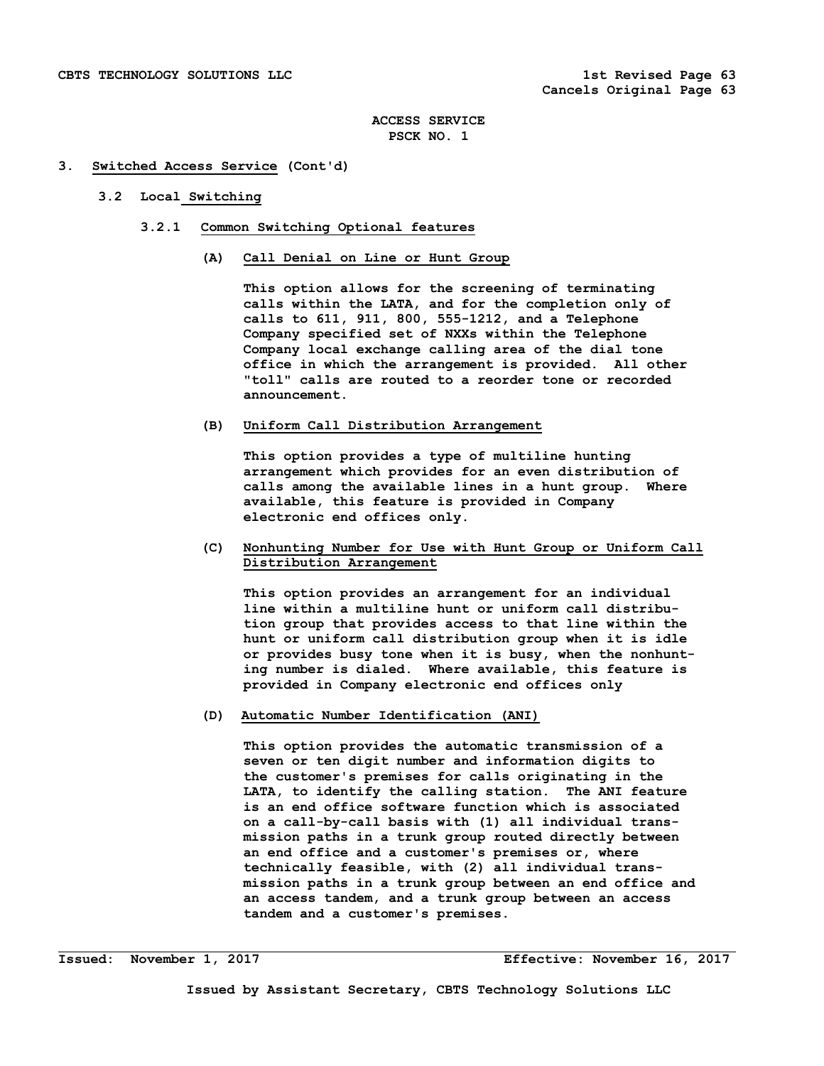## ACCESS SERVICE
## PSCK NO. 1

# 3. Switched Access Service (Cont'd)

## 3.2 Local Switching

### 3.2.1 Common Switching Optional features

**(A) Call Denial on Line or Hunt Group**

This option allows for the screening of terminating calls within the LATA, and for the completion only of calls to 611, 911, 800, 555-1212, and a Telephone Company specified set of NXXs within the Telephone Company local exchange calling area of the dial tone office in which the arrangement is provided. All other "toll" calls are routed to a reorder tone or recorded announcement.

**(B) Uniform Call Distribution Arrangement**

This option provides a type of multiline hunting arrangement which provides for an even distribution of calls among the available lines in a hunt group. Where available, this feature is provided in Company electronic end offices only.

**(C) Nonhunting Number for Use with Hunt Group or Uniform Call Distribution Arrangement**

This option provides an arrangement for an individual line within a multiline hunt or uniform call distribution group that provides access to that line within the hunt or uniform call distribution group when it is idle or provides busy tone when it is busy, when the nonhunting number is dialed. Where available, this feature is provided in Company electronic end offices only

**(D) Automatic Number Identification (ANI)**

This option provides the automatic transmission of a seven or ten digit number and information digits to the customer's premises for calls originating in the LATA, to identify the calling station. The ANI feature is an end office software function which is associated on a call-by-call basis with (1) all individual transmission paths in a trunk group routed directly between an end office and a customer's premises or, where technically feasible, with (2) all individual transmission paths in a trunk group between an end office and an access tandem, and a trunk group between an access tandem and a customer's premises.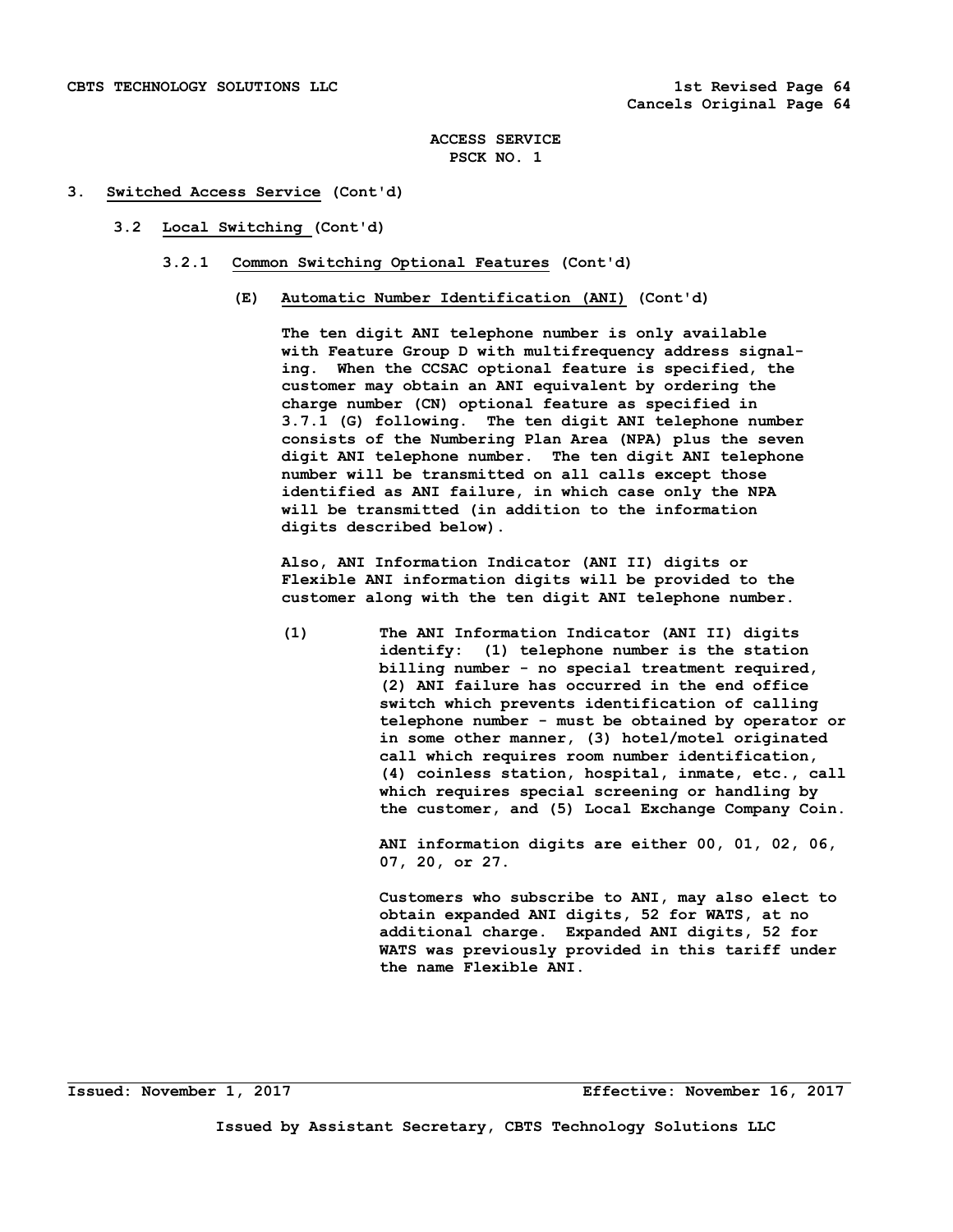ACCESS SERVICE
PSCK NO. 1

# 3. Switched Access Service (Cont'd)

## 3.2 Local Switching (Cont'd)

### 3.2.1 Common Switching Optional Features (Cont'd)

#### (E) Automatic Number Identification (ANI) (Cont'd)

The ten digit ANI telephone number is only available with Feature Group D with multifrequency address signaling. When the CCSAC optional feature is specified, the customer may obtain an ANI equivalent by ordering the charge number (CN) optional feature as specified in 3.7.1 (G) following. The ten digit ANI telephone number consists of the Numbering Plan Area (NPA) plus the seven digit ANI telephone number. The ten digit ANI telephone number will be transmitted on all calls except those identified as ANI failure, in which case only the NPA will be transmitted (in addition to the information digits described below).

Also, ANI Information Indicator (ANI II) digits or Flexible ANI information digits will be provided to the customer along with the ten digit ANI telephone number.

(1) The ANI Information Indicator (ANI II) digits identify: (1) telephone number is the station billing number - no special treatment required, (2) ANI failure has occurred in the end office switch which prevents identification of calling telephone number - must be obtained by operator or in some other manner, (3) hotel/motel originated call which requires room number identification, (4) coinless station, hospital, inmate, etc., call which requires special screening or handling by the customer, and (5) Local Exchange Company Coin.

ANI information digits are either 00, 01, 02, 06, 07, 20, or 27.

Customers who subscribe to ANI, may also elect to obtain expanded ANI digits, 52 for WATS, at no additional charge. Expanded ANI digits, 52 for WATS was previously provided in this tariff under the name Flexible ANI.

Issued: November 1, 2017 Effective: November 16, 2017

Issued by Assistant Secretary, CBTS Technology Solutions LLC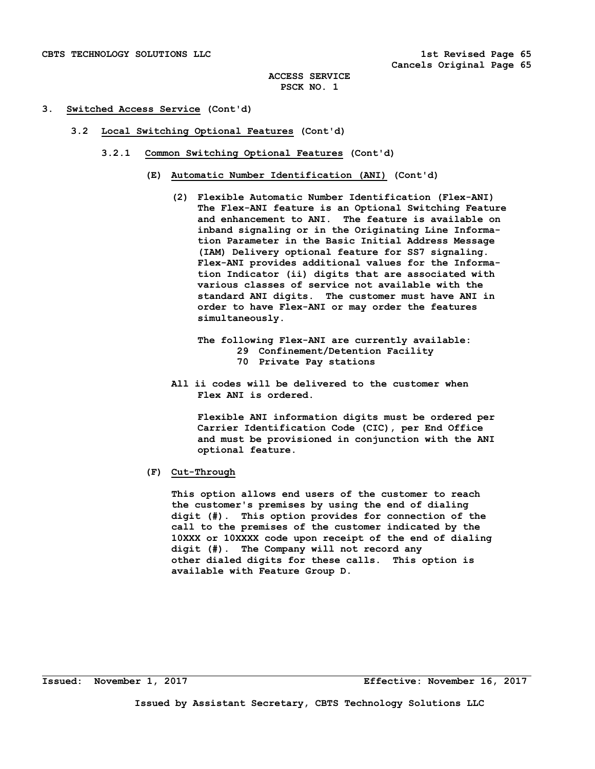**3. Switched Access Service (Cont'd)**

**3.2 Local Switching Optional Features (Cont'd)**

**3.2.1 Common Switching Optional Features (Cont'd)**

**(E) Automatic Number Identification (ANI) (Cont'd)**

**(2) Flexible Automatic Number Identification (Flex-ANI)** The Flex-ANI feature is an Optional Switching Feature and enhancement to ANI. The feature is available on inband signaling or in the Originating Line Information Parameter in the Basic Initial Address Message (IAM) Delivery optional feature for SS7 signaling. Flex-ANI provides additional values for the Information Indicator (ii) digits that are associated with various classes of service not available with the standard ANI digits. The customer must have ANI in order to have Flex-ANI or may order the features simultaneously.

The following Flex-ANI are currently available:

- 29 Confinement/Detention Facility
- 70 Private Pay stations

All ii codes will be delivered to the customer when Flex ANI is ordered.

Flexible ANI information digits must be ordered per Carrier Identification Code (CIC), per End Office and must be provisioned in conjunction with the ANI optional feature.

**(F) Cut-Through**

This option allows end users of the customer to reach the customer's premises by using the end of dialing digit (#). This option provides for connection of the call to the premises of the customer indicated by the 10XXX or 10XXXX code upon receipt of the end of dialing digit (#). The Company will not record any other dialed digits for these calls. This option is available with Feature Group D.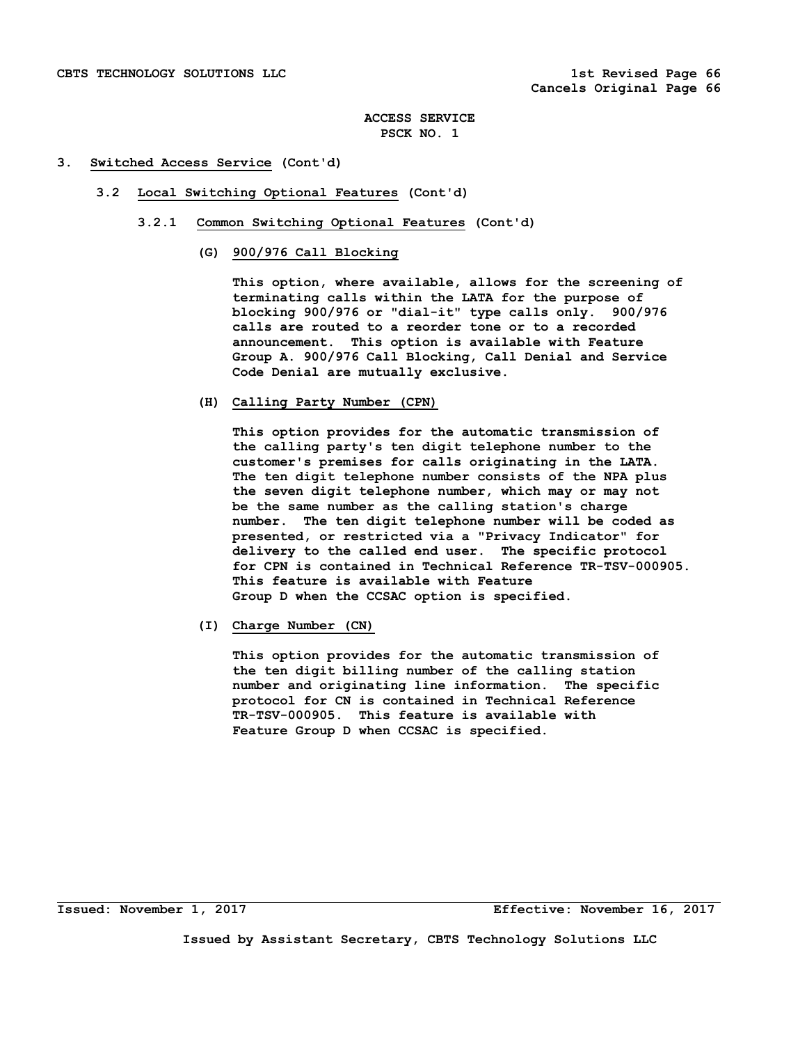ACCESS SERVICE
PSCK NO. 1

# 3. Switched Access Service (Cont'd)

## 3.2 Local Switching Optional Features (Cont'd)

### 3.2.1 Common Switching Optional Features (Cont'd)

**(G) 900/976 Call Blocking**

This option, where available, allows for the screening of terminating calls within the LATA for the purpose of blocking 900/976 or "dial-it" type calls only. 900/976 calls are routed to a reorder tone or to a recorded announcement. This option is available with Feature Group A. 900/976 Call Blocking, Call Denial and Service Code Denial are mutually exclusive.

**(H) Calling Party Number (CPN)**

This option provides for the automatic transmission of the calling party's ten digit telephone number to the customer's premises for calls originating in the LATA. The ten digit telephone number consists of the NPA plus the seven digit telephone number, which may or may not be the same number as the calling station's charge number. The ten digit telephone number will be coded as presented, or restricted via a "Privacy Indicator" for delivery to the called end user. The specific protocol for CPN is contained in Technical Reference TR-TSV-000905. This feature is available with Feature Group D when the CCSAC option is specified.

**(I) Charge Number (CN)**

This option provides for the automatic transmission of the ten digit billing number of the calling station number and originating line information. The specific protocol for CN is contained in Technical Reference TR-TSV-000905. This feature is available with Feature Group D when CCSAC is specified.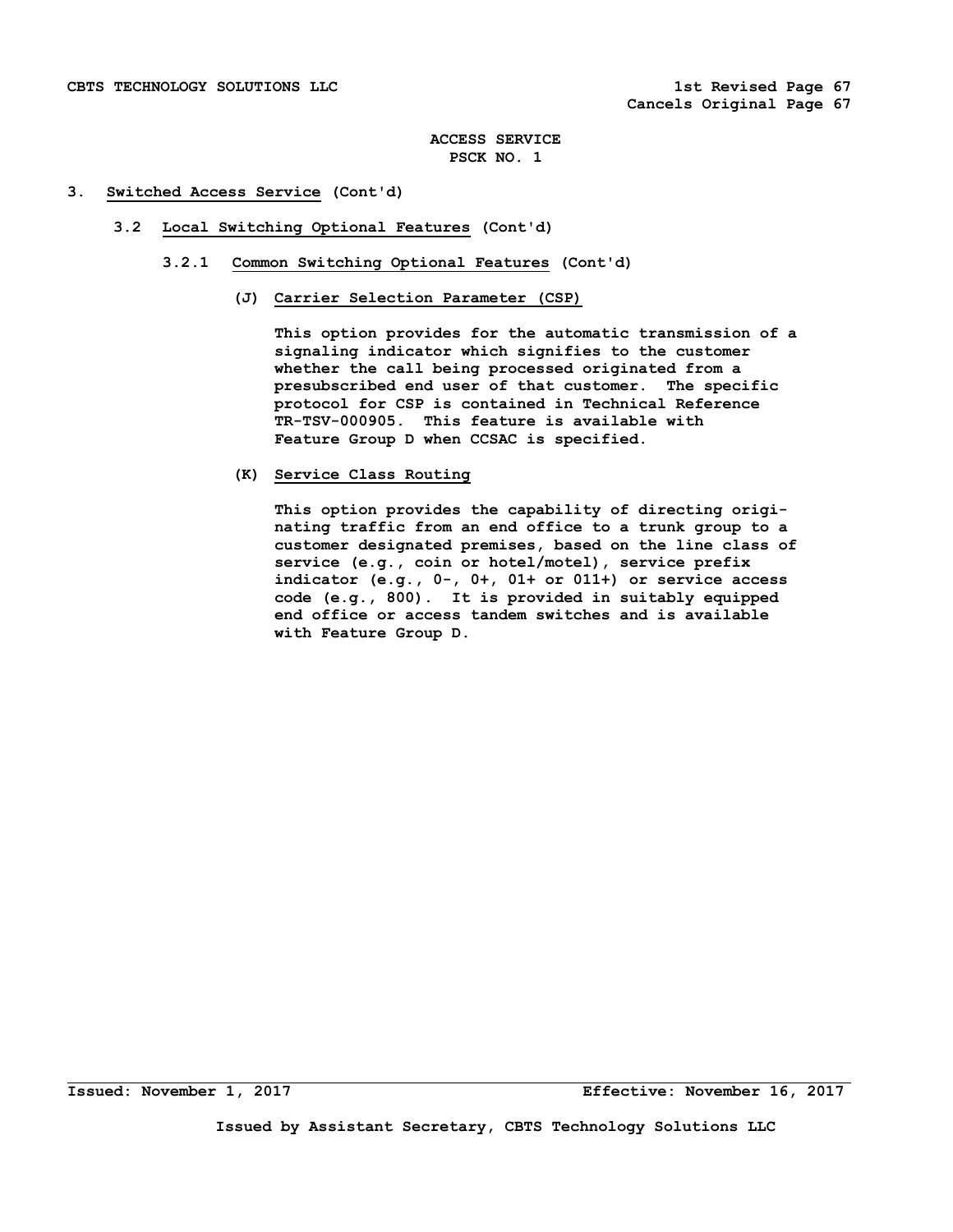# ACCESS SERVICE
## PSCK NO. 1

## 3. Switched Access Service (Cont'd)

### 3.2 Local Switching Optional Features (Cont'd)

#### 3.2.1 Common Switching Optional Features (Cont'd)

**(J) Carrier Selection Parameter (CSP)**

This option provides for the automatic transmission of a signaling indicator which signifies to the customer whether the call being processed originated from a presubscribed end user of that customer. The specific protocol for CSP is contained in Technical Reference TR-TSV-000905. This feature is available with Feature Group D when CCSAC is specified.

**(K) Service Class Routing**

This option provides the capability of directing originating traffic from an end office to a trunk group to a customer designated premises, based on the line class of service (e.g., coin or hotel/motel), service prefix indicator (e.g., 0-, 0+, 01+ or 011+) or service access code (e.g., 800). It is provided in suitably equipped end office or access tandem switches and is available with Feature Group D.

Issued: November 1, 2017 — Effective: November 16, 2017

Issued by Assistant Secretary, CBTS Technology Solutions LLC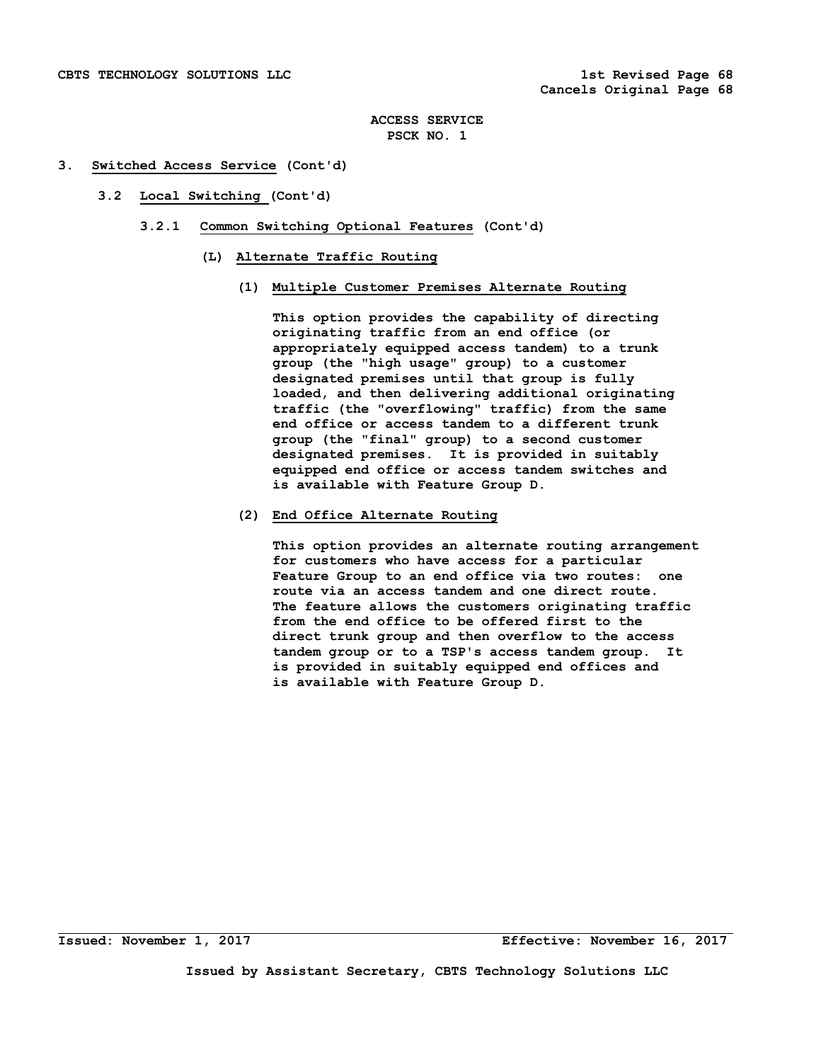ACCESS SERVICE
PSCK NO. 1

## 3. Switched Access Service (Cont'd)

### 3.2 Local Switching (Cont'd)

#### 3.2.1 Common Switching Optional Features (Cont'd)

**(L) Alternate Traffic Routing**

**(1) Multiple Customer Premises Alternate Routing**

This option provides the capability of directing originating traffic from an end office (or appropriately equipped access tandem) to a trunk group (the "high usage" group) to a customer designated premises until that group is fully loaded, and then delivering additional originating traffic (the "overflowing" traffic) from the same end office or access tandem to a different trunk group (the "final" group) to a second customer designated premises. It is provided in suitably equipped end office or access tandem switches and is available with Feature Group D.

**(2) End Office Alternate Routing**

This option provides an alternate routing arrangement for customers who have access for a particular Feature Group to an end office via two routes: one route via an access tandem and one direct route. The feature allows the customers originating traffic from the end office to be offered first to the direct trunk group and then overflow to the access tandem group or to a TSP's access tandem group. It is provided in suitably equipped end offices and is available with Feature Group D.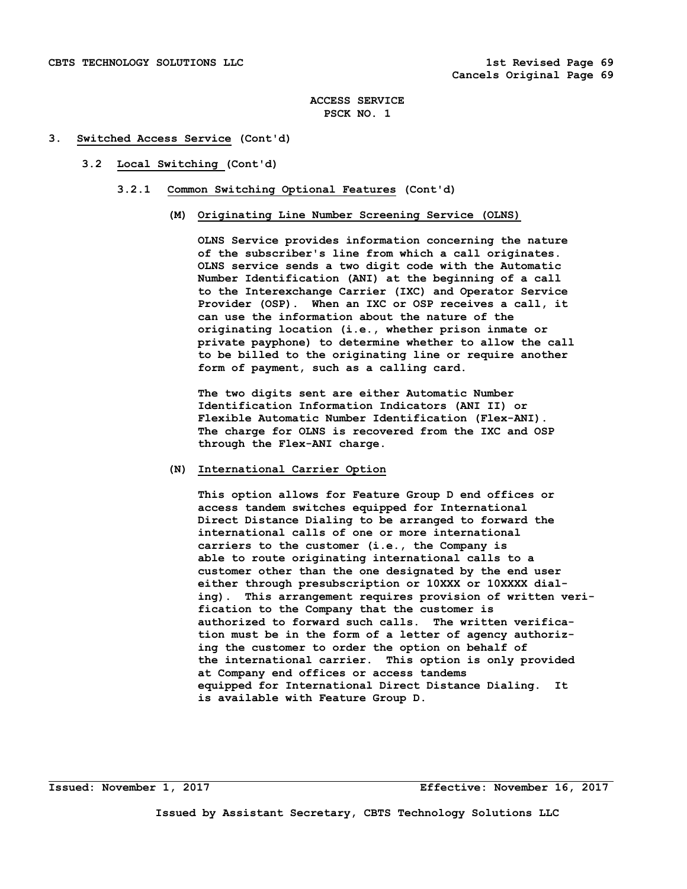ACCESS SERVICE
PSCK NO. 1

## 3. Switched Access Service (Cont'd)

### 3.2 Local Switching (Cont'd)

#### 3.2.1 Common Switching Optional Features (Cont'd)

**(M) Originating Line Number Screening Service (OLNS)**

OLNS Service provides information concerning the nature of the subscriber's line from which a call originates. OLNS service sends a two digit code with the Automatic Number Identification (ANI) at the beginning of a call to the Interexchange Carrier (IXC) and Operator Service Provider (OSP). When an IXC or OSP receives a call, it can use the information about the nature of the originating location (i.e., whether prison inmate or private payphone) to determine whether to allow the call to be billed to the originating line or require another form of payment, such as a calling card.

The two digits sent are either Automatic Number Identification Information Indicators (ANI II) or Flexible Automatic Number Identification (Flex-ANI). The charge for OLNS is recovered from the IXC and OSP through the Flex-ANI charge.

**(N) International Carrier Option**

This option allows for Feature Group D end offices or access tandem switches equipped for International Direct Distance Dialing to be arranged to forward the international calls of one or more international carriers to the customer (i.e., the Company is able to route originating international calls to a customer other than the one designated by the end user either through presubscription or 10XXX or 10XXXX dialing). This arrangement requires provision of written verification to the Company that the customer is authorized to forward such calls. The written verification must be in the form of a letter of agency authorizing the customer to order the option on behalf of the international carrier. This option is only provided at Company end offices or access tandems equipped for International Direct Distance Dialing. It is available with Feature Group D.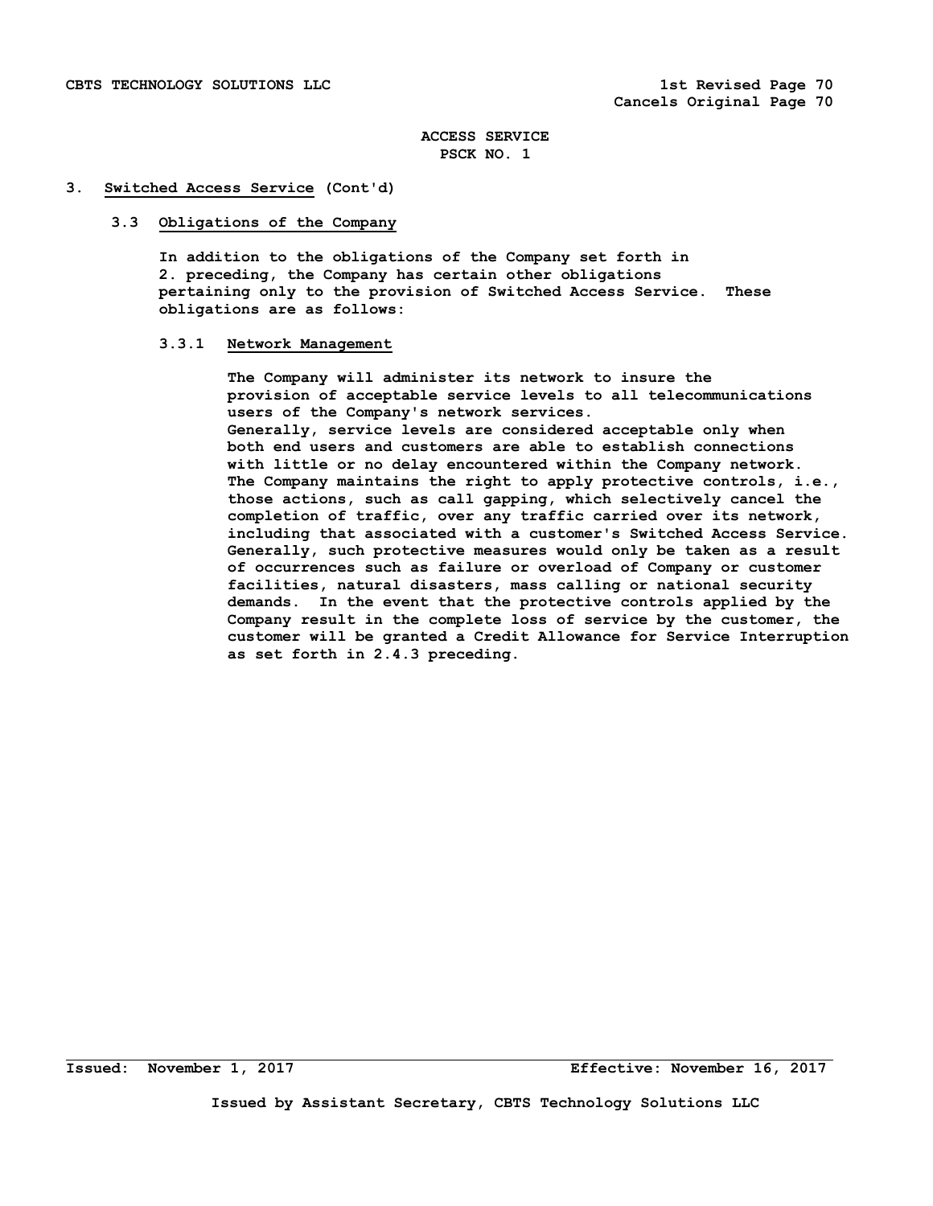ACCESS SERVICE
PSCK NO. 1

## 3. Switched Access Service (Cont'd)

### 3.3 Obligations of the Company

In addition to the obligations of the Company set forth in 2. preceding, the Company has certain other obligations pertaining only to the provision of Switched Access Service. These obligations are as follows:

#### 3.3.1 Network Management

The Company will administer its network to insure the provision of acceptable service levels to all telecommunications users of the Company's network services. Generally, service levels are considered acceptable only when both end users and customers are able to establish connections with little or no delay encountered within the Company network. The Company maintains the right to apply protective controls, i.e., those actions, such as call gapping, which selectively cancel the completion of traffic, over any traffic carried over its network, including that associated with a customer's Switched Access Service. Generally, such protective measures would only be taken as a result of occurrences such as failure or overload of Company or customer facilities, natural disasters, mass calling or national security demands. In the event that the protective controls applied by the Company result in the complete loss of service by the customer, the customer will be granted a Credit Allowance for Service Interruption as set forth in 2.4.3 preceding.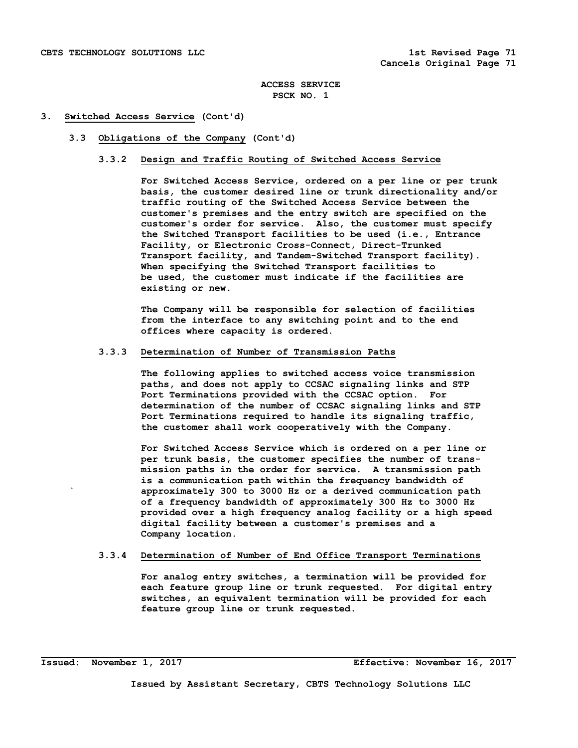## 3. Switched Access Service (Cont'd)

### 3.3 Obligations of the Company (Cont'd)

#### 3.3.2 Design and Traffic Routing of Switched Access Service

For Switched Access Service, ordered on a per line or per trunk basis, the customer desired line or trunk directionality and/or traffic routing of the Switched Access Service between the customer's premises and the entry switch are specified on the customer's order for service. Also, the customer must specify the Switched Transport facilities to be used (i.e., Entrance Facility, or Electronic Cross-Connect, Direct-Trunked Transport facility, and Tandem-Switched Transport facility). When specifying the Switched Transport facilities to be used, the customer must indicate if the facilities are existing or new.

The Company will be responsible for selection of facilities from the interface to any switching point and to the end offices where capacity is ordered.

#### 3.3.3 Determination of Number of Transmission Paths

The following applies to switched access voice transmission paths, and does not apply to CCSAC signaling links and STP Port Terminations provided with the CCSAC option. For determination of the number of CCSAC signaling links and STP Port Terminations required to handle its signaling traffic, the customer shall work cooperatively with the Company.

For Switched Access Service which is ordered on a per line or per trunk basis, the customer specifies the number of transmission paths in the order for service. A transmission path is a communication path within the frequency bandwidth of approximately 300 to 3000 Hz or a derived communication path of a frequency bandwidth of approximately 300 Hz to 3000 Hz provided over a high frequency analog facility or a high speed digital facility between a customer's premises and a Company location.

#### 3.3.4 Determination of Number of End Office Transport Terminations

For analog entry switches, a termination will be provided for each feature group line or trunk requested. For digital entry switches, an equivalent termination will be provided for each feature group line or trunk requested.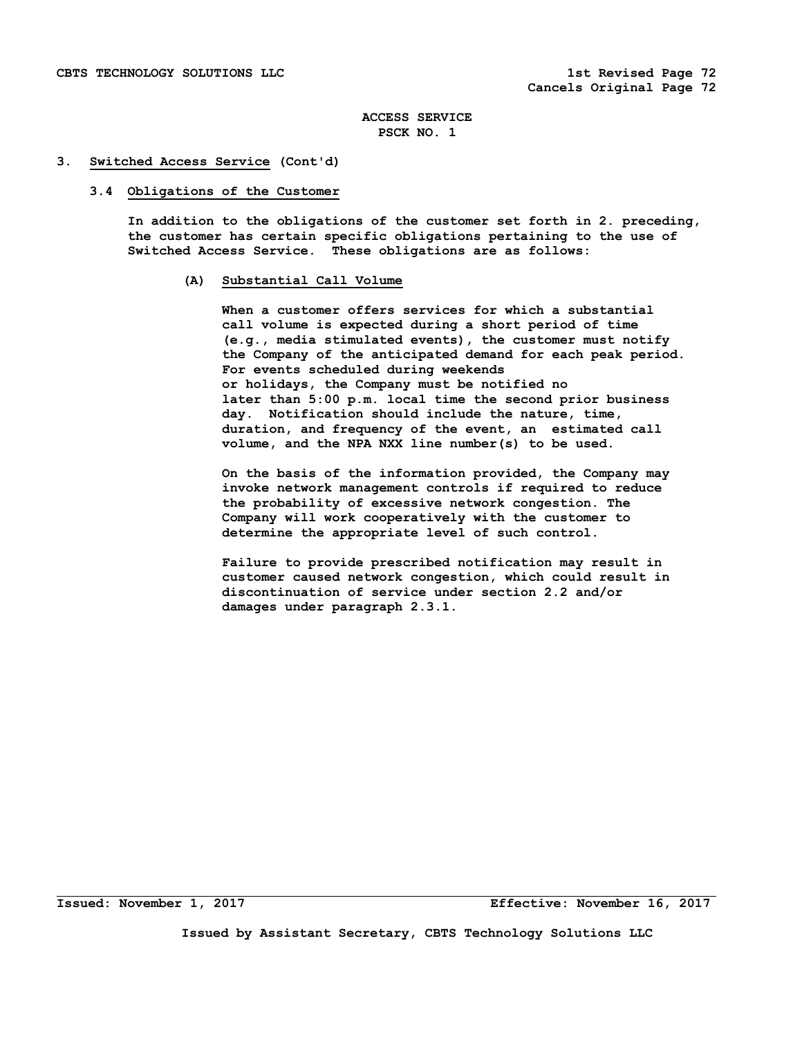# ACCESS SERVICE
# PSCK NO. 1

## 3. Switched Access Service (Cont'd)

### 3.4 Obligations of the Customer

In addition to the obligations of the customer set forth in 2. preceding, the customer has certain specific obligations pertaining to the use of Switched Access Service. These obligations are as follows:

#### (A) Substantial Call Volume

When a customer offers services for which a substantial call volume is expected during a short period of time (e.g., media stimulated events), the customer must notify the Company of the anticipated demand for each peak period. For events scheduled during weekends or holidays, the Company must be notified no later than 5:00 p.m. local time the second prior business day. Notification should include the nature, time, duration, and frequency of the event, an estimated call volume, and the NPA NXX line number(s) to be used.

On the basis of the information provided, the Company may invoke network management controls if required to reduce the probability of excessive network congestion. The Company will work cooperatively with the customer to determine the appropriate level of such control.

Failure to provide prescribed notification may result in customer caused network congestion, which could result in discontinuation of service under section 2.2 and/or damages under paragraph 2.3.1.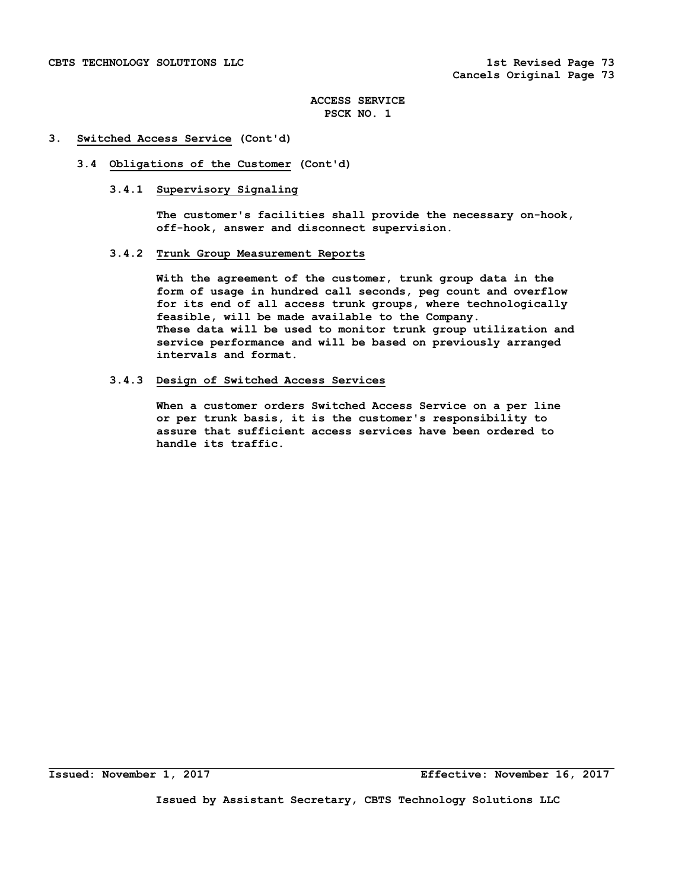## 3. Switched Access Service (Cont'd)

### 3.4 Obligations of the Customer (Cont'd)

#### 3.4.1 Supervisory Signaling

The customer's facilities shall provide the necessary on-hook, off-hook, answer and disconnect supervision.

#### 3.4.2 Trunk Group Measurement Reports

With the agreement of the customer, trunk group data in the form of usage in hundred call seconds, peg count and overflow for its end of all access trunk groups, where technologically feasible, will be made available to the Company.
These data will be used to monitor trunk group utilization and service performance and will be based on previously arranged intervals and format.

#### 3.4.3 Design of Switched Access Services

When a customer orders Switched Access Service on a per line or per trunk basis, it is the customer's responsibility to assure that sufficient access services have been ordered to handle its traffic.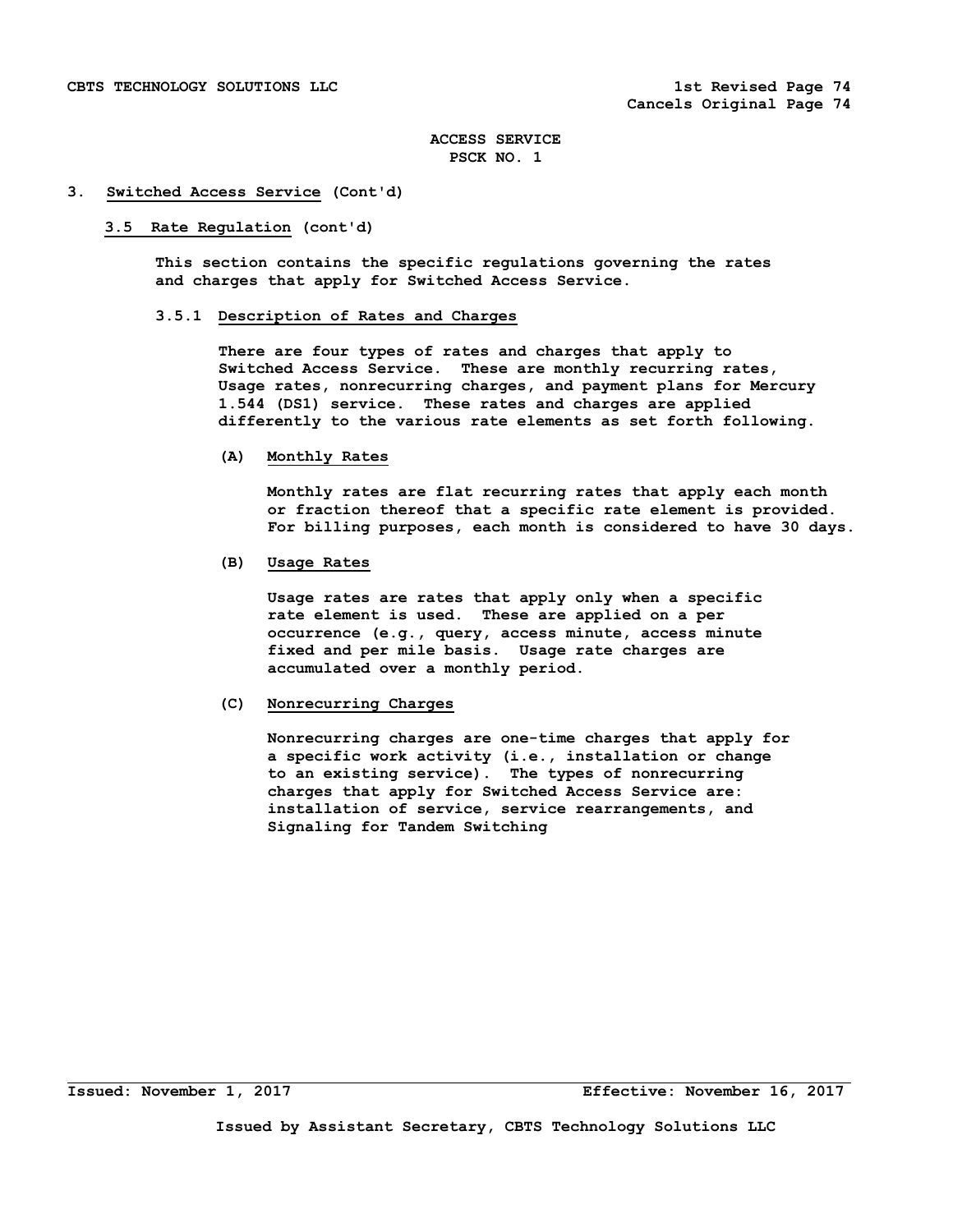## 3. Switched Access Service (Cont'd)

### 3.5 Rate Regulation (cont'd)

This section contains the specific regulations governing the rates and charges that apply for Switched Access Service.

#### 3.5.1 Description of Rates and Charges

There are four types of rates and charges that apply to Switched Access Service. These are monthly recurring rates, Usage rates, nonrecurring charges, and payment plans for Mercury 1.544 (DS1) service. These rates and charges are applied differently to the various rate elements as set forth following.

**(A) Monthly Rates**

Monthly rates are flat recurring rates that apply each month or fraction thereof that a specific rate element is provided. For billing purposes, each month is considered to have 30 days.

**(B) Usage Rates**

Usage rates are rates that apply only when a specific rate element is used. These are applied on a per occurrence (e.g., query, access minute, access minute fixed and per mile basis. Usage rate charges are accumulated over a monthly period.

**(C) Nonrecurring Charges**

Nonrecurring charges are one-time charges that apply for a specific work activity (i.e., installation or change to an existing service). The types of nonrecurring charges that apply for Switched Access Service are: installation of service, service rearrangements, and Signaling for Tandem Switching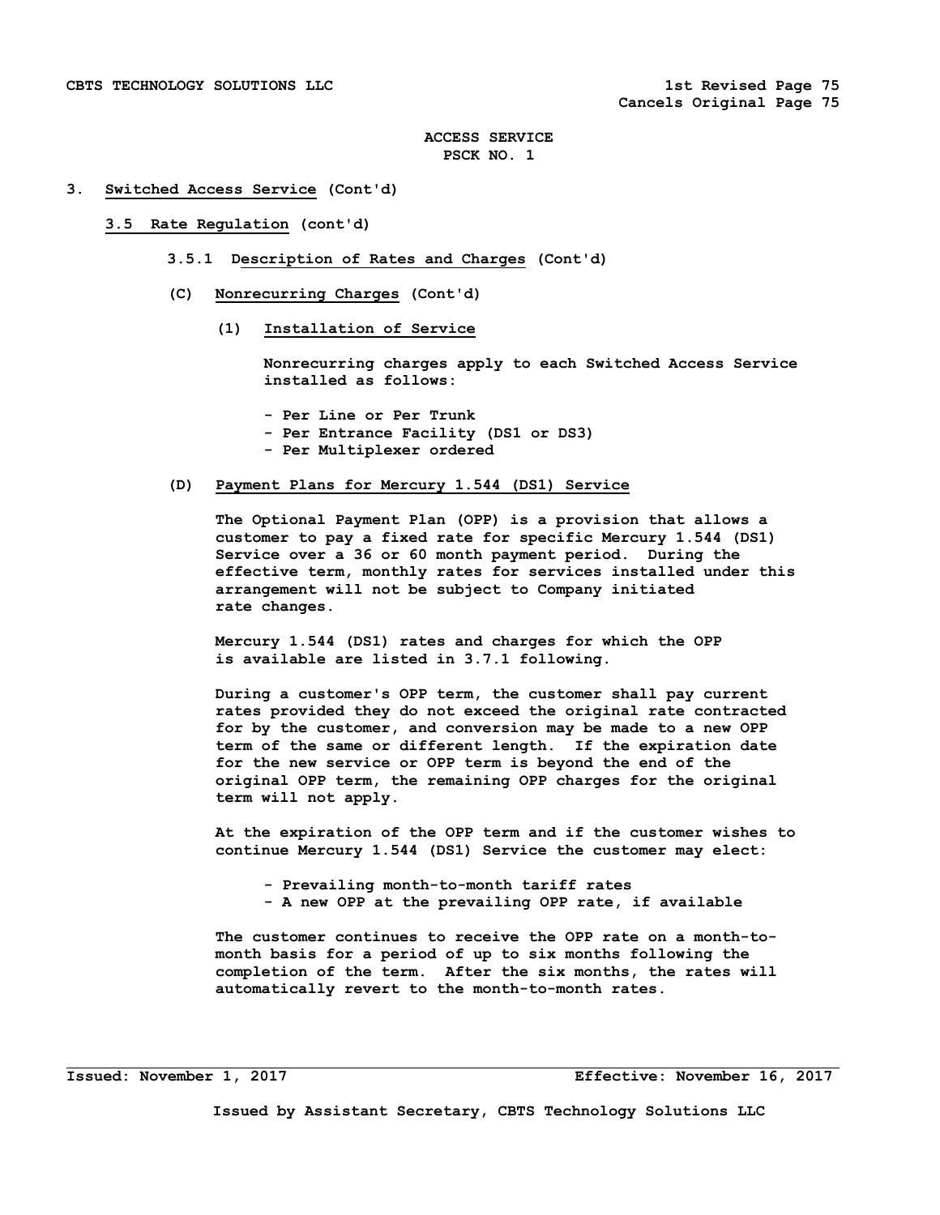ACCESS SERVICE
PSCK NO. 1

## 3. Switched Access Service (Cont'd)

### 3.5 Rate Regulation (cont'd)

#### 3.5.1 Description of Rates and Charges (Cont'd)

(C) Nonrecurring Charges (Cont'd)

(1) Installation of Service

Nonrecurring charges apply to each Switched Access Service installed as follows:

- Per Line or Per Trunk
- Per Entrance Facility (DS1 or DS3)
- Per Multiplexer ordered

(D) Payment Plans for Mercury 1.544 (DS1) Service

The Optional Payment Plan (OPP) is a provision that allows a customer to pay a fixed rate for specific Mercury 1.544 (DS1) Service over a 36 or 60 month payment period. During the effective term, monthly rates for services installed under this arrangement will not be subject to Company initiated rate changes.

Mercury 1.544 (DS1) rates and charges for which the OPP is available are listed in 3.7.1 following.

During a customer's OPP term, the customer shall pay current rates provided they do not exceed the original rate contracted for by the customer, and conversion may be made to a new OPP term of the same or different length. If the expiration date for the new service or OPP term is beyond the end of the original OPP term, the remaining OPP charges for the original term will not apply.

At the expiration of the OPP term and if the customer wishes to continue Mercury 1.544 (DS1) Service the customer may elect:

- Prevailing month-to-month tariff rates
- A new OPP at the prevailing OPP rate, if available

The customer continues to receive the OPP rate on a month-to-month basis for a period of up to six months following the completion of the term. After the six months, the rates will automatically revert to the month-to-month rates.

Issued: November 1, 2017 Effective: November 16, 2017

Issued by Assistant Secretary, CBTS Technology Solutions LLC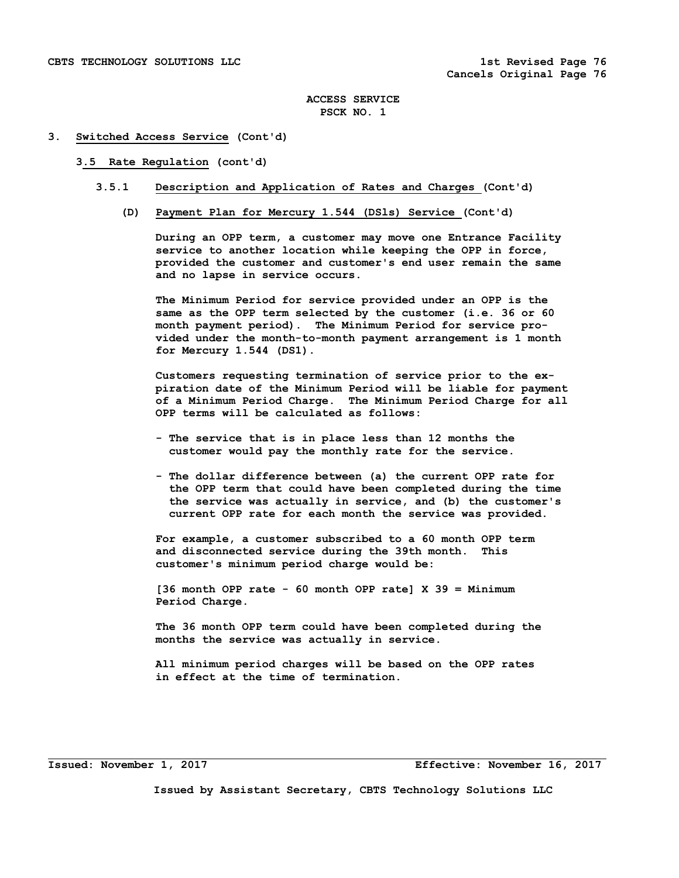# ACCESS SERVICE
## PSCK NO. 1

## 3. Switched Access Service (Cont'd)

### 3.5 Rate Regulation (cont'd)

#### 3.5.1 Description and Application of Rates and Charges (Cont'd)

**(D) Payment Plan for Mercury 1.544 (DSls) Service (Cont'd)**

During an OPP term, a customer may move one Entrance Facility service to another location while keeping the OPP in force, provided the customer and customer's end user remain the same and no lapse in service occurs.

The Minimum Period for service provided under an OPP is the same as the OPP term selected by the customer (i.e. 36 or 60 month payment period). The Minimum Period for service provided under the month-to-month payment arrangement is 1 month for Mercury 1.544 (DS1).

Customers requesting termination of service prior to the expiration date of the Minimum Period will be liable for payment of a Minimum Period Charge. The Minimum Period Charge for all OPP terms will be calculated as follows:

- The service that is in place less than 12 months the customer would pay the monthly rate for the service.
- The dollar difference between (a) the current OPP rate for the OPP term that could have been completed during the time the service was actually in service, and (b) the customer's current OPP rate for each month the service was provided.

For example, a customer subscribed to a 60 month OPP term and disconnected service during the 39th month. This customer's minimum period charge would be:

[36 month OPP rate - 60 month OPP rate] X 39 = Minimum Period Charge.

The 36 month OPP term could have been completed during the months the service was actually in service.

All minimum period charges will be based on the OPP rates in effect at the time of termination.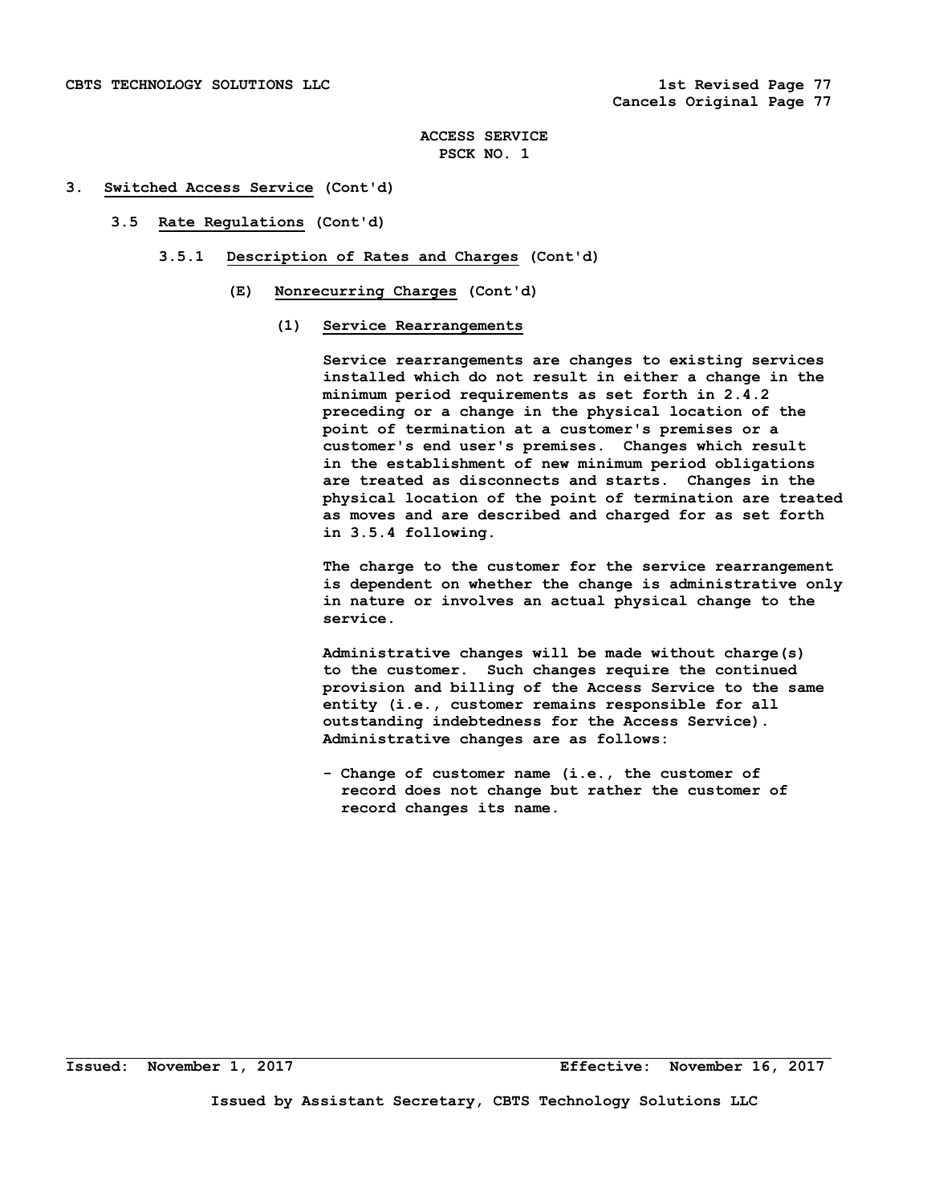# 3. Switched Access Service (Cont'd)

## 3.5 Rate Regulations (Cont'd)

### 3.5.1 Description of Rates and Charges (Cont'd)

#### (E) Nonrecurring Charges (Cont'd)

##### (1) Service Rearrangements

Service rearrangements are changes to existing services installed which do not result in either a change in the minimum period requirements as set forth in 2.4.2 preceding or a change in the physical location of the point of termination at a customer's premises or a customer's end user's premises. Changes which result in the establishment of new minimum period obligations are treated as disconnects and starts. Changes in the physical location of the point of termination are treated as moves and are described and charged for as set forth in 3.5.4 following.

The charge to the customer for the service rearrangement is dependent on whether the change is administrative only in nature or involves an actual physical change to the service.

Administrative changes will be made without charge(s) to the customer. Such changes require the continued provision and billing of the Access Service to the same entity (i.e., customer remains responsible for all outstanding indebtedness for the Access Service). Administrative changes are as follows:

- Change of customer name (i.e., the customer of record does not change but rather the customer of record changes its name.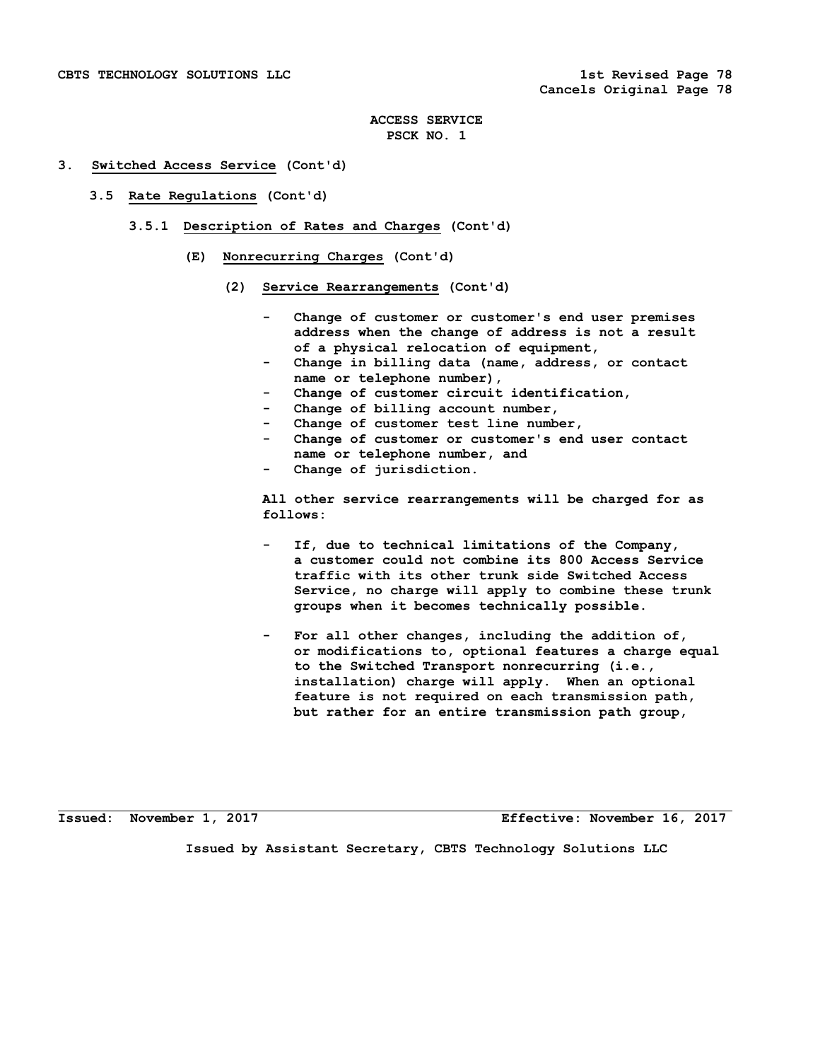ACCESS SERVICE
PSCK NO. 1

3. Switched Access Service (Cont'd)

3.5 Rate Regulations (Cont'd)

3.5.1 Description of Rates and Charges (Cont'd)

(E) Nonrecurring Charges (Cont'd)

(2) Service Rearrangements (Cont'd)

- Change of customer or customer's end user premises address when the change of address is not a result of a physical relocation of equipment,
- Change in billing data (name, address, or contact name or telephone number),
- Change of customer circuit identification,
- Change of billing account number,
- Change of customer test line number,
- Change of customer or customer's end user contact name or telephone number, and
- Change of jurisdiction.

All other service rearrangements will be charged for as follows:

- If, due to technical limitations of the Company, a customer could not combine its 800 Access Service traffic with its other trunk side Switched Access Service, no charge will apply to combine these trunk groups when it becomes technically possible.

- For all other changes, including the addition of, or modifications to, optional features a charge equal to the Switched Transport nonrecurring (i.e., installation) charge will apply. When an optional feature is not required on each transmission path, but rather for an entire transmission path group,

Issued: November 1, 2017 Effective: November 16, 2017

Issued by Assistant Secretary, CBTS Technology Solutions LLC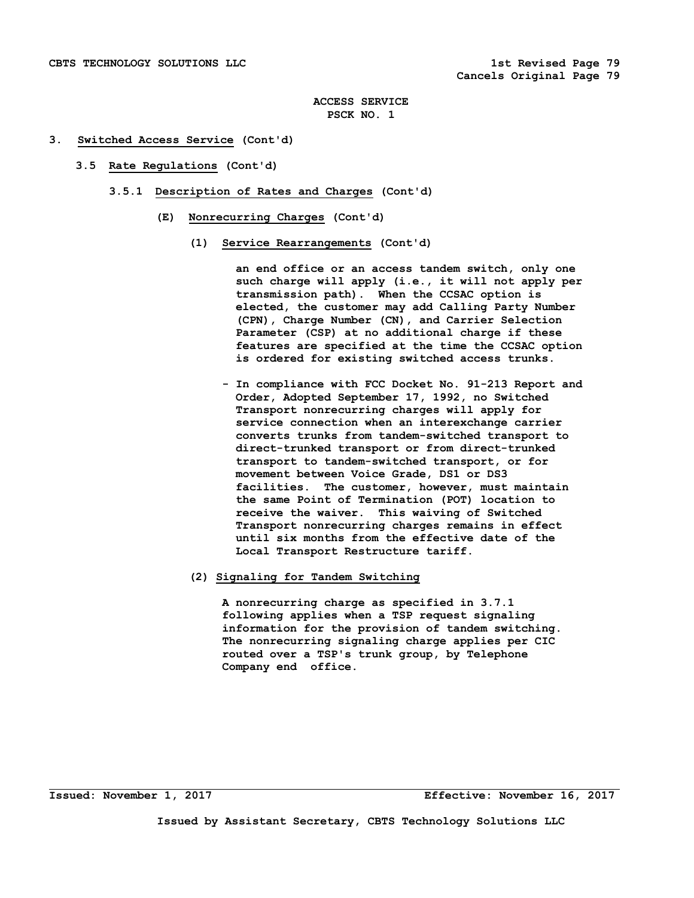**ACCESS SERVICE**
**PSCK NO. 1**

**3. Switched Access Service (Cont'd)**

**3.5 Rate Regulations (Cont'd)**

**3.5.1 Description of Rates and Charges (Cont'd)**

**(E) Nonrecurring Charges (Cont'd)**

**(1) Service Rearrangements (Cont'd)**

an end office or an access tandem switch, only one such charge will apply (i.e., it will not apply per transmission path). When the CCSAC option is elected, the customer may add Calling Party Number (CPN), Charge Number (CN), and Carrier Selection Parameter (CSP) at no additional charge if these features are specified at the time the CCSAC option is ordered for existing switched access trunks.

- In compliance with FCC Docket No. 91-213 Report and Order, Adopted September 17, 1992, no Switched Transport nonrecurring charges will apply for service connection when an interexchange carrier converts trunks from tandem-switched transport to direct-trunked transport or from direct-trunked transport to tandem-switched transport, or for movement between Voice Grade, DS1 or DS3 facilities. The customer, however, must maintain the same Point of Termination (POT) location to receive the waiver. This waiving of Switched Transport nonrecurring charges remains in effect until six months from the effective date of the Local Transport Restructure tariff.

**(2) Signaling for Tandem Switching**

A nonrecurring charge as specified in 3.7.1 following applies when a TSP request signaling information for the provision of tandem switching. The nonrecurring signaling charge applies per CIC routed over a TSP's trunk group, by Telephone Company end office.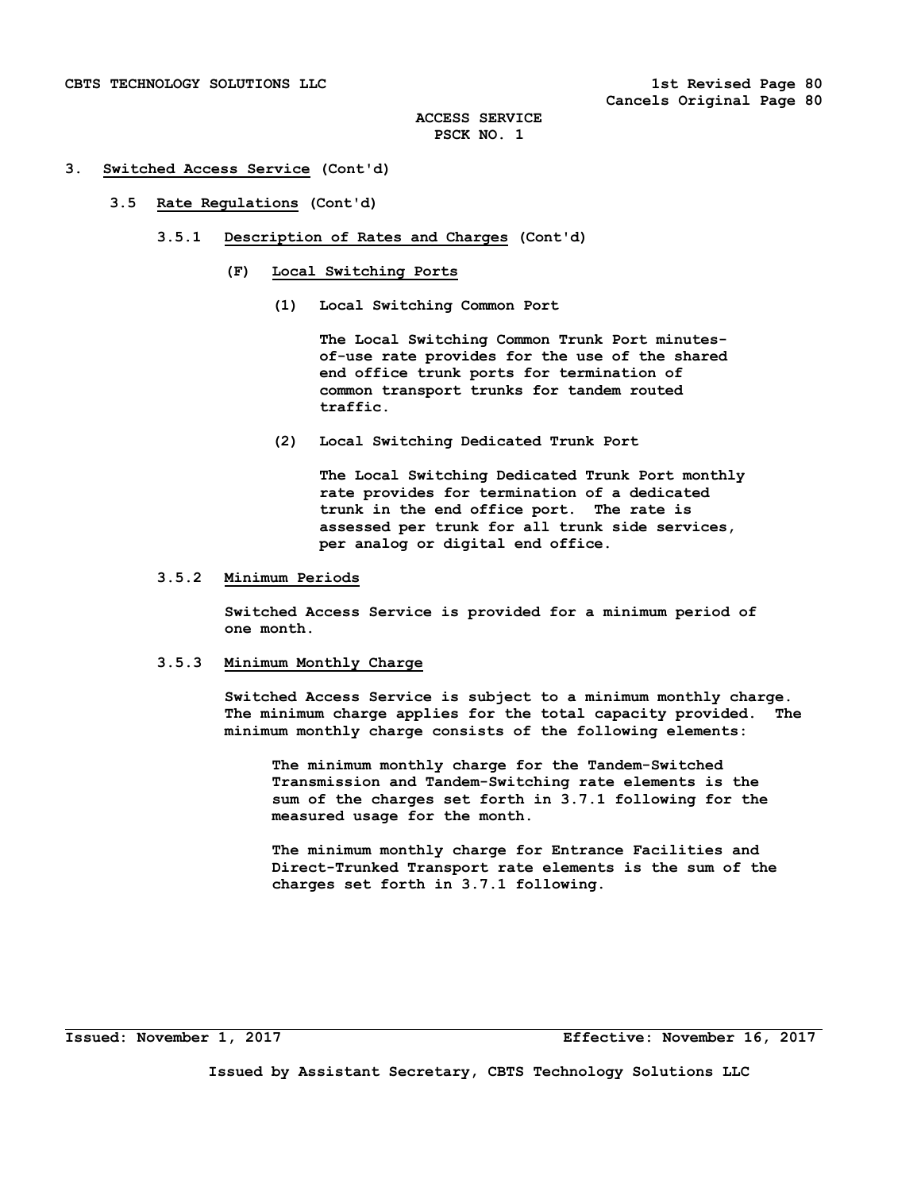### 3. Switched Access Service (Cont'd)

#### 3.5 Rate Regulations (Cont'd)

##### 3.5.1 Description of Rates and Charges (Cont'd)

**(F) Local Switching Ports**

**(1) Local Switching Common Port**

The Local Switching Common Trunk Port minutes-of-use rate provides for the use of the shared end office trunk ports for termination of common transport trunks for tandem routed traffic.

**(2) Local Switching Dedicated Trunk Port**

The Local Switching Dedicated Trunk Port monthly rate provides for termination of a dedicated trunk in the end office port. The rate is assessed per trunk for all trunk side services, per analog or digital end office.

##### 3.5.2 Minimum Periods

Switched Access Service is provided for a minimum period of one month.

##### 3.5.3 Minimum Monthly Charge

Switched Access Service is subject to a minimum monthly charge. The minimum charge applies for the total capacity provided. The minimum monthly charge consists of the following elements:

The minimum monthly charge for the Tandem-Switched Transmission and Tandem-Switching rate elements is the sum of the charges set forth in 3.7.1 following for the measured usage for the month.

The minimum monthly charge for Entrance Facilities and Direct-Trunked Transport rate elements is the sum of the charges set forth in 3.7.1 following.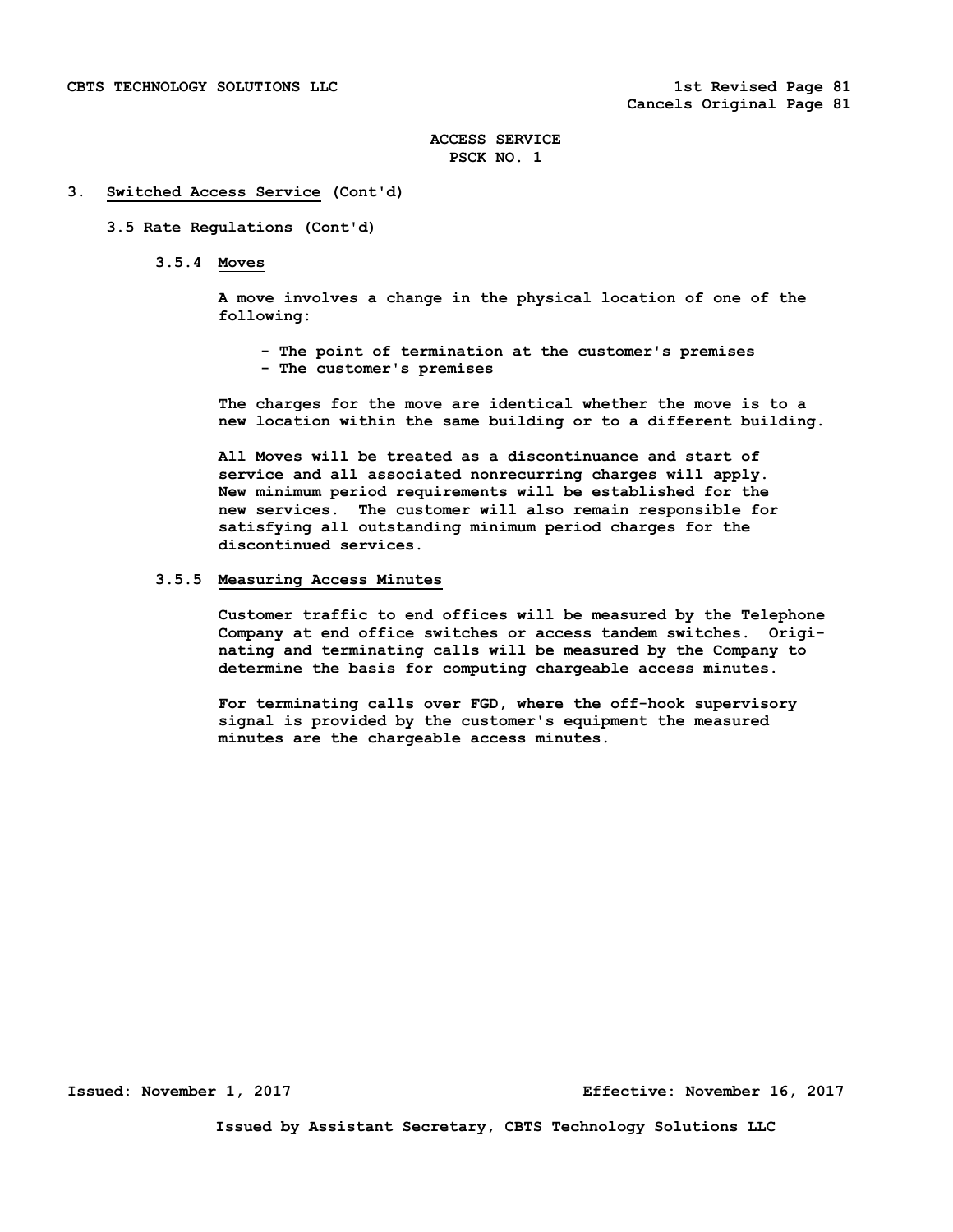# 3. Switched Access Service (Cont'd)

## 3.5 Rate Regulations (Cont'd)

### 3.5.4 Moves

A move involves a change in the physical location of one of the following:

- The point of termination at the customer's premises
- The customer's premises

The charges for the move are identical whether the move is to a new location within the same building or to a different building.

All Moves will be treated as a discontinuance and start of service and all associated nonrecurring charges will apply. New minimum period requirements will be established for the new services. The customer will also remain responsible for satisfying all outstanding minimum period charges for the discontinued services.

### 3.5.5 Measuring Access Minutes

Customer traffic to end offices will be measured by the Telephone Company at end office switches or access tandem switches. Originating and terminating calls will be measured by the Company to determine the basis for computing chargeable access minutes.

For terminating calls over FGD, where the off-hook supervisory signal is provided by the customer's equipment the measured minutes are the chargeable access minutes.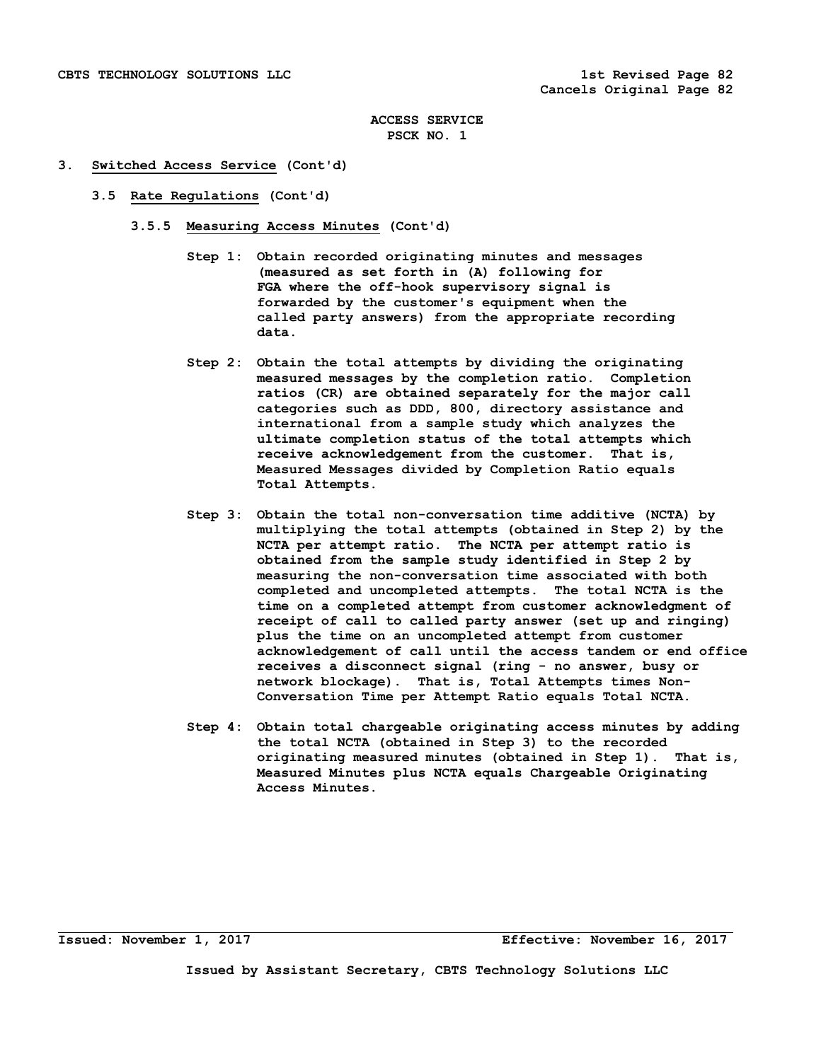ACCESS SERVICE
PSCK NO. 1

3. **Switched Access Service** (Cont'd)

   3.5 **Rate Regulations** (Cont'd)

      3.5.5 **Measuring Access Minutes** (Cont'd)

Step 1: Obtain recorded originating minutes and messages (measured as set forth in (A) following for FGA where the off-hook supervisory signal is forwarded by the customer's equipment when the called party answers) from the appropriate recording data.

Step 2: Obtain the total attempts by dividing the originating measured messages by the completion ratio. Completion ratios (CR) are obtained separately for the major call categories such as DDD, 800, directory assistance and international from a sample study which analyzes the ultimate completion status of the total attempts which receive acknowledgement from the customer. That is, Measured Messages divided by Completion Ratio equals Total Attempts.

Step 3: Obtain the total non-conversation time additive (NCTA) by multiplying the total attempts (obtained in Step 2) by the NCTA per attempt ratio. The NCTA per attempt ratio is obtained from the sample study identified in Step 2 by measuring the non-conversation time associated with both completed and uncompleted attempts. The total NCTA is the time on a completed attempt from customer acknowledgment of receipt of call to called party answer (set up and ringing) plus the time on an uncompleted attempt from customer acknowledgement of call until the access tandem or end office receives a disconnect signal (ring - no answer, busy or network blockage). That is, Total Attempts times Non-Conversation Time per Attempt Ratio equals Total NCTA.

Step 4: Obtain total chargeable originating access minutes by adding the total NCTA (obtained in Step 3) to the recorded originating measured minutes (obtained in Step 1). That is, Measured Minutes plus NCTA equals Chargeable Originating Access Minutes.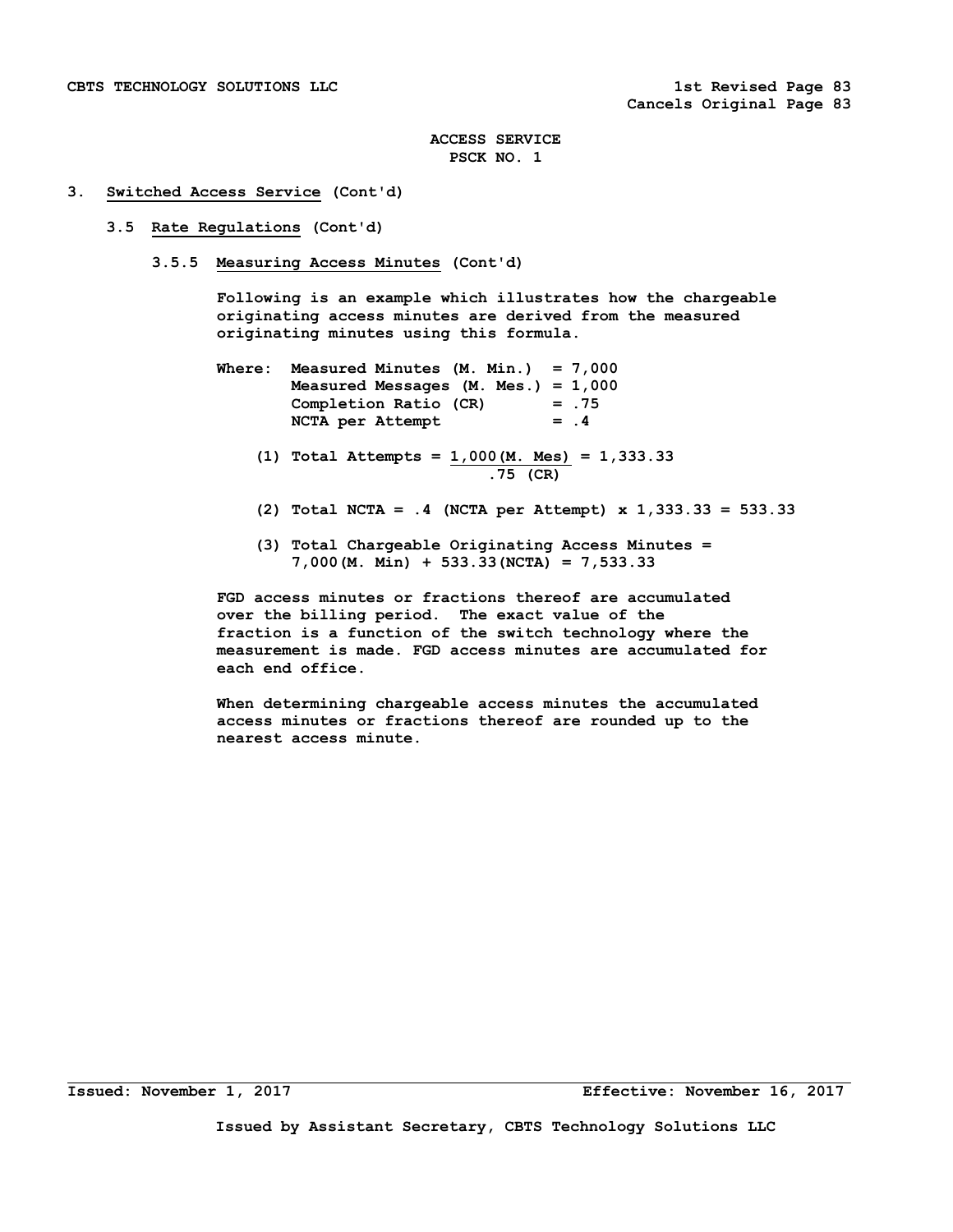ACCESS SERVICE
PSCK NO. 1

3. **Switched Access Service** (Cont'd)

3.5 **Rate Regulations** (Cont'd)

3.5.5 **Measuring Access Minutes** (Cont'd)

Following is an example which illustrates how the chargeable originating access minutes are derived from the measured originating minutes using this formula.

Where: Measured Minutes (M. Min.) = 7,000
Measured Messages (M. Mes.) = 1,000
Completion Ratio (CR) = .75
NCTA per Attempt = .4

(1) Total Attempts = $\frac{1{,}000\text{(M. Mes)}}{.75\text{ (CR)}}$ = 1,333.33

(2) Total NCTA = .4 (NCTA per Attempt) x 1,333.33 = 533.33

(3) Total Chargeable Originating Access Minutes = 7,000(M. Min) + 533.33(NCTA) = 7,533.33

FGD access minutes or fractions thereof are accumulated over the billing period. The exact value of the fraction is a function of the switch technology where the measurement is made. FGD access minutes are accumulated for each end office.

When determining chargeable access minutes the accumulated access minutes or fractions thereof are rounded up to the nearest access minute.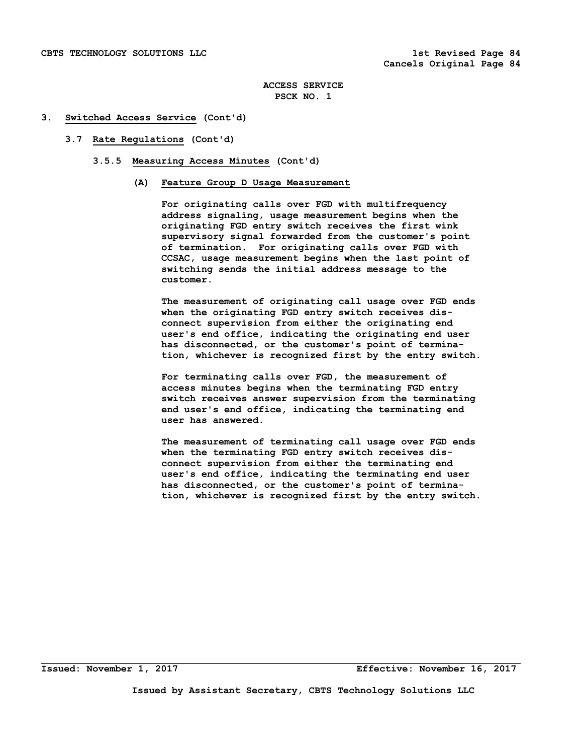ACCESS SERVICE
PSCK NO. 1

3. **Switched Access Service** (Cont'd)

3.7 **Rate Regulations** (Cont'd)

3.5.5 **Measuring Access Minutes** (Cont'd)

(A) **Feature Group D Usage Measurement**

For originating calls over FGD with multifrequency address signaling, usage measurement begins when the originating FGD entry switch receives the first wink supervisory signal forwarded from the customer's point of termination. For originating calls over FGD with CCSAC, usage measurement begins when the last point of switching sends the initial address message to the customer.

The measurement of originating call usage over FGD ends when the originating FGD entry switch receives disconnect supervision from either the originating end user's end office, indicating the originating end user has disconnected, or the customer's point of termination, whichever is recognized first by the entry switch.

For terminating calls over FGD, the measurement of access minutes begins when the terminating FGD entry switch receives answer supervision from the terminating end user's end office, indicating the terminating end user has answered.

The measurement of terminating call usage over FGD ends when the terminating FGD entry switch receives disconnect supervision from either the terminating end user's end office, indicating the terminating end user has disconnected, or the customer's point of termination, whichever is recognized first by the entry switch.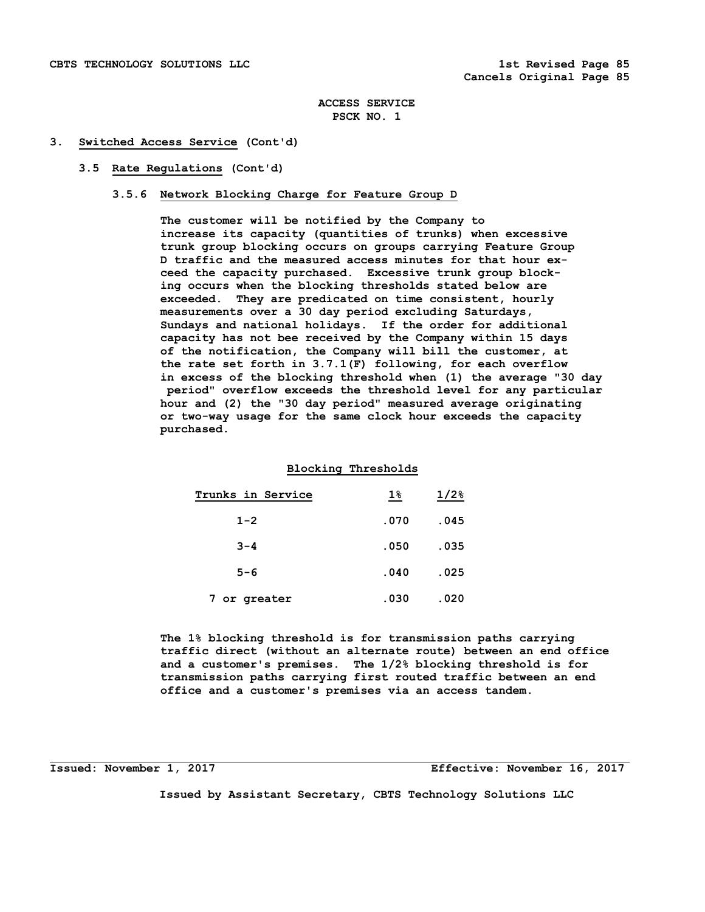ACCESS SERVICE
PSCK NO. 1

# 3. Switched Access Service (Cont'd)

## 3.5 Rate Regulations (Cont'd)

### 3.5.6 Network Blocking Charge for Feature Group D

The customer will be notified by the Company to increase its capacity (quantities of trunks) when excessive trunk group blocking occurs on groups carrying Feature Group D traffic and the measured access minutes for that hour exceed the capacity purchased. Excessive trunk group blocking occurs when the blocking thresholds stated below are exceeded. They are predicated on time consistent, hourly measurements over a 30 day period excluding Saturdays, Sundays and national holidays. If the order for additional capacity has not bee received by the Company within 15 days of the notification, the Company will bill the customer, at the rate set forth in 3.7.1(F) following, for each overflow in excess of the blocking threshold when (1) the average "30 day period" overflow exceeds the threshold level for any particular hour and (2) the "30 day period" measured average originating or two-way usage for the same clock hour exceeds the capacity purchased.

**Blocking Thresholds**

| Trunks in Service | 1% | 1/2% |
|---|---|---|
| 1-2 | .070 | .045 |
| 3-4 | .050 | .035 |
| 5-6 | .040 | .025 |
| 7 or greater | .030 | .020 |

The 1% blocking threshold is for transmission paths carrying traffic direct (without an alternate route) between an end office and a customer's premises. The 1/2% blocking threshold is for transmission paths carrying first routed traffic between an end office and a customer's premises via an access tandem.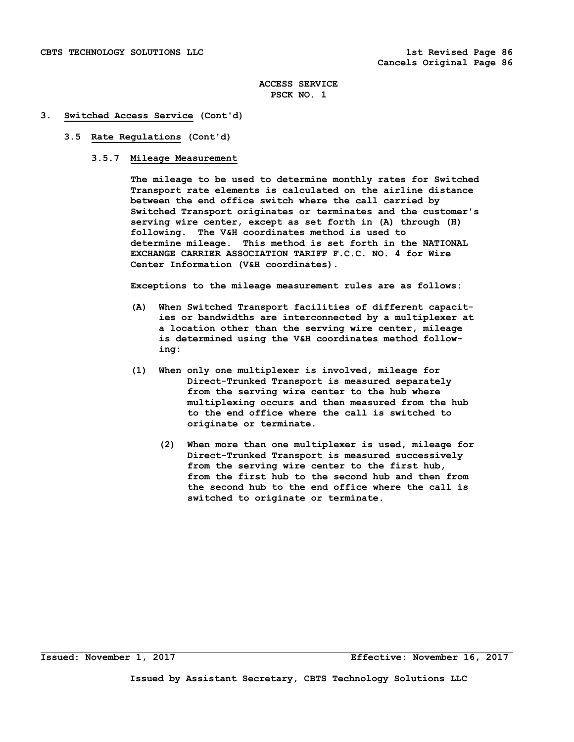ACCESS SERVICE
PSCK NO. 1

3. **Switched Access Service** (Cont'd)

3.5 **Rate Regulations** (Cont'd)

3.5.7 **Mileage Measurement**

The mileage to be used to determine monthly rates for Switched Transport rate elements is calculated on the airline distance between the end office switch where the call carried by Switched Transport originates or terminates and the customer's serving wire center, except as set forth in (A) through (H) following. The V&H coordinates method is used to determine mileage. This method is set forth in the NATIONAL EXCHANGE CARRIER ASSOCIATION TARIFF F.C.C. NO. 4 for Wire Center Information (V&H coordinates).

Exceptions to the mileage measurement rules are as follows:

(A) When Switched Transport facilities of different capacities or bandwidths are interconnected by a multiplexer at a location other than the serving wire center, mileage is determined using the V&H coordinates method following:

(1) When only one multiplexer is involved, mileage for Direct-Trunked Transport is measured separately from the serving wire center to the hub where multiplexing occurs and then measured from the hub to the end office where the call is switched to originate or terminate.

(2) When more than one multiplexer is used, mileage for Direct-Trunked Transport is measured successively from the serving wire center to the first hub, from the first hub to the second hub and then from the second hub to the end office where the call is switched to originate or terminate.

Issued: November 1, 2017 Effective: November 16, 2017

Issued by Assistant Secretary, CBTS Technology Solutions LLC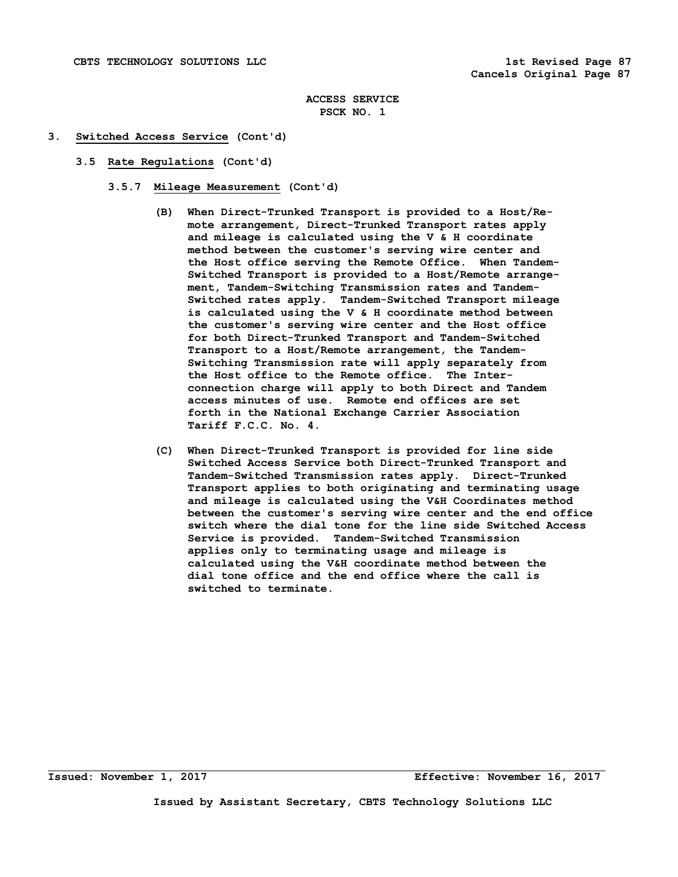ACCESS SERVICE
PSCK NO. 1

3. **Switched Access Service** (Cont'd)

3.5 **Rate Regulations** (Cont'd)

3.5.7 **Mileage Measurement** (Cont'd)

(B) When Direct-Trunked Transport is provided to a Host/Remote arrangement, Direct-Trunked Transport rates apply and mileage is calculated using the V & H coordinate method between the customer's serving wire center and the Host office serving the Remote Office. When Tandem-Switched Transport is provided to a Host/Remote arrangement, Tandem-Switching Transmission rates and Tandem-Switched rates apply. Tandem-Switched Transport mileage is calculated using the V & H coordinate method between the customer's serving wire center and the Host office for both Direct-Trunked Transport and Tandem-Switched Transport to a Host/Remote arrangement, the Tandem-Switching Transmission rate will apply separately from the Host office to the Remote office. The Interconnection charge will apply to both Direct and Tandem access minutes of use. Remote end offices are set forth in the National Exchange Carrier Association Tariff F.C.C. No. 4.

(C) When Direct-Trunked Transport is provided for line side Switched Access Service both Direct-Trunked Transport and Tandem-Switched Transmission rates apply. Direct-Trunked Transport applies to both originating and terminating usage and mileage is calculated using the V&H Coordinates method between the customer's serving wire center and the end office switch where the dial tone for the line side Switched Access Service is provided. Tandem-Switched Transmission applies only to terminating usage and mileage is calculated using the V&H coordinate method between the dial tone office and the end office where the call is switched to terminate.

Issued: November 1, 2017 Effective: November 16, 2017

Issued by Assistant Secretary, CBTS Technology Solutions LLC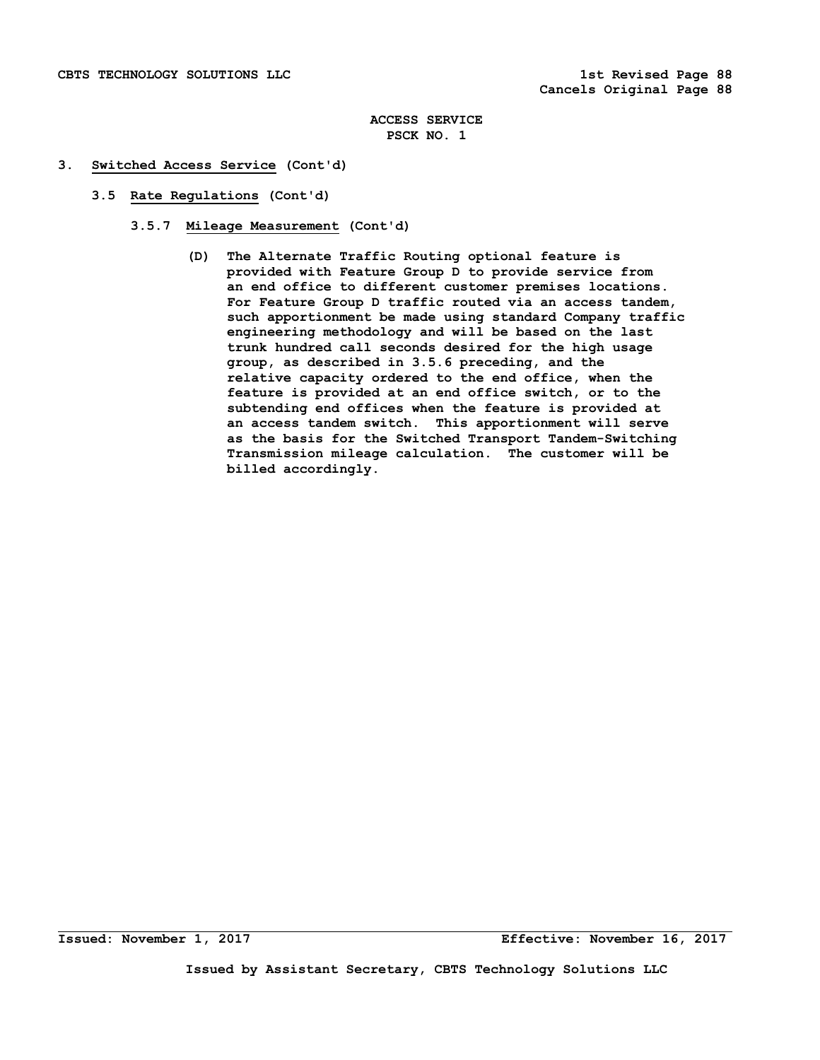3. Switched Access Service (Cont'd)

3.5 Rate Regulations (Cont'd)

3.5.7 Mileage Measurement (Cont'd)

(D) The Alternate Traffic Routing optional feature is provided with Feature Group D to provide service from an end office to different customer premises locations. For Feature Group D traffic routed via an access tandem, such apportionment be made using standard Company traffic engineering methodology and will be based on the last trunk hundred call seconds desired for the high usage group, as described in 3.5.6 preceding, and the relative capacity ordered to the end office, when the feature is provided at an end office switch, or to the subtending end offices when the feature is provided at an access tandem switch. This apportionment will serve as the basis for the Switched Transport Tandem-Switching Transmission mileage calculation. The customer will be billed accordingly.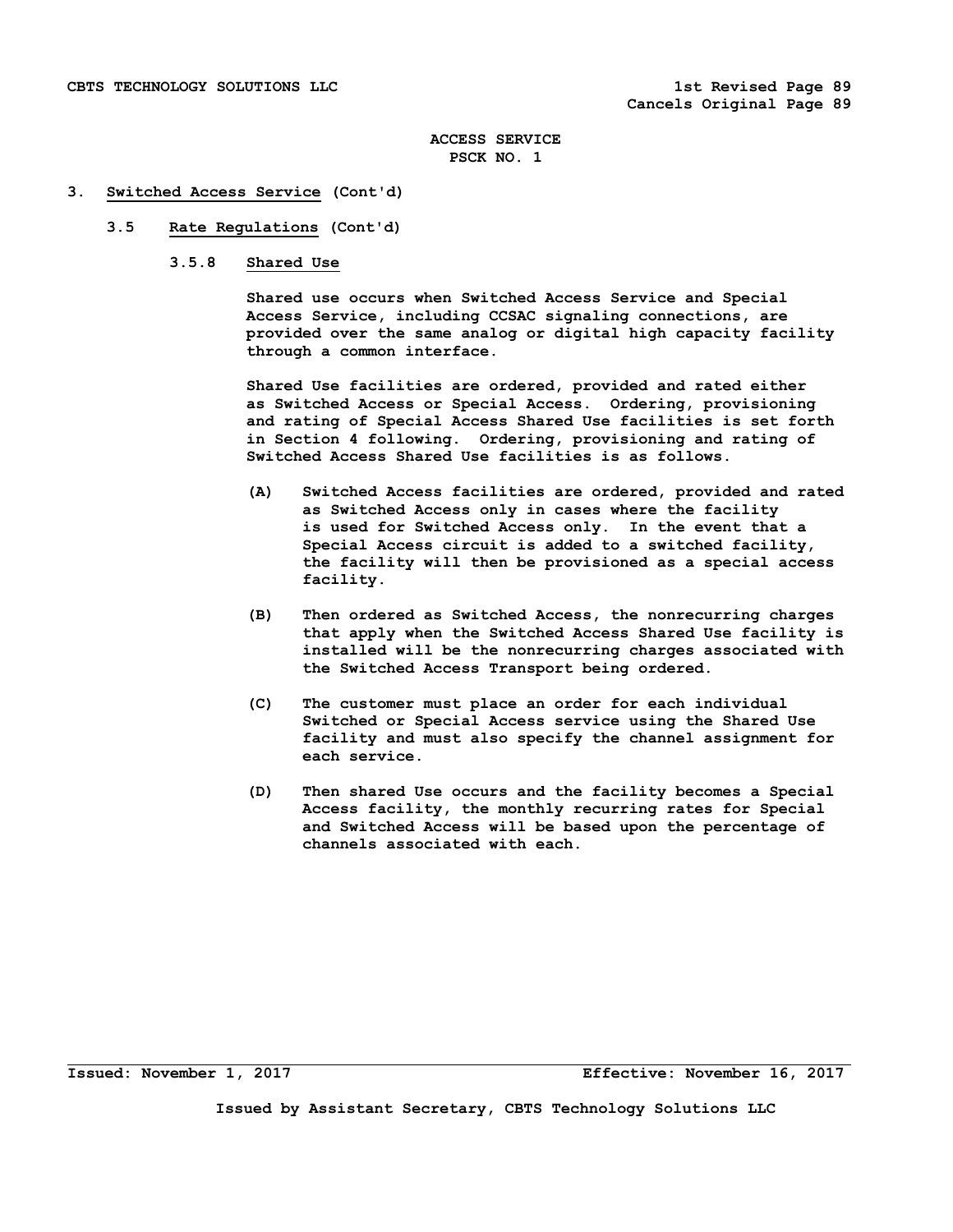ACCESS SERVICE
PSCK NO. 1

## 3. Switched Access Service (Cont'd)

### 3.5 Rate Regulations (Cont'd)

#### 3.5.8 Shared Use

Shared use occurs when Switched Access Service and Special Access Service, including CCSAC signaling connections, are provided over the same analog or digital high capacity facility through a common interface.

Shared Use facilities are ordered, provided and rated either as Switched Access or Special Access. Ordering, provisioning and rating of Special Access Shared Use facilities is set forth in Section 4 following. Ordering, provisioning and rating of Switched Access Shared Use facilities is as follows.

(A) Switched Access facilities are ordered, provided and rated as Switched Access only in cases where the facility is used for Switched Access only. In the event that a Special Access circuit is added to a switched facility, the facility will then be provisioned as a special access facility.

(B) Then ordered as Switched Access, the nonrecurring charges that apply when the Switched Access Shared Use facility is installed will be the nonrecurring charges associated with the Switched Access Transport being ordered.

(C) The customer must place an order for each individual Switched or Special Access service using the Shared Use facility and must also specify the channel assignment for each service.

(D) Then shared Use occurs and the facility becomes a Special Access facility, the monthly recurring rates for Special and Switched Access will be based upon the percentage of channels associated with each.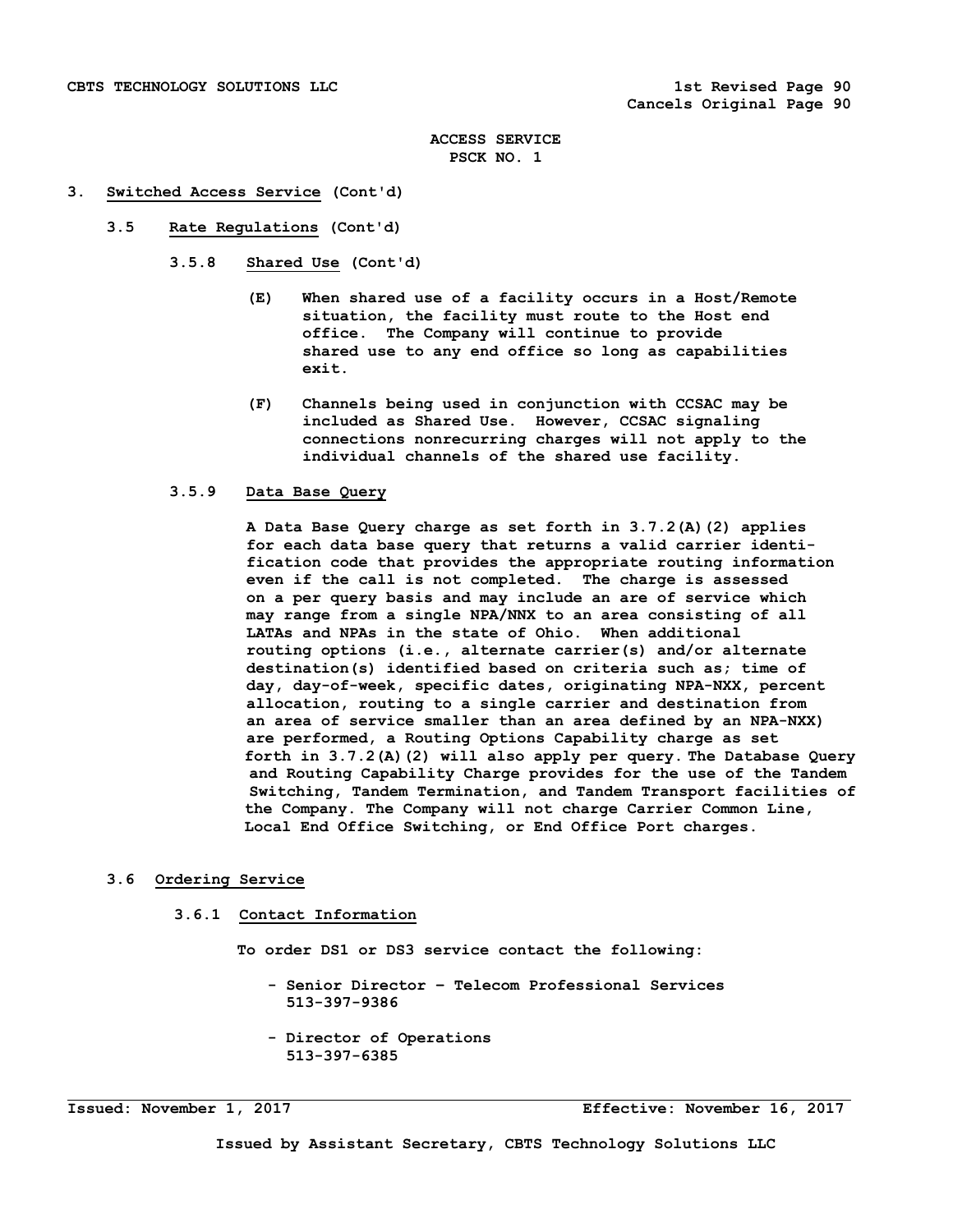ACCESS SERVICE
PSCK NO. 1

## 3. Switched Access Service (Cont'd)

### 3.5 Rate Regulations (Cont'd)

#### 3.5.8 Shared Use (Cont'd)

(E) When shared use of a facility occurs in a Host/Remote situation, the facility must route to the Host end office. The Company will continue to provide shared use to any end office so long as capabilities exit.

(F) Channels being used in conjunction with CCSAC may be included as Shared Use. However, CCSAC signaling connections nonrecurring charges will not apply to the individual channels of the shared use facility.

#### 3.5.9 Data Base Query

A Data Base Query charge as set forth in 3.7.2(A)(2) applies for each data base query that returns a valid carrier identification code that provides the appropriate routing information even if the call is not completed. The charge is assessed on a per query basis and may include an are of service which may range from a single NPA/NNX to an area consisting of all LATAs and NPAs in the state of Ohio. When additional routing options (i.e., alternate carrier(s) and/or alternate destination(s) identified based on criteria such as; time of day, day-of-week, specific dates, originating NPA-NXX, percent allocation, routing to a single carrier and destination from an area of service smaller than an area defined by an NPA-NXX) are performed, a Routing Options Capability charge as set forth in 3.7.2(A)(2) will also apply per query. The Database Query and Routing Capability Charge provides for the use of the Tandem Switching, Tandem Termination, and Tandem Transport facilities of the Company. The Company will not charge Carrier Common Line, Local End Office Switching, or End Office Port charges.

### 3.6 Ordering Service

#### 3.6.1 Contact Information

To order DS1 or DS3 service contact the following:

- Senior Director – Telecom Professional Services
  513-397-9386

- Director of Operations
  513-397-6385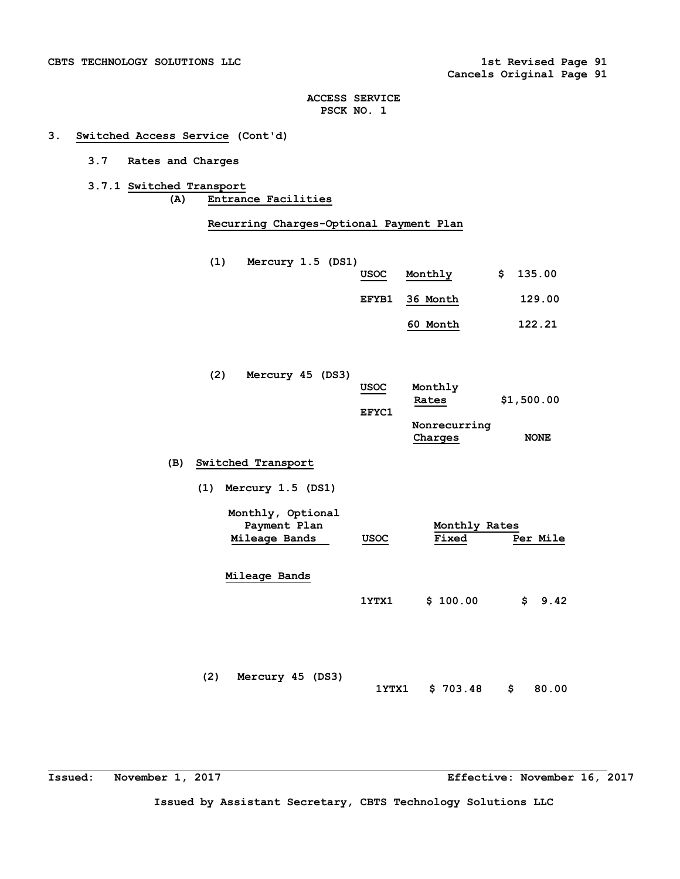ACCESS SERVICE
PSCK NO. 1

# 3. Switched Access Service (Cont'd)

## 3.7 Rates and Charges

### 3.7.1 Switched Transport

**(A) Entrance Facilities**

**Recurring Charges-Optional Payment Plan**

(1) Mercury 1.5 (DS1)

| USOC | Monthly | $ 135.00 |
|---|---|---|
| EFYB1 | 36 Month | 129.00 |
| | 60 Month | 122.21 |

(2) Mercury 45 (DS3)

| USOC | | |
|---|---|---|
| EFYC1 | Monthly Rates | $1,500.00 |
| | Nonrecurring Charges | NONE |

**(B) Switched Transport**

(1) Mercury 1.5 (DS1)

| Monthly, Optional Payment Plan Mileage Bands | USOC | Monthly Rates Fixed | Monthly Rates Per Mile |
|---|---|---|---|
| Mileage Bands | | | |
| | 1YTX1 | $ 100.00 | $ 9.42 |

(2) Mercury 45 (DS3)

| | USOC | Fixed | Per Mile |
|---|---|---|---|
| Mercury 45 (DS3) | 1YTX1 | $ 703.48 | $ 80.00 |

Issued: November 1, 2017

Effective: November 16, 2017

Issued by Assistant Secretary, CBTS Technology Solutions LLC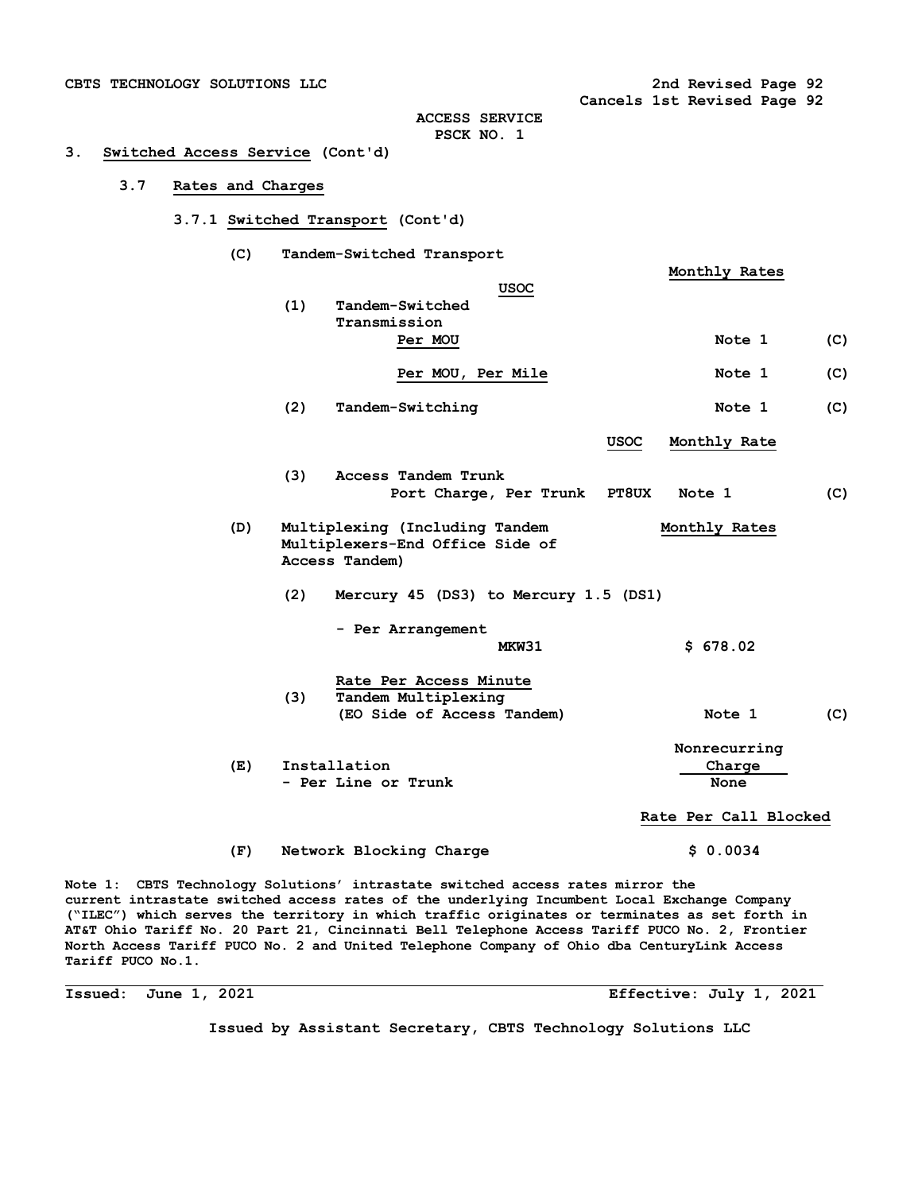CBTS TECHNOLOGY SOLUTIONS LLC

2nd Revised Page 92
Cancels 1st Revised Page 92

ACCESS SERVICE
PSCK NO. 1

## 3. Switched Access Service (Cont'd)

### 3.7 Rates and Charges

#### 3.7.1 Switched Transport (Cont'd)

**(C) Tandem-Switched Transport**

| | USOC | Monthly Rates | |
|---|---|---|---|
| (1) Tandem-Switched Transmission | | | |
| Per MOU | | Note 1 | (C) |
| Per MOU, Per Mile | | Note 1 | (C) |
| (2) Tandem-Switching | | Note 1 | (C) |

| | USOC | Monthly Rate | |
|---|---|---|---|
| (3) Access Tandem Trunk Port Charge, Per Trunk | PT8UX | Note 1 | (C) |

**(D) Multiplexing (Including Tandem Multiplexers-End Office Side of Access Tandem)**

| | USOC | Monthly Rates | |
|---|---|---|---|
| (2) Mercury 45 (DS3) to Mercury 1.5 (DS1) | | | |
| - Per Arrangement | MKW31 | $ 678.02 | |
| Rate Per Access Minute | | | |
| (3) Tandem Multiplexing (EO Side of Access Tandem) | | Note 1 | (C) |

| | Nonrecurring Charge |
|---|---|
| (E) Installation - Per Line or Trunk | None |

| | Rate Per Call Blocked |
|---|---|
| (F) Network Blocking Charge | $ 0.0034 |

Note 1: CBTS Technology Solutions' intrastate switched access rates mirror the current intrastate switched access rates of the underlying Incumbent Local Exchange Company ("ILEC") which serves the territory in which traffic originates or terminates as set forth in AT&T Ohio Tariff No. 20 Part 21, Cincinnati Bell Telephone Access Tariff PUCO No. 2, Frontier North Access Tariff PUCO No. 2 and United Telephone Company of Ohio dba CenturyLink Access Tariff PUCO No.1.

Issued: June 1, 2021

Effective: July 1, 2021

Issued by Assistant Secretary, CBTS Technology Solutions LLC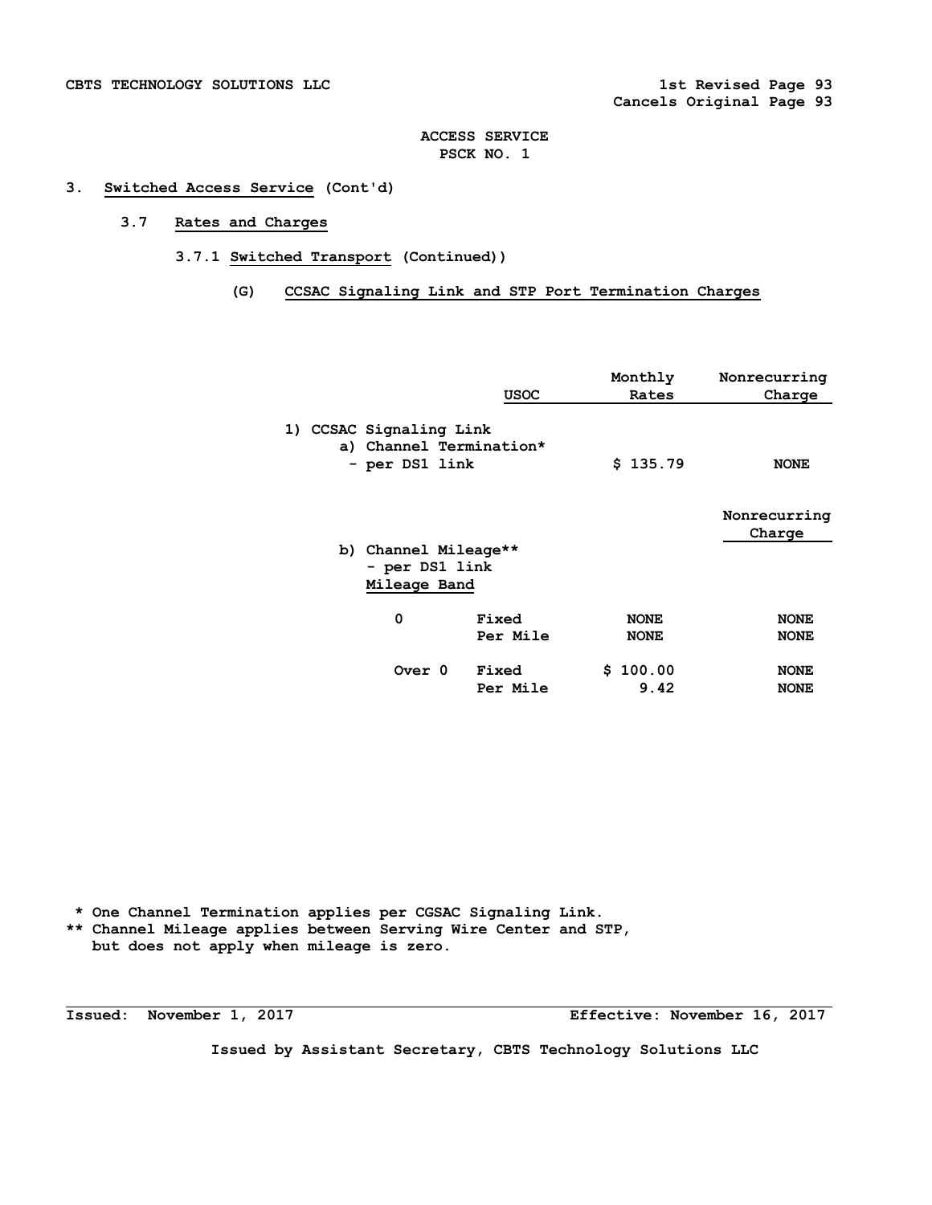ACCESS SERVICE
PSCK NO. 1

## 3. Switched Access Service (Cont'd)

### 3.7 Rates and Charges

#### 3.7.1 Switched Transport (Continued))

##### (G) CCSAC Signaling Link and STP Port Termination Charges

| | USOC | Monthly Rates | Nonrecurring Charge |
|---|---|---|---|
| 1) CCSAC Signaling Link | | | |
| a) Channel Termination* | | | |
| - per DS1 link | | $ 135.79 | NONE |

| | | | Nonrecurring Charge |
|---|---|---|---|
| b) Channel Mileage** | | | |
| - per DS1 link | | | |
| Mileage Band | | | |
| 0 | Fixed | NONE | NONE |
| | Per Mile | NONE | NONE |
| Over 0 | Fixed | $ 100.00 | NONE |
| | Per Mile | 9.42 | NONE |

\* One Channel Termination applies per CGSAC Signaling Link.

\*\* Channel Mileage applies between Serving Wire Center and STP, but does not apply when mileage is zero.

Issued: November 1, 2017 Effective: November 16, 2017

Issued by Assistant Secretary, CBTS Technology Solutions LLC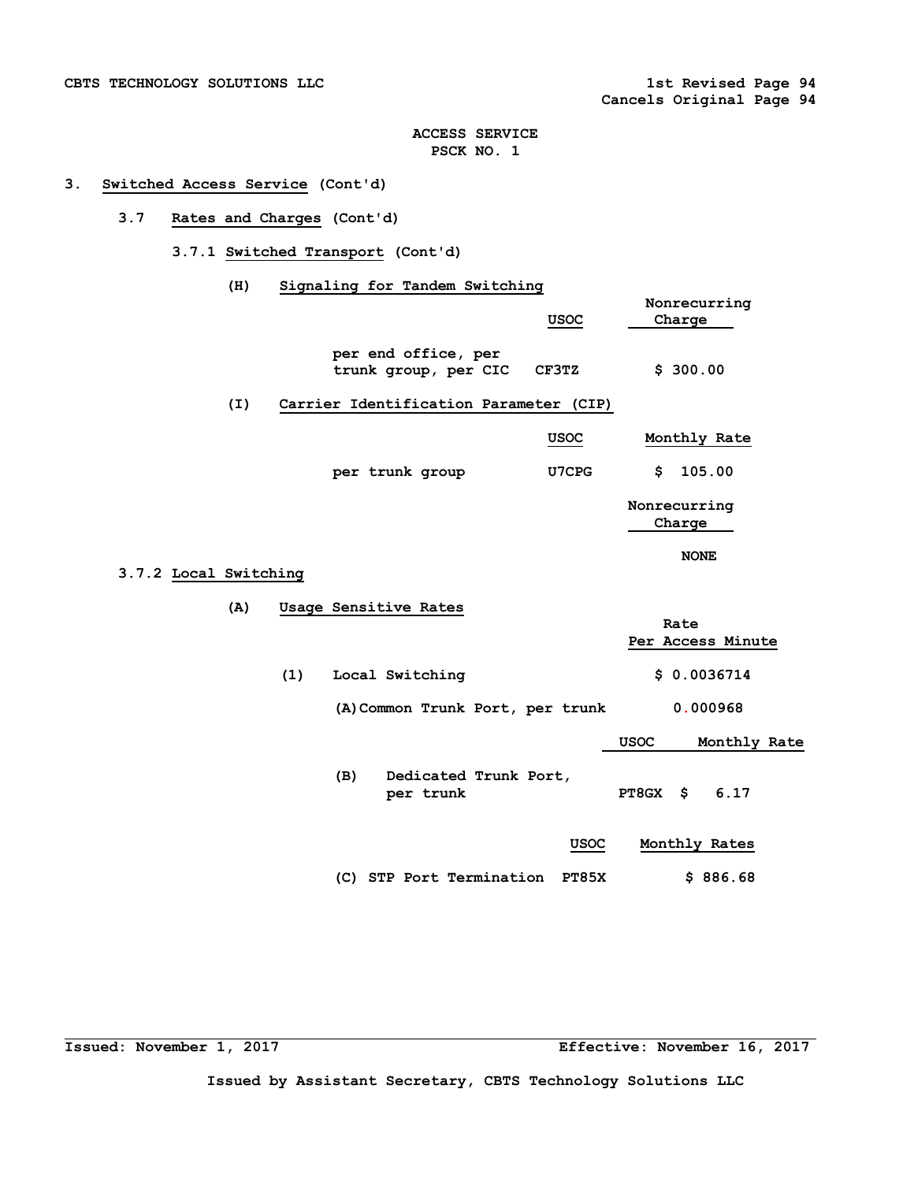ACCESS SERVICE
PSCK NO. 1

3. **Switched Access Service** (Cont'd)

3.7 **Rates and Charges** (Cont'd)

3.7.1 **Switched Transport** (Cont'd)

(H) **Signaling for Tandem Switching**

| | USOC | Nonrecurring Charge |
|---|---|---|
| per end office, per trunk group, per CIC | CF3TZ | $ 300.00 |

(I) **Carrier Identification Parameter (CIP)**

| | USOC | Monthly Rate |
|---|---|---|
| per trunk group | U7CPG | $ 105.00 |

| Nonrecurring Charge |
|---|
| NONE |

3.7.2 **Local Switching**

(A) **Usage Sensitive Rates**

| | Rate Per Access Minute |
|---|---|
| (1) Local Switching | $ 0.0036714 |
| (A) Common Trunk Port, per trunk | 0.000968 |

| | USOC | Monthly Rate |
|---|---|---|
| (B) Dedicated Trunk Port, per trunk | PT8GX | $ 6.17 |

| | USOC | Monthly Rates |
|---|---|---|
| (C) STP Port Termination | PT85X | $ 886.68 |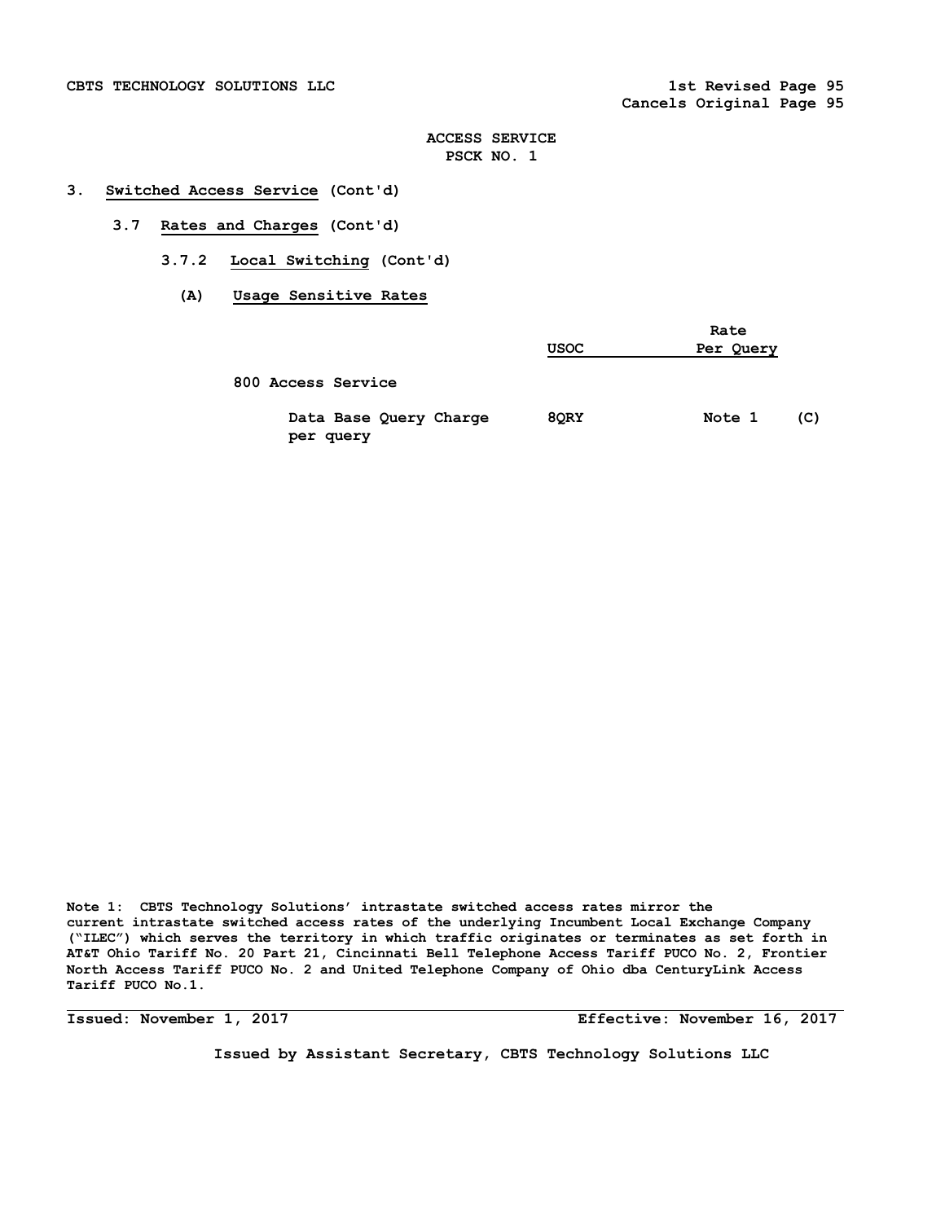ACCESS SERVICE
PSCK NO. 1

3. **Switched Access Service** (Cont'd)

3.7 **Rates and Charges** (Cont'd)

3.7.2 **Local Switching** (Cont'd)

(A) **Usage Sensitive Rates**

| | USOC | Rate Per Query | |
|---|---|---|---|
| 800 Access Service | | | |
| Data Base Query Charge per query | 8QRY | Note 1 | (C) |

Note 1: CBTS Technology Solutions' intrastate switched access rates mirror the current intrastate switched access rates of the underlying Incumbent Local Exchange Company ("ILEC") which serves the territory in which traffic originates or terminates as set forth in AT&T Ohio Tariff No. 20 Part 21, Cincinnati Bell Telephone Access Tariff PUCO No. 2, Frontier North Access Tariff PUCO No. 2 and United Telephone Company of Ohio dba CenturyLink Access Tariff PUCO No.1.

Issued: November 1, 2017 Effective: November 16, 2017

Issued by Assistant Secretary, CBTS Technology Solutions LLC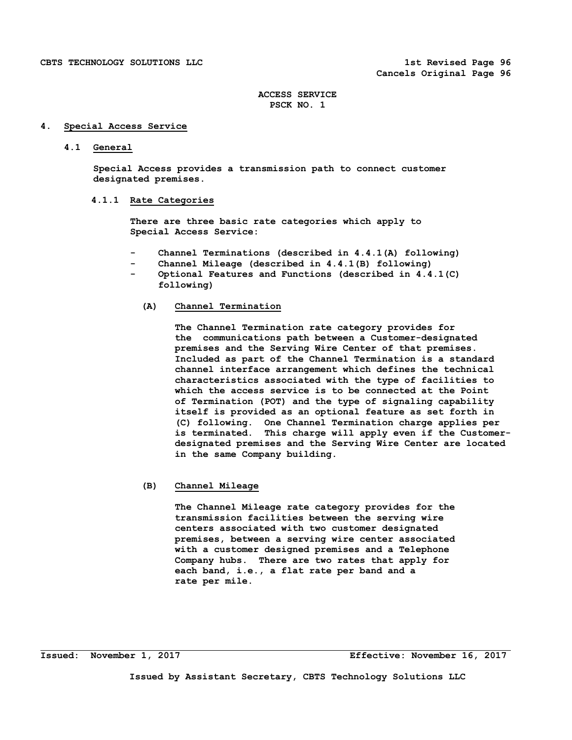ACCESS SERVICE
PSCK NO. 1

## 4. Special Access Service

### 4.1 General

Special Access provides a transmission path to connect customer designated premises.

#### 4.1.1 Rate Categories

There are three basic rate categories which apply to Special Access Service:

- Channel Terminations (described in 4.4.1(A) following)
- Channel Mileage (described in 4.4.1(B) following)
- Optional Features and Functions (described in 4.4.1(C) following)

**(A) Channel Termination**

The Channel Termination rate category provides for the communications path between a Customer-designated premises and the Serving Wire Center of that premises. Included as part of the Channel Termination is a standard channel interface arrangement which defines the technical characteristics associated with the type of facilities to which the access service is to be connected at the Point of Termination (POT) and the type of signaling capability itself is provided as an optional feature as set forth in (C) following. One Channel Termination charge applies per is terminated. This charge will apply even if the Customer-designated premises and the Serving Wire Center are located in the same Company building.

**(B) Channel Mileage**

The Channel Mileage rate category provides for the transmission facilities between the serving wire centers associated with two customer designated premises, between a serving wire center associated with a customer designed premises and a Telephone Company hubs. There are two rates that apply for each band, i.e., a flat rate per band and a rate per mile.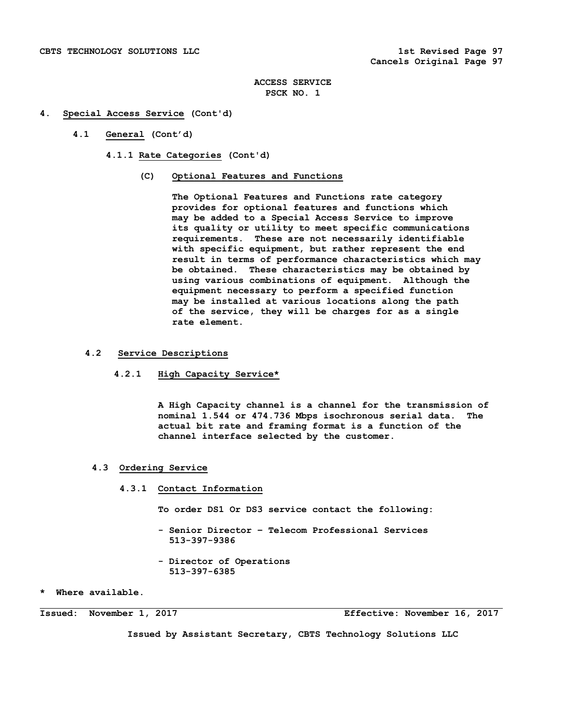ACCESS SERVICE
PSCK NO. 1

## 4. Special Access Service (Cont'd)

### 4.1 General (Cont'd)

#### 4.1.1 Rate Categories (Cont'd)

**(C) Optional Features and Functions**

The Optional Features and Functions rate category provides for optional features and functions which may be added to a Special Access Service to improve its quality or utility to meet specific communications requirements. These are not necessarily identifiable with specific equipment, but rather represent the end result in terms of performance characteristics which may be obtained. These characteristics may be obtained by using various combinations of equipment. Although the equipment necessary to perform a specified function may be installed at various locations along the path of the service, they will be charges for as a single rate element.

### 4.2 Service Descriptions

#### 4.2.1 High Capacity Service*

A High Capacity channel is a channel for the transmission of nominal 1.544 or 474.736 Mbps isochronous serial data. The actual bit rate and framing format is a function of the channel interface selected by the customer.

### 4.3 Ordering Service

#### 4.3.1 Contact Information

To order DS1 Or DS3 service contact the following:

- Senior Director – Telecom Professional Services
  513-397-9386

- Director of Operations
  513-397-6385

\* Where available.

Issued: November 1, 2017 Effective: November 16, 2017

Issued by Assistant Secretary, CBTS Technology Solutions LLC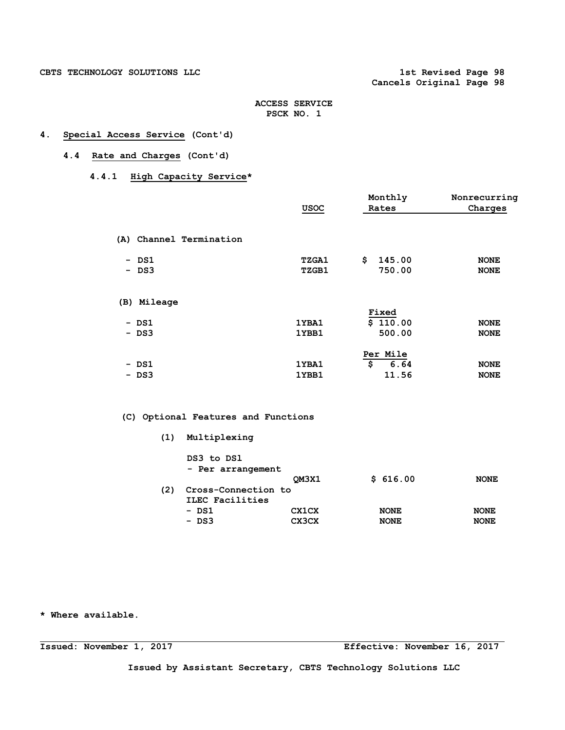ACCESS SERVICE
PSCK NO. 1

## 4. Special Access Service (Cont'd)

### 4.4 Rate and Charges (Cont'd)

#### 4.4.1 High Capacity Service*

| | USOC | Monthly Rates | Nonrecurring Charges |
|---|---|---|---|
| **(A) Channel Termination** | | | |
| - DS1 | TZGA1 | $ 145.00 | NONE |
| - DS3 | TZGB1 | 750.00 | NONE |
| **(B) Mileage** | | | |
| | | Fixed | |
| - DS1 | 1YBA1 | $ 110.00 | NONE |
| - DS3 | 1YBB1 | 500.00 | NONE |
| | | Per Mile | |
| - DS1 | 1YBA1 | $ 6.64 | NONE |
| - DS3 | 1YBB1 | 11.56 | NONE |
| **(C) Optional Features and Functions** | | | |
| (1) Multiplexing | | | |
| DS3 to DS1 - Per arrangement | QM3X1 | $ 616.00 | NONE |
| (2) Cross-Connection to ILEC Facilities | | | |
| - DS1 | CX1CX | NONE | NONE |
| - DS3 | CX3CX | NONE | NONE |

\* Where available.

Issued: November 1, 2017 Effective: November 16, 2017

Issued by Assistant Secretary, CBTS Technology Solutions LLC